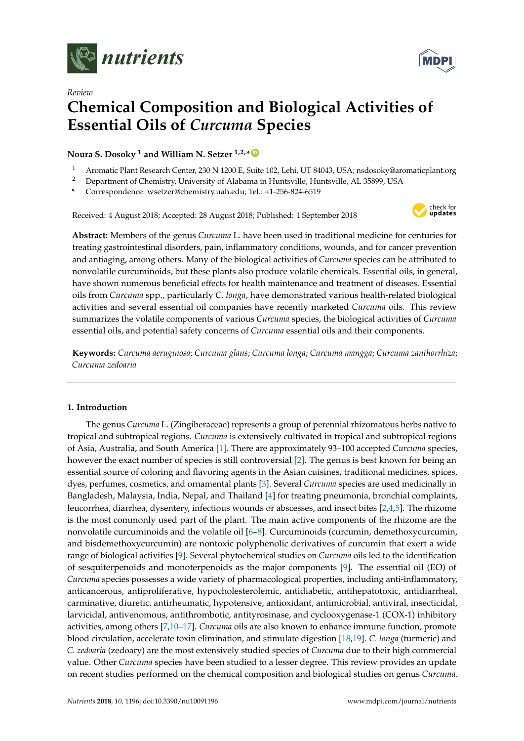*Review*

# Chemical Composition and Biological Activities of Essential Oils of *Curcuma* Species

**Noura S. Dosoky [1] and William N. Setzer [1,2,*]**

[1] Aromatic Plant Research Center, 230 N 1200 E, Suite 102, Lehi, UT 84043, USA; nsdosoky@aromaticplant.org
[2] Department of Chemistry, University of Alabama in Huntsville, Huntsville, AL 35899, USA
\* Correspondence: wsetzer@chemistry.uah.edu; Tel.: +1-256-824-6519

Received: 4 August 2018; Accepted: 28 August 2018; Published: 1 September 2018

**Abstract:** Members of the genus *Curcuma* L. have been used in traditional medicine for centuries for treating gastrointestinal disorders, pain, inflammatory conditions, wounds, and for cancer prevention and antiaging, among others. Many of the biological activities of *Curcuma* species can be attributed to nonvolatile curcuminoids, but these plants also produce volatile chemicals. Essential oils, in general, have shown numerous beneficial effects for health maintenance and treatment of diseases. Essential oils from *Curcuma* spp., particularly *C. longa*, have demonstrated various health-related biological activities and several essential oil companies have recently marketed *Curcuma* oils. This review summarizes the volatile components of various *Curcuma* species, the biological activities of *Curcuma* essential oils, and potential safety concerns of *Curcuma* essential oils and their components.

**Keywords:** *Curcuma aeruginosa*; *Curcuma glans*; *Curcuma longa*; *Curcuma mangga*; *Curcuma zanthorrhiza*; *Curcuma zedoaria*

## 1. Introduction

The genus *Curcuma* L. (Zingiberaceae) represents a group of perennial rhizomatous herbs native to tropical and subtropical regions. *Curcuma* is extensively cultivated in tropical and subtropical regions of Asia, Australia, and South America [1]. There are approximately 93–100 accepted *Curcuma* species, however the exact number of species is still controversial [2]. The genus is best known for being an essential source of coloring and flavoring agents in the Asian cuisines, traditional medicines, spices, dyes, perfumes, cosmetics, and ornamental plants [3]. Several *Curcuma* species are used medicinally in Bangladesh, Malaysia, India, Nepal, and Thailand [4] for treating pneumonia, bronchial complaints, leucorrhea, diarrhea, dysentery, infectious wounds or abscesses, and insect bites [2,4,5]. The rhizome is the most commonly used part of the plant. The main active components of the rhizome are the nonvolatile curcuminoids and the volatile oil [6–8]. Curcuminoids (curcumin, demethoxycurcumin, and bisdemethoxycurcumin) are nontoxic polyphenolic derivatives of curcumin that exert a wide range of biological activities [9]. Several phytochemical studies on *Curcuma* oils led to the identification of sesquiterpenoids and monoterpenoids as the major components [9]. The essential oil (EO) of *Curcuma* species possesses a wide variety of pharmacological properties, including anti-inflammatory, anticancerous, antiproliferative, hypocholesterolemic, antidiabetic, antihepatotoxic, antidiarrheal, carminative, diuretic, antirheumatic, hypotensive, antioxidant, antimicrobial, antiviral, insecticidal, larvicidal, antivenomous, antithrombotic, antityrosinase, and cyclooxygenase-1 (COX-1) inhibitory activities, among others [7,10–17]. *Curcuma* oils are also known to enhance immune function, promote blood circulation, accelerate toxin elimination, and stimulate digestion [18,19]. *C. longa* (turmeric) and *C. zedoaria* (zedoary) are the most extensively studied species of *Curcuma* due to their high commercial value. Other *Curcuma* species have been studied to a lesser degree. This review provides an update on recent studies performed on the chemical composition and biological studies on genus *Curcuma*.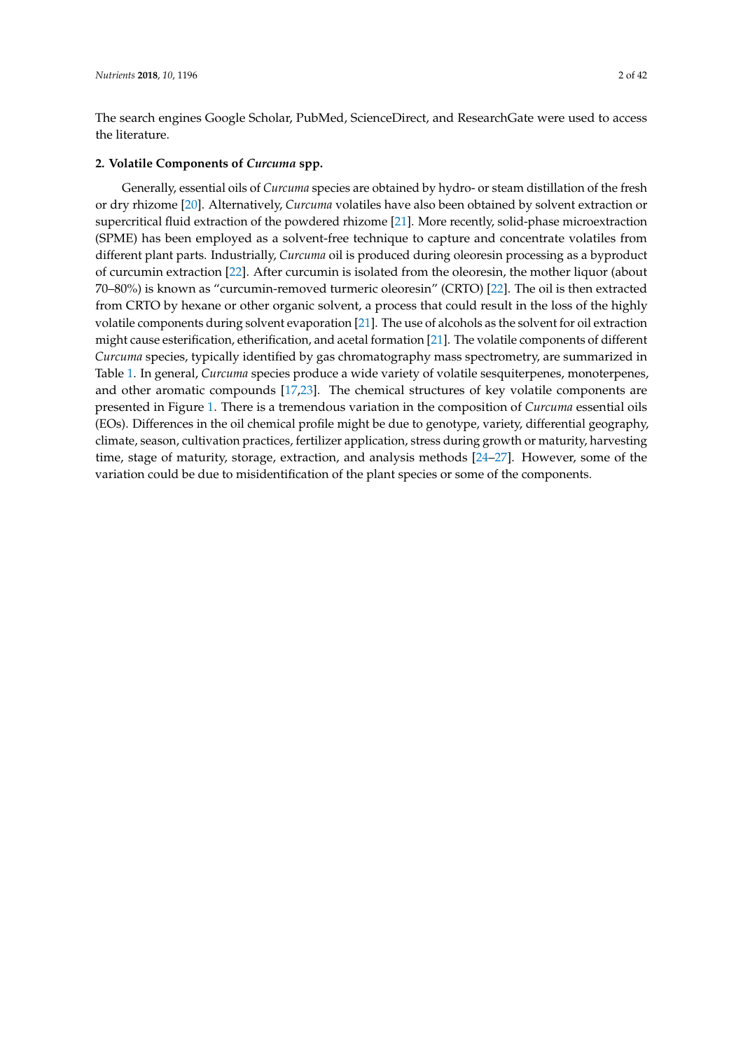The search engines Google Scholar, PubMed, ScienceDirect, and ResearchGate were used to access the literature.

## 2. Volatile Components of *Curcuma* spp.

Generally, essential oils of *Curcuma* species are obtained by hydro- or steam distillation of the fresh or dry rhizome [20]. Alternatively, *Curcuma* volatiles have also been obtained by solvent extraction or supercritical fluid extraction of the powdered rhizome [21]. More recently, solid-phase microextraction (SPME) has been employed as a solvent-free technique to capture and concentrate volatiles from different plant parts. Industrially, *Curcuma* oil is produced during oleoresin processing as a byproduct of curcumin extraction [22]. After curcumin is isolated from the oleoresin, the mother liquor (about 70–80%) is known as "curcumin-removed turmeric oleoresin" (CRTO) [22]. The oil is then extracted from CRTO by hexane or other organic solvent, a process that could result in the loss of the highly volatile components during solvent evaporation [21]. The use of alcohols as the solvent for oil extraction might cause esterification, etherification, and acetal formation [21]. The volatile components of different *Curcuma* species, typically identified by gas chromatography mass spectrometry, are summarized in Table 1. In general, *Curcuma* species produce a wide variety of volatile sesquiterpenes, monoterpenes, and other aromatic compounds [17,23]. The chemical structures of key volatile components are presented in Figure 1. There is a tremendous variation in the composition of *Curcuma* essential oils (EOs). Differences in the oil chemical profile might be due to genotype, variety, differential geography, climate, season, cultivation practices, fertilizer application, stress during growth or maturity, harvesting time, stage of maturity, storage, extraction, and analysis methods [24–27]. However, some of the variation could be due to misidentification of the plant species or some of the components.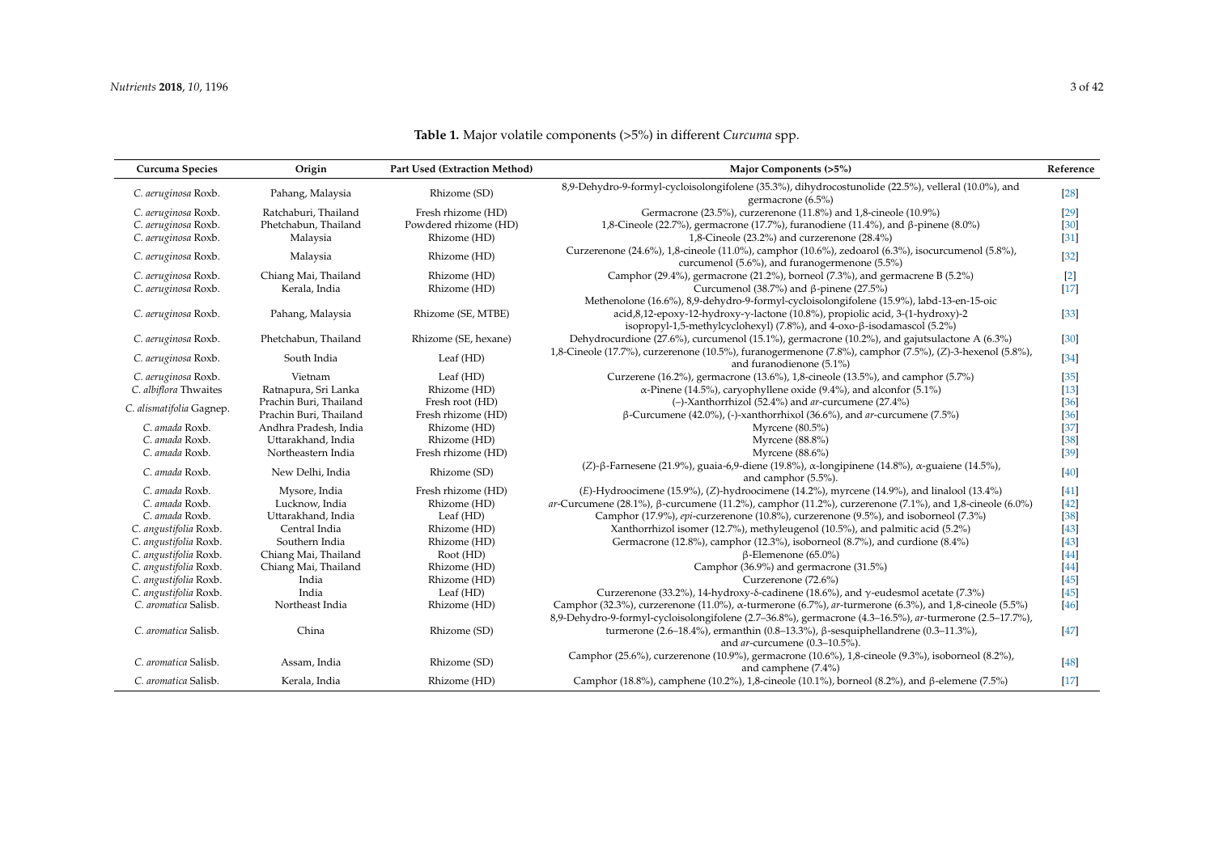**Table 1.** Major volatile components (>5%) in different *Curcuma* spp.

| Curcuma Species | Origin | Part Used (Extraction Method) | Major Components (>5%) | Reference |
|---|---|---|---|---|
| *C. aeruginosa* Roxb. | Pahang, Malaysia | Rhizome (SD) | 8,9-Dehydro-9-formyl-cycloisolongifolene (35.3%), dihydrocostunolide (22.5%), velleral (10.0%), and germacrone (6.5%) | [28] |
| *C. aeruginosa* Roxb. | Ratchaburi, Thailand | Fresh rhizome (HD) | Germacrone (23.5%), curzerenone (11.8%) and 1,8-cineole (10.9%) | [29] |
| *C. aeruginosa* Roxb. | Phetchabun, Thailand | Powdered rhizome (HD) | 1,8-Cineole (22.7%), germacrone (17.7%), furanodiene (11.4%), and β-pinene (8.0%) | [30] |
| *C. aeruginosa* Roxb. | Malaysia | Rhizome (HD) | 1,8-Cineole (23.2%) and curzerenone (28.4%) | [31] |
| *C. aeruginosa* Roxb. | Malaysia | Rhizome (HD) | Curzerenone (24.6%), 1,8-cineole (11.0%), camphor (10.6%), zedoarol (6.3%), isocurcumenol (5.8%), curcumenol (5.6%), and furanogermenone (5.5%) | [32] |
| *C. aeruginosa* Roxb. | Chiang Mai, Thailand | Rhizome (HD) | Camphor (29.4%), germacrone (21.2%), borneol (7.3%), and germacrene B (5.2%) | [2] |
| *C. aeruginosa* Roxb. | Kerala, India | Rhizome (HD) | Curcumenol (38.7%) and β-pinene (27.5%) | [17] |
| *C. aeruginosa* Roxb. | Pahang, Malaysia | Rhizome (SE, MTBE) | Methenolone (16.6%), 8,9-dehydro-9-formyl-cycloisolongifolene (15.9%), labd-13-en-15-oic acid,8,12-epoxy-12-hydroxy-γ-lactone (10.8%), propiolic acid, 3-(1-hydroxy)-2 isopropyl-1,5-methylcyclohexyl) (7.8%), and 4-oxo-β-isodamascol (5.2%) | [33] |
| *C. aeruginosa* Roxb. | Phetchabun, Thailand | Rhizome (SE, hexane) | Dehydrocurdione (27.6%), curcumenol (15.1%), germacrone (10.2%), and gajutsulactone A (6.3%) | [30] |
| *C. aeruginosa* Roxb. | South India | Leaf (HD) | 1,8-Cineole (17.7%), curzerenone (10.5%), furanogermenone (7.8%), camphor (7.5%), (*Z*)-3-hexenol (5.8%), and furanodienone (5.1%) | [34] |
| *C. aeruginosa* Roxb. | Vietnam | Leaf (HD) | Curzerene (16.2%), germacrone (13.6%), 1,8-cineole (13.5%), and camphor (5.7%) | [35] |
| *C. albiflora* Thwaites | Ratnapura, Sri Lanka | Rhizome (HD) | α-Pinene (14.5%), caryophyllene oxide (9.4%), and alconfor (5.1%) | [13] |
| *C. alismatifolia* Gagnep. | Prachin Buri, Thailand | Fresh root (HD) | (−)-Xanthorrhizol (52.4%) and *ar*-curcumene (27.4%) | [36] |
| | Prachin Buri, Thailand | Fresh rhizome (HD) | β-Curcumene (42.0%), (-)-xanthorrhixol (36.6%), and *ar*-curcumene (7.5%) | [36] |
| *C. amada* Roxb. | Andhra Pradesh, India | Rhizome (HD) | Myrcene (80.5%) | [37] |
| *C. amada* Roxb. | Uttarakhand, India | Rhizome (HD) | Myrcene (88.8%) | [38] |
| *C. amada* Roxb. | Northeastern India | Fresh rhizome (HD) | Myrcene (88.6%) | [39] |
| *C. amada* Roxb. | New Delhi, India | Rhizome (SD) | (*Z*)-β-Farnesene (21.9%), guaia-6,9-diene (19.8%), α-longipinene (14.8%), α-guaiene (14.5%), and camphor (5.5%). | [40] |
| *C. amada* Roxb. | Mysore, India | Fresh rhizome (HD) | (*E*)-Hydroocimene (15.9%), (*Z*)-hydroocimene (14.2%), myrcene (14.9%), and linalool (13.4%) | [41] |
| *C. amada* Roxb. | Lucknow, India | Rhizome (HD) | *ar*-Curcumene (28.1%), β-curcumene (11.2%), camphor (11.2%), curzerenone (7.1%), and 1,8-cineole (6.0%) | [42] |
| *C. amada* Roxb. | Uttarakhand, India | Leaf (HD) | Camphor (17.9%), *epi*-curzerenone (10.8%), curzerenone (9.5%), and isoborneol (7.3%) | [38] |
| *C. angustifolia* Roxb. | Central India | Rhizome (HD) | Xanthorrhizol isomer (12.7%), methyleugenol (10.5%), and palmitic acid (5.2%) | [43] |
| *C. angustifolia* Roxb. | Southern India | Rhizome (HD) | Germacrone (12.8%), camphor (12.3%), isoborneol (8.7%), and curdione (8.4%) | [43] |
| *C. angustifolia* Roxb. | Chiang Mai, Thailand | Root (HD) | β-Elemenone (65.0%) | [44] |
| *C. angustifolia* Roxb. | Chiang Mai, Thailand | Rhizome (HD) | Camphor (36.9%) and germacrone (31.5%) | [44] |
| *C. angustifolia* Roxb. | India | Rhizome (HD) | Curzerenone (72.6%) | [45] |
| *C. angustifolia* Roxb. | India | Leaf (HD) | Curzerenone (33.2%), 14-hydroxy-δ-cadinene (18.6%), and γ-eudesmol acetate (7.3%) | [45] |
| *C. aromatica* Salisb. | Northeast India | Rhizome (HD) | Camphor (32.3%), curzerenone (11.0%), α-turmerone (6.7%), *ar*-turmerone (6.3%), and 1,8-cineole (5.5%) | [46] |
| *C. aromatica* Salisb. | China | Rhizome (SD) | 8,9-Dehydro-9-formyl-cycloisolongifolene (2.7–36.8%), germacrone (4.3–16.5%), *ar*-turmerone (2.5–17.7%), turmerone (2.6–18.4%), ermanthin (0.8–13.3%), β-sesquiphellandrene (0.3–11.3%), and *ar*-curcumene (0.3–10.5%). | [47] |
| *C. aromatica* Salisb. | Assam, India | Rhizome (SD) | Camphor (25.6%), curzerenone (10.9%), germacrone (10.6%), 1,8-cineole (9.3%), isoborneol (8.2%), and camphene (7.4%) | [48] |
| *C. aromatica* Salisb. | Kerala, India | Rhizome (HD) | Camphor (18.8%), camphene (10.2%), 1,8-cineole (10.1%), borneol (8.2%), and β-elemene (7.5%) | [17] |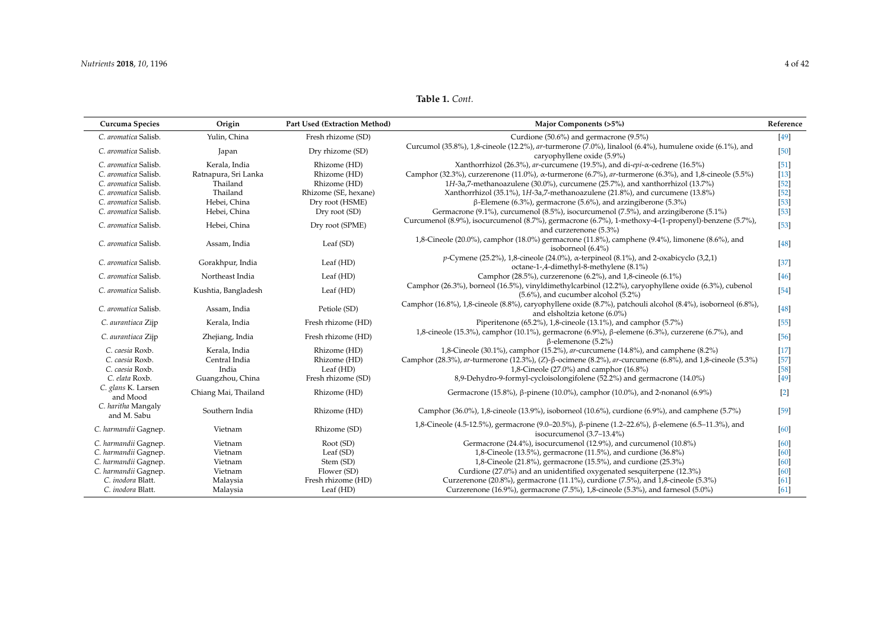**Table 1.** *Cont.*

| Curcuma Species | Origin | Part Used (Extraction Method) | Major Components (>5%) | Reference |
|---|---|---|---|---|
| *C. aromatica* Salisb. | Yulin, China | Fresh rhizome (SD) | Curdione (50.6%) and germacrone (9.5%) | [49] |
| *C. aromatica* Salisb. | Japan | Dry rhizome (SD) | Curcumol (35.8%), 1,8-cineole (12.2%), *ar*-turmerone (7.0%), linalool (6.4%), humulene oxide (6.1%), and caryophyllene oxide (5.9%) | [50] |
| *C. aromatica* Salisb. | Kerala, India | Rhizome (HD) | Xanthorrhizol (26.3%), *ar*-curcumene (19.5%), and di-*epi*-α-cedrene (16.5%) | [51] |
| *C. aromatica* Salisb. | Ratnapura, Sri Lanka | Rhizome (HD) | Camphor (32.3%), curzerenone (11.0%), α-turmerone (6.7%), *ar*-turmerone (6.3%), and 1,8-cineole (5.5%) | [13] |
| *C. aromatica* Salisb. | Thailand | Rhizome (HD) | 1*H*-3a,7-methanoazulene (30.0%), curcumene (25.7%), and xanthorrhizol (13.7%) | [52] |
| *C. aromatica* Salisb. | Thailand | Rhizome (SE, hexane) | Xanthorrhizol (35.1%), 1*H*-3a,7-methanoazulene (21.8%), and curcumene (13.8%) | [52] |
| *C. aromatica* Salisb. | Hebei, China | Dry root (HSME) | β-Elemene (6.3%), germacrone (5.6%), and arzingiberone (5.3%) | [53] |
| *C. aromatica* Salisb. | Hebei, China | Dry root (SD) | Germacrone (9.1%), curcumenol (8.5%), isocurcumenol (7.5%), and arzingiberone (5.1%) | [53] |
| *C. aromatica* Salisb. | Hebei, China | Dry root (SPME) | Curcumenol (8.9%), isocurcumenol (8.7%), germacrone (6.7%), 1-methoxy-4-(1-propenyl)-benzene (5.7%), and curzerenone (5.3%) | [53] |
| *C. aromatica* Salisb. | Assam, India | Leaf (SD) | 1,8-Cineole (20.0%), camphor (18.0%) germacrone (11.8%), camphene (9.4%), limonene (8.6%), and isoborneol (6.4%) | [48] |
| *C. aromatica* Salisb. | Gorakhpur, India | Leaf (HD) | *p*-Cymene (25.2%), 1,8-cineole (24.0%), α-terpineol (8.1%), and 2-oxabicyclo (3,2,1) octane-1-,4-dimethyl-8-methylene (8.1%) | [37] |
| *C. aromatica* Salisb. | Northeast India | Leaf (HD) | Camphor (28.5%), curzerenone (6.2%), and 1,8-cineole (6.1%) | [46] |
| *C. aromatica* Salisb. | Kushtia, Bangladesh | Leaf (HD) | Camphor (26.3%), borneol (16.5%), vinyldimethylcarbinol (12.2%), caryophyllene oxide (6.3%), cubenol (5.6%), and cucumber alcohol (5.2%) | [54] |
| *C. aromatica* Salisb. | Assam, India | Petiole (SD) | Camphor (16.8%), 1,8-cineole (8.8%), caryophyllene oxide (8.7%), patchouli alcohol (8.4%), isoborneol (6.8%), and elsholtzia ketone (6.0%) | [48] |
| *C. aurantiaca* Zijp | Kerala, India | Fresh rhizome (HD) | Piperitenone (65.2%), 1,8-cineole (13.1%), and camphor (5.7%) | [55] |
| *C. aurantiaca* Zijp | Zhejiang, India | Fresh rhizome (HD) | 1,8-cineole (15.3%), camphor (10.1%), germacrone (6.9%), β-elemene (6.3%), curzerene (6.7%), and β-elemenone (5.2%) | [56] |
| *C. caesia* Roxb. | Kerala, India | Rhizome (HD) | 1,8-Cineole (30.1%), camphor (15.2%), *ar*-curcumene (14.8%), and camphene (8.2%) | [17] |
| *C. caesia* Roxb. | Central India | Rhizome (HD) | Camphor (28.3%), *ar*-turmerone (12.3%), (*Z*)-β-ocimene (8.2%), *ar*-curcumene (6.8%), and 1,8-cineole (5.3%) | [57] |
| *C. caesia* Roxb. | India | Leaf (HD) | 1,8-Cineole (27.0%) and camphor (16.8%) | [58] |
| *C. elata* Roxb. | Guangzhou, China | Fresh rhizome (SD) | 8,9-Dehydro-9-formyl-cycloisolongifolene (52.2%) and germacrone (14.0%) | [49] |
| *C. glans* K. Larsen and Mood | Chiang Mai, Thailand | Rhizome (HD) | Germacrone (15.8%), β-pinene (10.0%), camphor (10.0%), and 2-nonanol (6.9%) | [2] |
| *C. haritha* Mangaly and M. Sabu | Southern India | Rhizome (HD) | Camphor (36.0%), 1,8-cineole (13.9%), isoborneol (10.6%), curdione (6.9%), and camphene (5.7%) | [59] |
| *C. harmandii* Gagnep. | Vietnam | Rhizome (SD) | 1,8-Cineole (4.5-12.5%), germacrone (9.0–20.5%), β-pinene (1.2–22.6%), β-elemene (6.5–11.3%), and isocurcumenol (3.7–13.4%) | [60] |
| *C. harmandii* Gagnep. | Vietnam | Root (SD) | Germacrone (24.4%), isocurcumenol (12.9%), and curcumenol (10.8%) | [60] |
| *C. harmandii* Gagnep. | Vietnam | Leaf (SD) | 1,8-Cineole (13.5%), germacrone (11.5%), and curdione (36.8%) | [60] |
| *C. harmandii* Gagnep. | Vietnam | Stem (SD) | 1,8-Cineole (21.8%), germacrone (15.5%), and curdione (25.3%) | [60] |
| *C. harmandii* Gagnep. | Vietnam | Flower (SD) | Curdione (27.0%) and an unidentified oxygenated sesquiterpene (12.3%) | [60] |
| *C. inodora* Blatt. | Malaysia | Fresh rhizome (HD) | Curzerenone (20.8%), germacrone (11.1%), curdione (7.5%), and 1,8-cineole (5.3%) | [61] |
| *C. inodora* Blatt. | Malaysia | Leaf (HD) | Curzerenone (16.9%), germacrone (7.5%), 1,8-cineole (5.3%), and farnesol (5.0%) | [61] |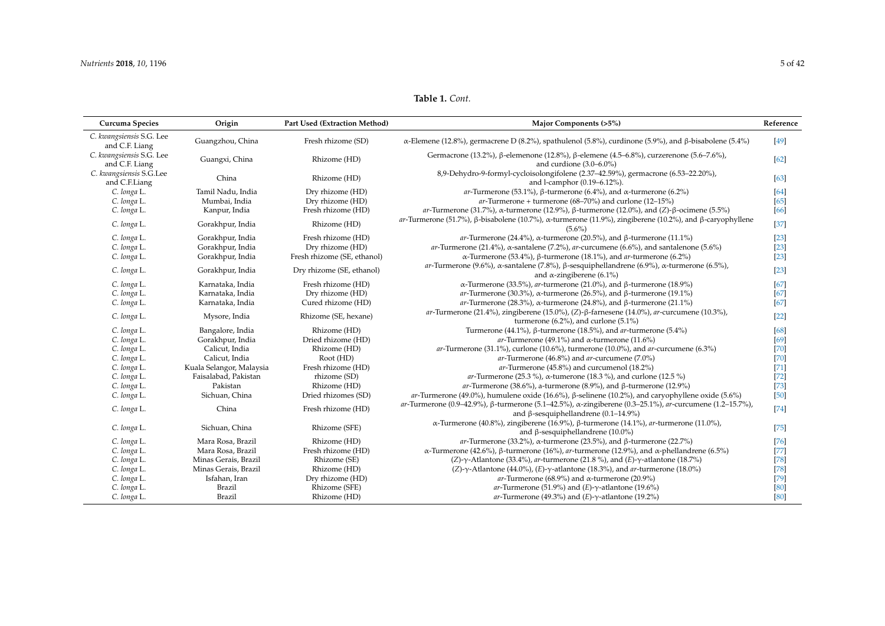**Table 1.** *Cont.*

| Curcuma Species | Origin | Part Used (Extraction Method) | Major Components (>5%) | Reference |
|---|---|---|---|---|
| *C. kwangsiensis* S.G. Lee and C.F. Liang | Guangzhou, China | Fresh rhizome (SD) | α-Elemene (12.8%), germacrene D (8.2%), spathulenol (5.8%), curdinone (5.9%), and β-bisabolene (5.4%) | [49] |
| *C. kwangsiensis* S.G. Lee and C.F. Liang | Guangxi, China | Rhizome (HD) | Germacrone (13.2%), β-elemenone (12.8%), β-elemene (4.5–6.8%), curzerenone (5.6–7.6%), and curdione (3.0–6.0%) | [62] |
| *C. kwangsiensis* S.G.Lee and C.F.Liang | China | Rhizome (HD) | 8,9-Dehydro-9-formyl-cycloisolongifolene (2.37–42.59%), germacrone (6.53–22.20%), and l-camphor (0.19–6.12%). | [63] |
| *C. longa* L. | Tamil Nadu, India | Dry rhizome (HD) | *ar*-Turmerone (53.1%), β-turmerone (6.4%), and α-turmerone (6.2%) | [64] |
| *C. longa* L. | Mumbai, India | Dry rhizome (HD) | *ar*-Turmerone + turmerone (68–70%) and curlone (12–15%) | [65] |
| *C. longa* L. | Kanpur, India | Fresh rhizome (HD) | *ar*-Turmerone (31.7%), α-turmerone (12.9%), β-turmerone (12.0%), and (*Z*)-β-ocimene (5.5%) | [66] |
| *C. longa* L. | Gorakhpur, India | Rhizome (HD) | *ar*-Turmerone (51.7%), β-bisabolene (10.7%), α-turmerone (11.9%), zingiberene (10.2%), and β-caryophyllene (5.6%) | [37] |
| *C. longa* L. | Gorakhpur, India | Fresh rhizome (HD) | *ar*-Turmerone (24.4%), α-turmerone (20.5%), and β-turmerone (11.1%) | [23] |
| *C. longa* L. | Gorakhpur, India | Dry rhizome (HD) | *ar*-Turmerone (21.4%), α-santalene (7.2%), *ar*-curcumene (6.6%), and santalenone (5.6%) | [23] |
| *C. longa* L. | Gorakhpur, India | Fresh rhizome (SE, ethanol) | α-Turmerone (53.4%), β-turmerone (18.1%), and *ar*-turmerone (6.2%) | [23] |
| *C. longa* L. | Gorakhpur, India | Dry rhizome (SE, ethanol) | *ar*-Turmerone (9.6%), α-santalene (7.8%), β-sesquiphellandrene (6.9%), α-turmerone (6.5%), and α-zingiberene (6.1%) | [23] |
| *C. longa* L. | Karnataka, India | Fresh rhizome (HD) | α-Turmerone (33.5%), *ar*-turmerone (21.0%), and β-turmerone (18.9%) | [67] |
| *C. longa* L. | Karnataka, India | Dry rhizome (HD) | *ar*-Turmerone (30.3%), α-turmerone (26.5%), and β-turmerone (19.1%) | [67] |
| *C. longa* L. | Karnataka, India | Cured rhizome (HD) | *ar*-Turmerone (28.3%), α-turmerone (24.8%), and β-turmerone (21.1%) | [67] |
| *C. longa* L. | Mysore, India | Rhizome (SE, hexane) | *ar*-Turmerone (21.4%), zingiberene (15.0%), (*Z*)-β-farnesene (14.0%), *ar*-curcumene (10.3%), turmerone (6.2%), and curlone (5.1%) | [22] |
| *C. longa* L. | Bangalore, India | Rhizome (HD) | Turmerone (44.1%), β-turmerone (18.5%), and *ar*-turmerone (5.4%) | [68] |
| *C. longa* L. | Gorakhpur, India | Dried rhizome (HD) | *ar*-Turmerone (49.1%) and α-turmerone (11.6%) | [69] |
| *C. longa* L. | Calicut, India | Rhizome (HD) | *ar*-Turmerone (31.1%), curlone (10.6%), turmerone (10.0%), and *ar*-curcumene (6.3%) | [70] |
| *C. longa* L. | Calicut, India | Root (HD) | *ar*-Turmerone (46.8%) and *ar*-curcumene (7.0%) | [70] |
| *C. longa* L. | Kuala Selangor, Malaysia | Fresh rhizome (HD) | *ar*-Turmerone (45.8%) and curcumenol (18.2%) | [71] |
| *C. longa* L. | Faisalabad, Pakistan | rhizome (SD) | *ar*-Turmerone (25.3 %), α-tumerone (18.3 %), and curlone (12.5 %) | [72] |
| *C. longa* L. | Pakistan | Rhizome (HD) | *ar*-Turmerone (38.6%), a-turmerone (8.9%), and β-turmerone (12.9%) | [73] |
| *C. longa* L. | Sichuan, China | Dried rhizomes (SD) | *ar*-Turmerone (49.0%), humulene oxide (16.6%), β-selinene (10.2%), and caryophyllene oxide (5.6%) | [50] |
| *C. longa* L. | China | Fresh rhizome (HD) | *ar*-Turmerone (0.9–42.9%), β-turmerone (5.1–42.5%), α-zingiberene (0.3–25.1%), *ar*-curcumene (1.2–15.7%), and β-sesquiphellandrene (0.1–14.9%) | [74] |
| *C. longa* L. | Sichuan, China | Rhizome (SFE) | α-Turmerone (40.8%), zingiberene (16.9%), β-turmerone (14.1%), *ar*-turmerone (11.0%), and β-sesquiphellandrene (10.0%) | [75] |
| *C. longa* L. | Mara Rosa, Brazil | Rhizome (HD) | *ar*-Turmerone (33.2%), α-turmerone (23.5%), and β-turmerone (22.7%) | [76] |
| *C. longa* L. | Mara Rosa, Brazil | Fresh rhizome (HD) | α-Turmerone (42.6%), β-turmerone (16%), *ar*-turmerone (12.9%), and α-phellandrene (6.5%) | [77] |
| *C. longa* L. | Minas Gerais, Brazil | Rhizome (SE) | (*Z*)-γ-Atlantone (33.4%), *ar*-turmerone (21.8 %), and (*E*)-γ-atlantone (18.7%) | [78] |
| *C. longa* L. | Minas Gerais, Brazil | Rhizome (HD) | (*Z*)-γ-Atlantone (44.0%), (*E*)-γ-atlantone (18.3%), and *ar*-turmerone (18.0%) | [78] |
| *C. longa* L. | Isfahan, Iran | Dry rhizome (HD) | *ar*-Turmerone (68.9%) and α-turmerone (20.9%) | [79] |
| *C. longa* L. | Brazil | Rhizome (SFE) | *ar*-Turmerone (51.9%) and (*E*)-γ-atlantone (19.6%) | [80] |
| *C. longa* L. | Brazil | Rhizome (HD) | *ar*-Turmerone (49.3%) and (*E*)-γ-atlantone (19.2%) | [80] |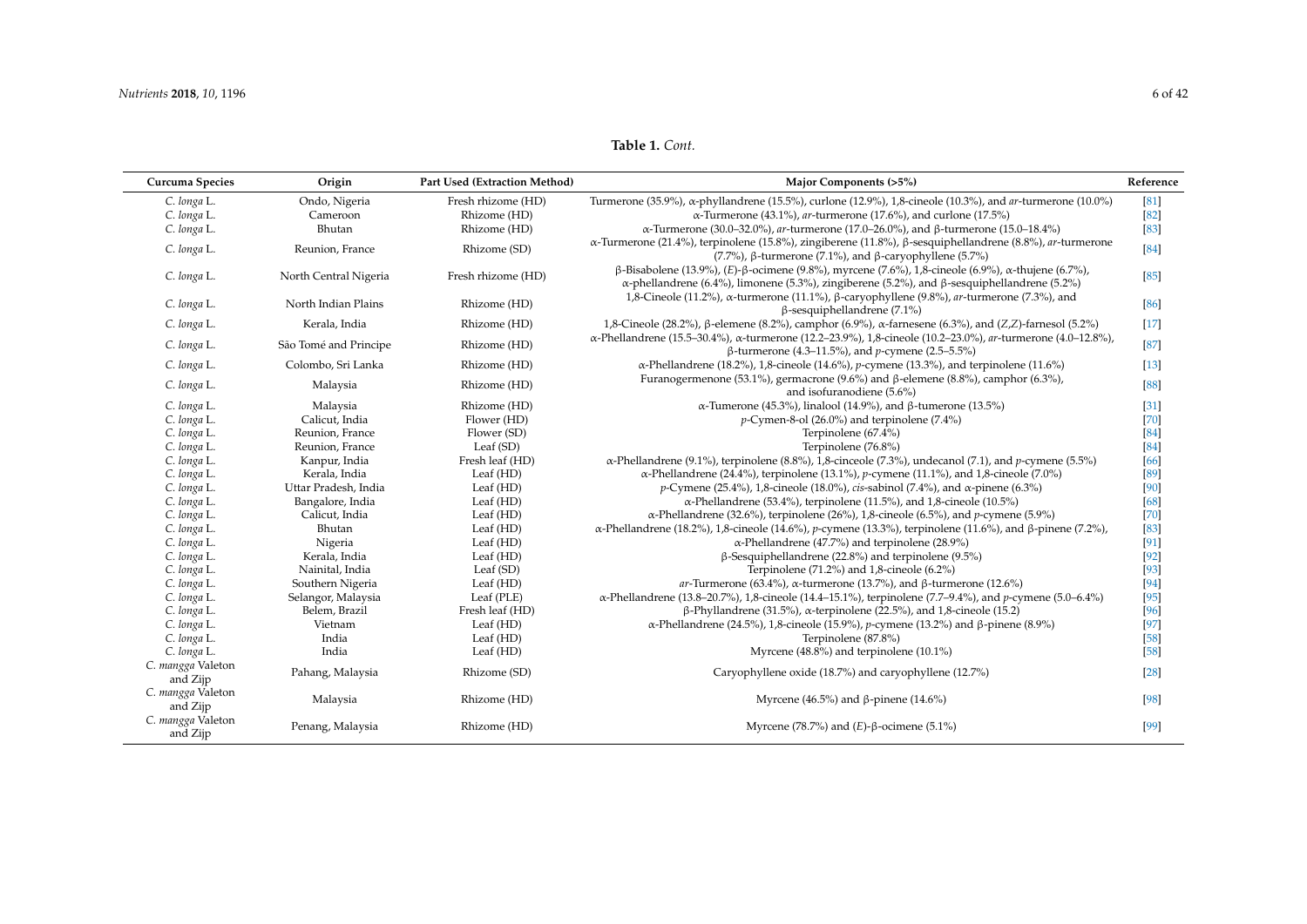**Table 1.** *Cont.*

| Curcuma Species | Origin | Part Used (Extraction Method) | Major Components (>5%) | Reference |
|---|---|---|---|---|
| *C. longa* L. | Ondo, Nigeria | Fresh rhizome (HD) | Turmerone (35.9%), α-phyllandrene (15.5%), curlone (12.9%), 1,8-cineole (10.3%), and *ar*-turmerone (10.0%) | [81] |
| *C. longa* L. | Cameroon | Rhizome (HD) | α-Turmerone (43.1%), *ar*-turmerone (17.6%), and curlone (17.5%) | [82] |
| *C. longa* L. | Bhutan | Rhizome (HD) | α-Turmerone (30.0–32.0%), *ar*-turmerone (17.0–26.0%), and β-turmerone (15.0–18.4%) | [83] |
| *C. longa* L. | Reunion, France | Rhizome (SD) | α-Turmerone (21.4%), terpinolene (15.8%), zingiberene (11.8%), β-sesquiphellandrene (8.8%), *ar*-turmerone (7.7%), β-turmerone (7.1%), and β-caryophyllene (5.7%) | [84] |
| *C. longa* L. | North Central Nigeria | Fresh rhizome (HD) | β-Bisabolene (13.9%), (*E*)-β-ocimene (9.8%), myrcene (7.6%), 1,8-cineole (6.9%), α-thujene (6.7%), α-phellandrene (6.4%), limonene (5.3%), zingiberene (5.2%), and β-sesquiphellandrene (5.2%) | [85] |
| *C. longa* L. | North Indian Plains | Rhizome (HD) | 1,8-Cineole (11.2%), α-turmerone (11.1%), β-caryophyllene (9.8%), *ar*-turmerone (7.3%), and β-sesquiphellandrene (7.1%) | [86] |
| *C. longa* L. | Kerala, India | Rhizome (HD) | 1,8-Cineole (28.2%), β-elemene (8.2%), camphor (6.9%), α-farnesene (6.3%), and (*Z,Z*)-farnesol (5.2%) | [17] |
| *C. longa* L. | São Tomé and Principe | Rhizome (HD) | α-Phellandrene (15.5–30.4%), α-turmerone (12.2–23.9%), 1,8-cineole (10.2–23.0%), *ar*-turmerone (4.0–12.8%), β-turmerone (4.3–11.5%), and *p*-cymene (2.5–5.5%) | [87] |
| *C. longa* L. | Colombo, Sri Lanka | Rhizome (HD) | α-Phellandrene (18.2%), 1,8-cineole (14.6%), *p*-cymene (13.3%), and terpinolene (11.6%) | [13] |
| *C. longa* L. | Malaysia | Rhizome (HD) | Furanogermenone (53.1%), germacrone (9.6%) and β-elemene (8.8%), camphor (6.3%), and isofuranodiene (5.6%) | [88] |
| *C. longa* L. | Malaysia | Rhizome (HD) | α-Tumerone (45.3%), linalool (14.9%), and β-tumerone (13.5%) | [31] |
| *C. longa* L. | Calicut, India | Flower (HD) | *p*-Cymen-8-ol (26.0%) and terpinolene (7.4%) | [70] |
| *C. longa* L. | Reunion, France | Flower (SD) | Terpinolene (67.4%) | [84] |
| *C. longa* L. | Reunion, France | Leaf (SD) | Terpinolene (76.8%) | [84] |
| *C. longa* L. | Kanpur, India | Fresh leaf (HD) | α-Phellandrene (9.1%), terpinolene (8.8%), 1,8-cinceole (7.3%), undecanol (7.1), and *p*-cymene (5.5%) | [66] |
| *C. longa* L. | Kerala, India | Leaf (HD) | α-Phellandrene (24.4%), terpinolene (13.1%), *p*-cymene (11.1%), and 1,8-cineole (7.0%) | [89] |
| *C. longa* L. | Uttar Pradesh, India | Leaf (HD) | *p*-Cymene (25.4%), 1,8-cineole (18.0%), *cis*-sabinol (7.4%), and α-pinene (6.3%) | [90] |
| *C. longa* L. | Bangalore, India | Leaf (HD) | α-Phellandrene (53.4%), terpinolene (11.5%), and 1,8-cineole (10.5%) | [68] |
| *C. longa* L. | Calicut, India | Leaf (HD) | α-Phellandrene (32.6%), terpinolene (26%), 1,8-cineole (6.5%), and *p*-cymene (5.9%) | [70] |
| *C. longa* L. | Bhutan | Leaf (HD) | α-Phellandrene (18.2%), 1,8-cineole (14.6%), *p*-cymene (13.3%), terpinolene (11.6%), and β-pinene (7.2%), | [83] |
| *C. longa* L. | Nigeria | Leaf (HD) | α-Phellandrene (47.7%) and terpinolene (28.9%) | [91] |
| *C. longa* L. | Kerala, India | Leaf (HD) | β-Sesquiphellandrene (22.8%) and terpinolene (9.5%) | [92] |
| *C. longa* L. | Nainital, India | Leaf (SD) | Terpinolene (71.2%) and 1,8-cineole (6.2%) | [93] |
| *C. longa* L. | Southern Nigeria | Leaf (HD) | *ar*-Turmerone (63.4%), α-turmerone (13.7%), and β-turmerone (12.6%) | [94] |
| *C. longa* L. | Selangor, Malaysia | Leaf (PLE) | α-Phellandrene (13.8–20.7%), 1,8-cineole (14.4–15.1%), terpinolene (7.7–9.4%), and *p*-cymene (5.0–6.4%) | [95] |
| *C. longa* L. | Belem, Brazil | Fresh leaf (HD) | β-Phyllandrene (31.5%), α-terpinolene (22.5%), and 1,8-cineole (15.2) | [96] |
| *C. longa* L. | Vietnam | Leaf (HD) | α-Phellandrene (24.5%), 1,8-cineole (15.9%), *p*-cymene (13.2%) and β-pinene (8.9%) | [97] |
| *C. longa* L. | India | Leaf (HD) | Terpinolene (87.8%) | [58] |
| *C. longa* L. | India | Leaf (HD) | Myrcene (48.8%) and terpinolene (10.1%) | [58] |
| *C. mangga* Valeton and Zijp | Pahang, Malaysia | Rhizome (SD) | Caryophyllene oxide (18.7%) and caryophyllene (12.7%) | [28] |
| *C. mangga* Valeton and Zijp | Malaysia | Rhizome (HD) | Myrcene (46.5%) and β-pinene (14.6%) | [98] |
| *C. mangga* Valeton and Zijp | Penang, Malaysia | Rhizome (HD) | Myrcene (78.7%) and (*E*)-β-ocimene (5.1%) | [99] |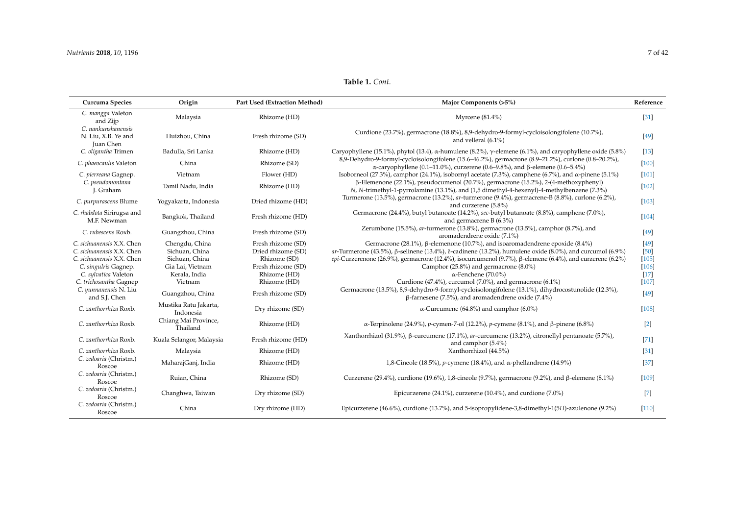**Table 1.** *Cont.*

| Curcuma Species | Origin | Part Used (Extraction Method) | Major Components (>5%) | Reference |
|---|---|---|---|---|
| *C. mangga* Valeton and Zijp | Malaysia | Rhizome (HD) | Myrcene (81.4%) | [31] |
| *C. nankunshanensis* N. Liu, X.B. Ye and Juan Chen | Huizhou, China | Fresh rhizome (SD) | Curdione (23.7%), germacrone (18.8%), 8,9-dehydro-9-formyl-cycloisolongifolene (10.7%), and velleral (6.1%) | [49] |
| *C. oligantha* Trimen | Badulla, Sri Lanka | Rhizome (HD) | Caryophyllene (15.1%), phytol (13.4), α-humulene (8.2%), γ-elemene (6.1%), and caryophyllene oxide (5.8%) | [13] |
| *C. phaeocaulis* Valeton | China | Rhizome (SD) | 8,9-Dehydro-9-formyl-cycloisolongifolene (15.6–46.2%), germacrone (8.9–21.2%), curlone (0.8–20.2%), α-caryophyllene (0.1–11.0%), curzerene (0.6–9.8%), and β-elemene (0.6–5.4%) | [100] |
| *C. pierreana* Gagnep. | Vietnam | Flower (HD) | Isoborneol (27.3%), camphor (24.1%), isobornyl acetate (7.3%), camphene (6.7%), and α-pinene (5.1%) | [101] |
| *C. pseudomontana* J. Graham | Tamil Nadu, India | Rhizome (HD) | β-Elemenone (22.1%), pseudocumenol (20.7%), germacrone (15.2%), 2-(4-methoxyphenyl) *N*, *N*-trimethyl-1-pyrrolamine (13.1%), and (1,5 dimethyl-4-hexenyl)-4-methylbenzene (7.3%) | [102] |
| *C. purpurascens* Blume | Yogyakarta, Indonesia | Dried rhizome (HD) | Turmerone (13.5%), germacrone (13.2%), *ar*-turmerone (9.4%), germacrene-B (8.8%), curlone (6.2%), and curzerene (5.8%) | [103] |
| *C. rhabdota* Sirirugsa and M.F. Newman | Bangkok, Thailand | Fresh rhizome (HD) | Germacrone (24.4%), butyl butanoate (14.2%), *sec*-butyl butanoate (8.8%), camphene (7.0%), and germacrene B (6.3%) | [104] |
| *C. rubescens* Roxb. | Guangzhou, China | Fresh rhizome (SD) | Zerumbone (15.5%), *ar*-turmerone (13.8%), germacrone (13.5%), camphor (8.7%), and aromadendrene oxide (7.1%) | [49] |
| *C. sichuanensis* X.X. Chen | Chengdu, China | Fresh rhizome (SD) | Germacrone (28.1%), β-elemenone (10.7%), and isoaromadendrene epoxide (8.4%) | [49] |
| *C. sichuanensis* X.X. Chen | Sichuan, China | Dried rhizome (SD) | *ar*-Turmerone (43.5%), β-selinene (13.4%), δ-cadinene (13.2%), humulene oxide (8.0%), and curcumol (6.9%) | [50] |
| *C. sichuanensis* X.X. Chen | Sichuan, China | Rhizome (SD) | *epi*-Curzerenone (26.9%), germacrone (12.4%), isocurcumenol (9.7%), β-elemene (6.4%), and curzerene (6.2%) | [105] |
| *C. singulris* Gagnep. | Gia Lai, Vietnam | Fresh rhizome (SD) | Camphor (25.8%) and germacrone (8.0%) | [106] |
| *C. sylvatica* Valeton | Kerala, India | Rhizome (HD) | α-Fenchene (70.0%) | [17] |
| *C. trichosantha* Gagnep | Vietnam | Rhizome (HD) | Curdione (47.4%), curcumol (7.0%), and germacrone (6.1%) | [107] |
| *C. yunnanensis* N. Liu and S.J. Chen | Guangzhou, China | Fresh rhizome (SD) | Germacrone (13.5%), 8,9-dehydro-9-formyl-cycloisolongifolene (13.1%), dihydrocostunolide (12.3%), β-farnesene (7.5%), and aromadendrene oxide (7.4%) | [49] |
| *C. zanthorrhiza* Roxb. | Mustika Ratu Jakarta, Indonesia | Dry rhizome (SD) | α-Curcumene (64.8%) and camphor (6.0%) | [108] |
| *C. zanthorrhiza* Roxb. | Chiang Mai Province, Thailand | Rhizome (HD) | α-Terpinolene (24.9%), *p*-cymen-7-ol (12.2%), *p*-cymene (8.1%), and β-pinene (6.8%) | [2] |
| *C. zanthorrhiza* Roxb. | Kuala Selangor, Malaysia | Fresh rhizome (HD) | Xanthorrhizol (31.9%), β-curcumene (17.1%), *ar*-curcumene (13.2%), citronellyl pentanoate (5.7%), and camphor (5.4%) | [71] |
| *C. zanthorrhiza* Roxb. | Malaysia | Rhizome (HD) | Xanthorrhizol (44.5%) | [31] |
| *C. zedoaria* (Christm.) Roscoe | MaharajGanj, India | Rhizome (HD) | 1,8-Cineole (18.5%), *p*-cymene (18.4%), and α-phellandrene (14.9%) | [37] |
| *C. zedoaria* (Christm.) Roscoe | Ruian, China | Rhizome (SD) | Curzerene (29.4%), curdione (19.6%), 1,8-cineole (9.7%), germacrone (9.2%), and β-elemene (8.1%) | [109] |
| *C. zedoaria* (Christm.) Roscoe | Changhwa, Taiwan | Dry rhizome (SD) | Epicurzerene (24.1%), curzerene (10.4%), and curdione (7.0%) | [7] |
| *C. zedoaria* (Christm.) Roscoe | China | Dry rhizome (HD) | Epicurzerene (46.6%), curdione (13.7%), and 5-isopropylidene-3,8-dimethyl-1(5*H*)-azulenone (9.2%) | [110] |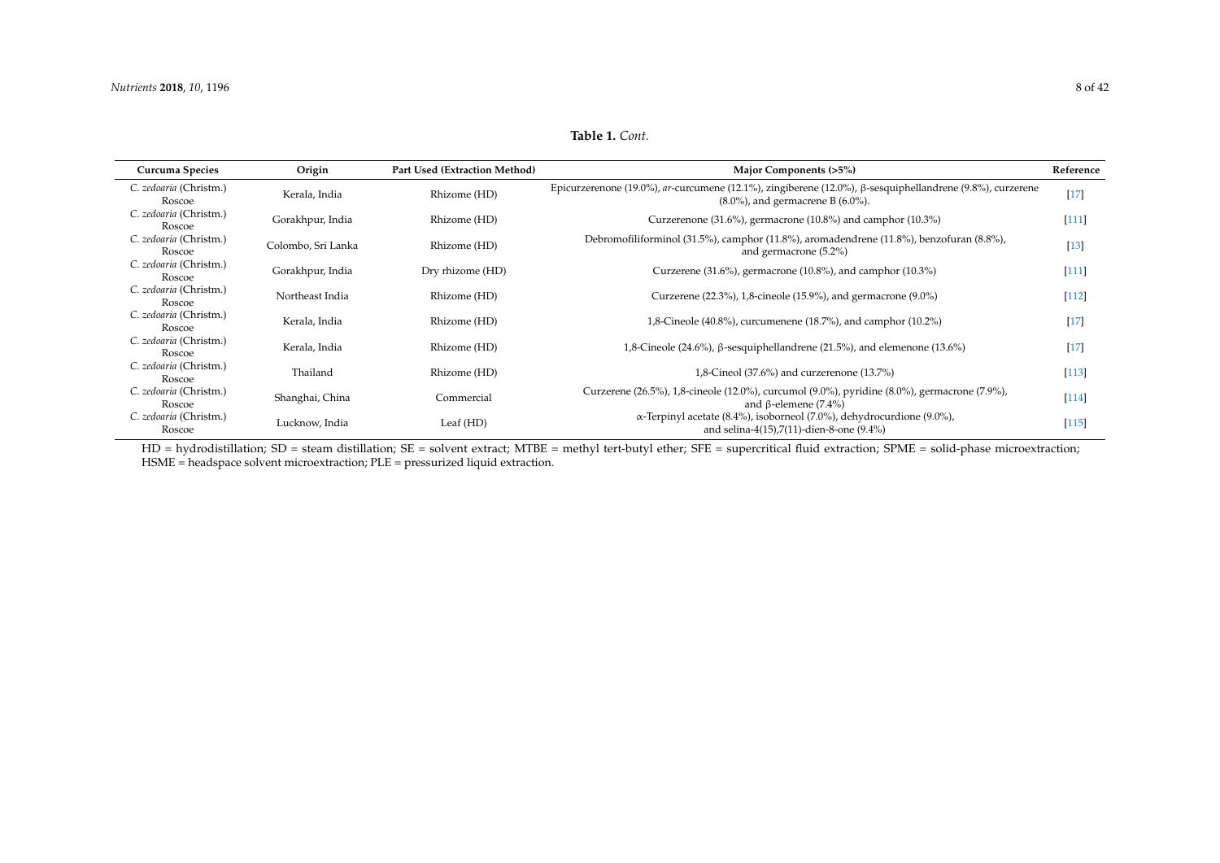**Table 1.** *Cont.*

| Curcuma Species | Origin | Part Used (Extraction Method) | Major Components (>5%) | Reference |
|---|---|---|---|---|
| *C. zedoaria* (Christm.) Roscoe | Kerala, India | Rhizome (HD) | Epicurzerenone (19.0%), *ar*-curcumene (12.1%), zingiberene (12.0%), β-sesquiphellandrene (9.8%), curzerene (8.0%), and germacrene B (6.0%). | [17] |
| *C. zedoaria* (Christm.) Roscoe | Gorakhpur, India | Rhizome (HD) | Curzerenone (31.6%), germacrone (10.8%) and camphor (10.3%) | [111] |
| *C. zedoaria* (Christm.) Roscoe | Colombo, Sri Lanka | Rhizome (HD) | Debromofiliforminol (31.5%), camphor (11.8%), aromadendrene (11.8%), benzofuran (8.8%), and germacrone (5.2%) | [13] |
| *C. zedoaria* (Christm.) Roscoe | Gorakhpur, India | Dry rhizome (HD) | Curzerene (31.6%), germacrone (10.8%), and camphor (10.3%) | [111] |
| *C. zedoaria* (Christm.) Roscoe | Northeast India | Rhizome (HD) | Curzerene (22.3%), 1,8-cineole (15.9%), and germacrone (9.0%) | [112] |
| *C. zedoaria* (Christm.) Roscoe | Kerala, India | Rhizome (HD) | 1,8-Cineole (40.8%), curcumenene (18.7%), and camphor (10.2%) | [17] |
| *C. zedoaria* (Christm.) Roscoe | Kerala, India | Rhizome (HD) | 1,8-Cineole (24.6%), β-sesquiphellandrene (21.5%), and elemenone (13.6%) | [17] |
| *C. zedoaria* (Christm.) Roscoe | Thailand | Rhizome (HD) | 1,8-Cineol (37.6%) and curzerenone (13.7%) | [113] |
| *C. zedoaria* (Christm.) Roscoe | Shanghai, China | Commercial | Curzerene (26.5%), 1,8-cineole (12.0%), curcumol (9.0%), pyridine (8.0%), germacrone (7.9%), and β-elemene (7.4%) | [114] |
| *C. zedoaria* (Christm.) Roscoe | Lucknow, India | Leaf (HD) | α-Terpinyl acetate (8.4%), isoborneol (7.0%), dehydrocurdione (9.0%), and selina-4(15),7(11)-dien-8-one (9.4%) | [115] |

HD = hydrodistillation; SD = steam distillation; SE = solvent extract; MTBE = methyl tert-butyl ether; SFE = supercritical fluid extraction; SPME = solid-phase microextraction; HSME = headspace solvent microextraction; PLE = pressurized liquid extraction.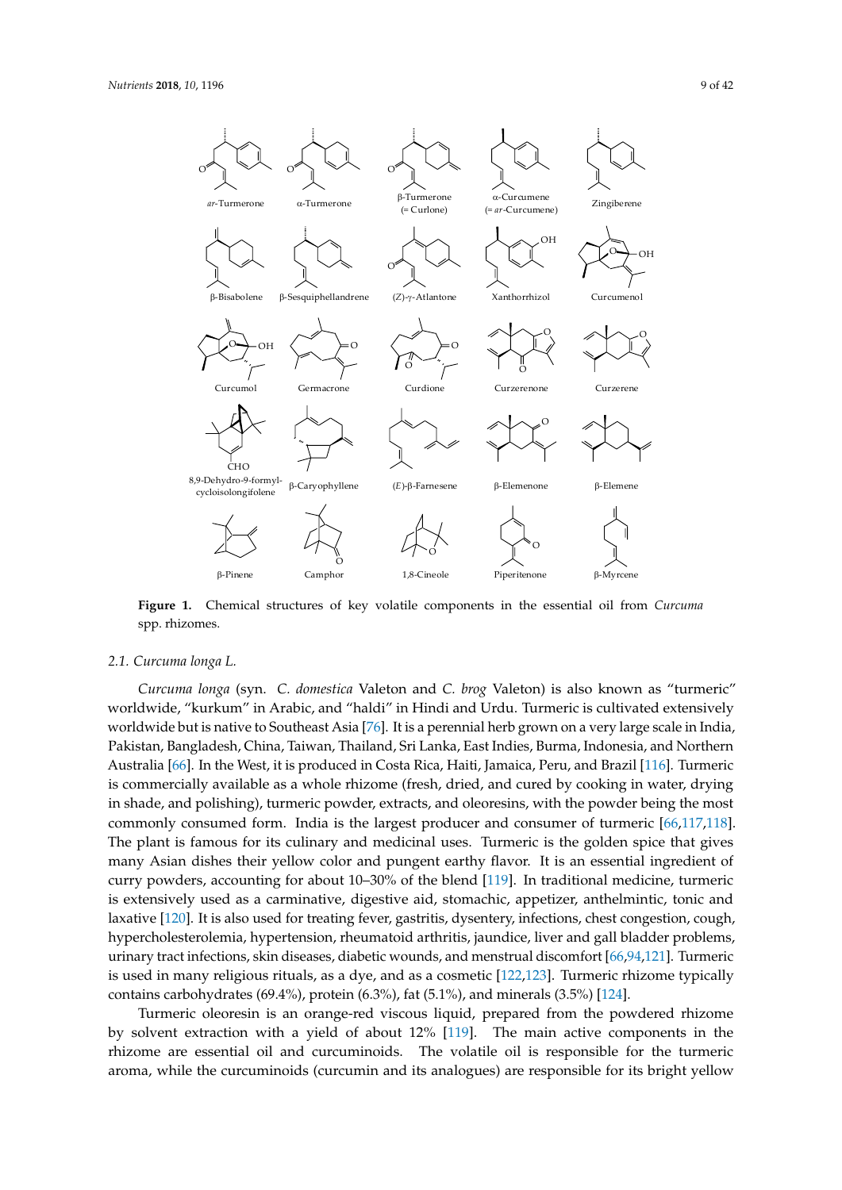ar-Turmerone α-Turmerone β-Turmerone (= Curlone) α-Curcumene (= ar-Curcumene) Zingiberene

β-Bisabolene β-Sesquiphellandrene (Z)-γ-Atlantone Xanthorrhizol Curcumenol

Curcumol Germacrone Curdione Curzerenone Curzerene

8,9-Dehydro-9-formyl-cycloisolongifolene β-Caryophyllene (E)-β-Farnesene β-Elemenone β-Elemene

β-Pinene Camphor 1,8-Cineole Piperitenone β-Myrcene

**Figure 1.** Chemical structures of key volatile components in the essential oil from *Curcuma* spp. rhizomes.

### 2.1. *Curcuma longa* L.

*Curcuma longa* (syn. *C. domestica* Valeton and *C. brog* Valeton) is also known as "turmeric" worldwide, "kurkum" in Arabic, and "haldi" in Hindi and Urdu. Turmeric is cultivated extensively worldwide but is native to Southeast Asia [76]. It is a perennial herb grown on a very large scale in India, Pakistan, Bangladesh, China, Taiwan, Thailand, Sri Lanka, East Indies, Burma, Indonesia, and Northern Australia [66]. In the West, it is produced in Costa Rica, Haiti, Jamaica, Peru, and Brazil [116]. Turmeric is commercially available as a whole rhizome (fresh, dried, and cured by cooking in water, drying in shade, and polishing), turmeric powder, extracts, and oleoresins, with the powder being the most commonly consumed form. India is the largest producer and consumer of turmeric [66,117,118]. The plant is famous for its culinary and medicinal uses. Turmeric is the golden spice that gives many Asian dishes their yellow color and pungent earthy flavor. It is an essential ingredient of curry powders, accounting for about 10–30% of the blend [119]. In traditional medicine, turmeric is extensively used as a carminative, digestive aid, stomachic, appetizer, anthelmintic, tonic and laxative [120]. It is also used for treating fever, gastritis, dysentery, infections, chest congestion, cough, hypercholesterolemia, hypertension, rheumatoid arthritis, jaundice, liver and gall bladder problems, urinary tract infections, skin diseases, diabetic wounds, and menstrual discomfort [66,94,121]. Turmeric is used in many religious rituals, as a dye, and as a cosmetic [122,123]. Turmeric rhizome typically contains carbohydrates (69.4%), protein (6.3%), fat (5.1%), and minerals (3.5%) [124].

Turmeric oleoresin is an orange-red viscous liquid, prepared from the powdered rhizome by solvent extraction with a yield of about 12% [119]. The main active components in the rhizome are essential oil and curcuminoids. The volatile oil is responsible for the turmeric aroma, while the curcuminoids (curcumin and its analogues) are responsible for its bright yellow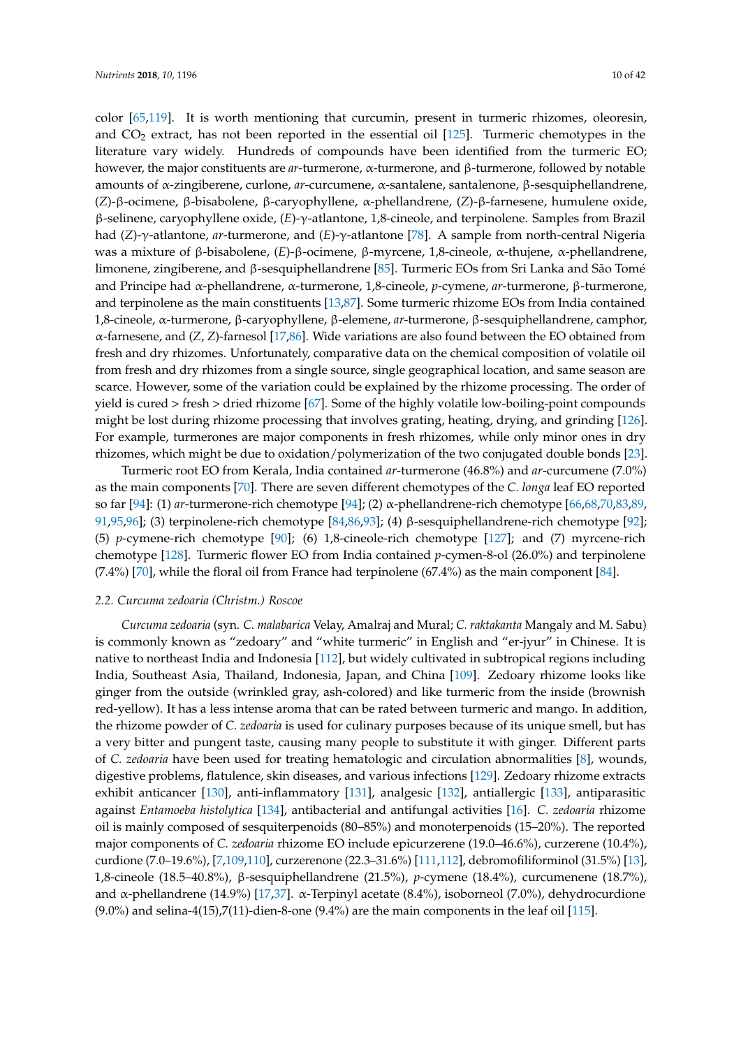color [65,119]. It is worth mentioning that curcumin, present in turmeric rhizomes, oleoresin, and $CO_2$ extract, has not been reported in the essential oil [125]. Turmeric chemotypes in the literature vary widely. Hundreds of compounds have been identified from the turmeric EO; however, the major constituents are *ar*-turmerone, α-turmerone, and β-turmerone, followed by notable amounts of α-zingiberene, curlone, *ar*-curcumene, α-santalene, santalenone, β-sesquiphellandrene, (*Z*)-β-ocimene, β-bisabolene, β-caryophyllene, α-phellandrene, (*Z*)-β-farnesene, humulene oxide, β-selinene, caryophyllene oxide, (*E*)-γ-atlantone, 1,8-cineole, and terpinolene. Samples from Brazil had (*Z*)-γ-atlantone, *ar*-turmerone, and (*E*)-γ-atlantone [78]. A sample from north-central Nigeria was a mixture of β-bisabolene, (*E*)-β-ocimene, β-myrcene, 1,8-cineole, α-thujene, α-phellandrene, limonene, zingiberene, and β-sesquiphellandrene [85]. Turmeric EOs from Sri Lanka and São Tomé and Principe had α-phellandrene, α-turmerone, 1,8-cineole, *p*-cymene, *ar*-turmerone, β-turmerone, and terpinolene as the main constituents [13,87]. Some turmeric rhizome EOs from India contained 1,8-cineole, α-turmerone, β-caryophyllene, β-elemene, *ar*-turmerone, β-sesquiphellandrene, camphor, α-farnesene, and (*Z*, *Z*)-farnesol [17,86]. Wide variations are also found between the EO obtained from fresh and dry rhizomes. Unfortunately, comparative data on the chemical composition of volatile oil from fresh and dry rhizomes from a single source, single geographical location, and same season are scarce. However, some of the variation could be explained by the rhizome processing. The order of yield is cured > fresh > dried rhizome [67]. Some of the highly volatile low-boiling-point compounds might be lost during rhizome processing that involves grating, heating, drying, and grinding [126]. For example, turmerones are major components in fresh rhizomes, while only minor ones in dry rhizomes, which might be due to oxidation/polymerization of the two conjugated double bonds [23].

Turmeric root EO from Kerala, India contained *ar*-turmerone (46.8%) and *ar*-curcumene (7.0%) as the main components [70]. There are seven different chemotypes of the *C. longa* leaf EO reported so far [94]: (1) *ar*-turmerone-rich chemotype [94]; (2) α-phellandrene-rich chemotype [66,68,70,83,89,91,95,96]; (3) terpinolene-rich chemotype [84,86,93]; (4) β-sesquiphellandrene-rich chemotype [92]; (5) *p*-cymene-rich chemotype [90]; (6) 1,8-cineole-rich chemotype [127]; and (7) myrcene-rich chemotype [128]. Turmeric flower EO from India contained *p*-cymen-8-ol (26.0%) and terpinolene (7.4%) [70], while the floral oil from France had terpinolene (67.4%) as the main component [84].

### 2.2. *Curcuma zedoaria (Christm.) Roscoe*

*Curcuma zedoaria* (syn. *C. malabarica* Velay, Amalraj and Mural; *C. raktakanta* Mangaly and M. Sabu) is commonly known as "zedoary" and "white turmeric" in English and "er-jyur" in Chinese. It is native to northeast India and Indonesia [112], but widely cultivated in subtropical regions including India, Southeast Asia, Thailand, Indonesia, Japan, and China [109]. Zedoary rhizome looks like ginger from the outside (wrinkled gray, ash-colored) and like turmeric from the inside (brownish red-yellow). It has a less intense aroma that can be rated between turmeric and mango. In addition, the rhizome powder of *C. zedoaria* is used for culinary purposes because of its unique smell, but has a very bitter and pungent taste, causing many people to substitute it with ginger. Different parts of *C. zedoaria* have been used for treating hematologic and circulation abnormalities [8], wounds, digestive problems, flatulence, skin diseases, and various infections [129]. Zedoary rhizome extracts exhibit anticancer [130], anti-inflammatory [131], analgesic [132], antiallergic [133], antiparasitic against *Entamoeba histolytica* [134], antibacterial and antifungal activities [16]. *C. zedoaria* rhizome oil is mainly composed of sesquiterpenoids (80–85%) and monoterpenoids (15–20%). The reported major components of *C. zedoaria* rhizome EO include epicurzerene (19.0–46.6%), curzerene (10.4%), curdione (7.0–19.6%), [7,109,110], curzerenone (22.3–31.6%) [111,112], debromofiliforminol (31.5%) [13], 1,8-cineole (18.5–40.8%), β-sesquiphellandrene (21.5%), *p*-cymene (18.4%), curcumenene (18.7%), and α-phellandrene (14.9%) [17,37]. α-Terpinyl acetate (8.4%), isoborneol (7.0%), dehydrocurdione (9.0%) and selina-4(15),7(11)-dien-8-one (9.4%) are the main components in the leaf oil [115].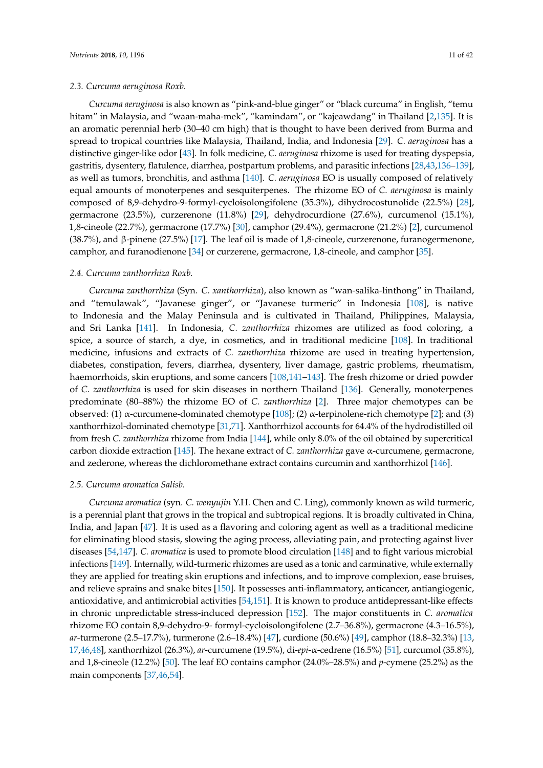### 2.3. *Curcuma aeruginosa* Roxb.

*Curcuma aeruginosa* is also known as "pink-and-blue ginger" or "black curcuma" in English, "temu hitam" in Malaysia, and "waan-maha-mek", "kamindam", or "kajeawdang" in Thailand [2,135]. It is an aromatic perennial herb (30–40 cm high) that is thought to have been derived from Burma and spread to tropical countries like Malaysia, Thailand, India, and Indonesia [29]. *C. aeruginosa* has a distinctive ginger-like odor [43]. In folk medicine, *C. aeruginosa* rhizome is used for treating dyspepsia, gastritis, dysentery, flatulence, diarrhea, postpartum problems, and parasitic infections [28,43,136–139], as well as tumors, bronchitis, and asthma [140]. *C. aeruginosa* EO is usually composed of relatively equal amounts of monoterpenes and sesquiterpenes. The rhizome EO of *C. aeruginosa* is mainly composed of 8,9-dehydro-9-formyl-cycloisolongifolene (35.3%), dihydrocostunolide (22.5%) [28], germacrone (23.5%), curzerenone (11.8%) [29], dehydrocurdione (27.6%), curcumenol (15.1%), 1,8-cineole (22.7%), germacrone (17.7%) [30], camphor (29.4%), germacrone (21.2%) [2], curcumenol (38.7%), and β-pinene (27.5%) [17]. The leaf oil is made of 1,8-cineole, curzerenone, furanogermenone, camphor, and furanodienone [34] or curzerene, germacrone, 1,8-cineole, and camphor [35].

### 2.4. *Curcuma zanthorrhiza* Roxb.

*Curcuma zanthorrhiza* (Syn. *C. xanthorrhiza*), also known as "wan-salika-linthong" in Thailand, and "temulawak", "Javanese ginger", or "Javanese turmeric" in Indonesia [108], is native to Indonesia and the Malay Peninsula and is cultivated in Thailand, Philippines, Malaysia, and Sri Lanka [141]. In Indonesia, *C. zanthorrhiza* rhizomes are utilized as food coloring, a spice, a source of starch, a dye, in cosmetics, and in traditional medicine [108]. In traditional medicine, infusions and extracts of *C. zanthorrhiza* rhizome are used in treating hypertension, diabetes, constipation, fevers, diarrhea, dysentery, liver damage, gastric problems, rheumatism, haemorrhoids, skin eruptions, and some cancers [108,141–143]. The fresh rhizome or dried powder of *C. zanthorrhiza* is used for skin diseases in northern Thailand [136]. Generally, monoterpenes predominate (80–88%) the rhizome EO of *C. zanthorrhiza* [2]. Three major chemotypes can be observed: (1) α-curcumene-dominated chemotype [108]; (2) α-terpinolene-rich chemotype [2]; and (3) xanthorrhizol-dominated chemotype [31,71]. Xanthorrhizol accounts for 64.4% of the hydrodistilled oil from fresh *C. zanthorrhiza* rhizome from India [144], while only 8.0% of the oil obtained by supercritical carbon dioxide extraction [145]. The hexane extract of *C. zanthorrhiza* gave α-curcumene, germacrone, and zederone, whereas the dichloromethane extract contains curcumin and xanthorrhizol [146].

### 2.5. *Curcuma aromatica* Salisb.

*Curcuma aromatica* (syn. *C. wenyujin* Y.H. Chen and C. Ling), commonly known as wild turmeric, is a perennial plant that grows in the tropical and subtropical regions. It is broadly cultivated in China, India, and Japan [47]. It is used as a flavoring and coloring agent as well as a traditional medicine for eliminating blood stasis, slowing the aging process, alleviating pain, and protecting against liver diseases [54,147]. *C. aromatica* is used to promote blood circulation [148] and to fight various microbial infections [149]. Internally, wild-turmeric rhizomes are used as a tonic and carminative, while externally they are applied for treating skin eruptions and infections, and to improve complexion, ease bruises, and relieve sprains and snake bites [150]. It possesses anti-inflammatory, anticancer, antiangiogenic, antioxidative, and antimicrobial activities [54,151]. It is known to produce antidepressant-like effects in chronic unpredictable stress-induced depression [152]. The major constituents in *C. aromatica* rhizome EO contain 8,9-dehydro-9- formyl-cycloisolongifolene (2.7–36.8%), germacrone (4.3–16.5%), *ar*-turmerone (2.5–17.7%), turmerone (2.6–18.4%) [47], curdione (50.6%) [49], camphor (18.8–32.3%) [13,17,46,48], xanthorrhizol (26.3%), *ar*-curcumene (19.5%), di-*epi*-α-cedrene (16.5%) [51], curcumol (35.8%), and 1,8-cineole (12.2%) [50]. The leaf EO contains camphor (24.0%–28.5%) and *p*-cymene (25.2%) as the main components [37,46,54].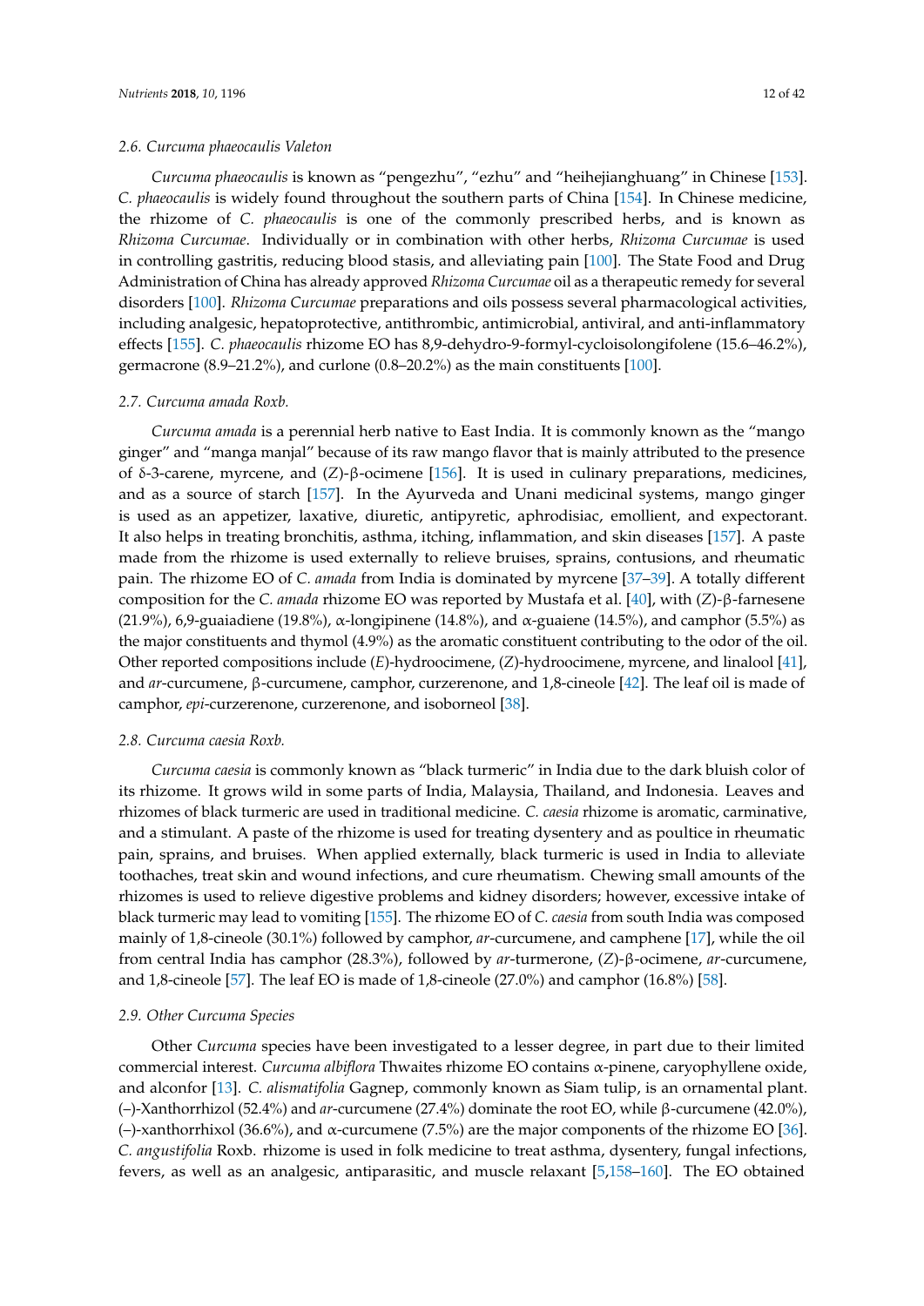### 2.6. *Curcuma phaeocaulis* Valeton

*Curcuma phaeocaulis* is known as "pengezhu", "ezhu" and "heihejianghuang" in Chinese [153]. *C. phaeocaulis* is widely found throughout the southern parts of China [154]. In Chinese medicine, the rhizome of *C. phaeocaulis* is one of the commonly prescribed herbs, and is known as *Rhizoma Curcumae*. Individually or in combination with other herbs, *Rhizoma Curcumae* is used in controlling gastritis, reducing blood stasis, and alleviating pain [100]. The State Food and Drug Administration of China has already approved *Rhizoma Curcumae* oil as a therapeutic remedy for several disorders [100]. *Rhizoma Curcumae* preparations and oils possess several pharmacological activities, including analgesic, hepatoprotective, antithrombic, antimicrobial, antiviral, and anti-inflammatory effects [155]. *C. phaeocaulis* rhizome EO has 8,9-dehydro-9-formyl-cycloisolongifolene (15.6–46.2%), germacrone (8.9–21.2%), and curlone (0.8–20.2%) as the main constituents [100].

### 2.7. *Curcuma amada* Roxb.

*Curcuma amada* is a perennial herb native to East India. It is commonly known as the "mango ginger" and "manga manjal" because of its raw mango flavor that is mainly attributed to the presence of δ-3-carene, myrcene, and (*Z*)-β-ocimene [156]. It is used in culinary preparations, medicines, and as a source of starch [157]. In the Ayurveda and Unani medicinal systems, mango ginger is used as an appetizer, laxative, diuretic, antipyretic, aphrodisiac, emollient, and expectorant. It also helps in treating bronchitis, asthma, itching, inflammation, and skin diseases [157]. A paste made from the rhizome is used externally to relieve bruises, sprains, contusions, and rheumatic pain. The rhizome EO of *C. amada* from India is dominated by myrcene [37–39]. A totally different composition for the *C. amada* rhizome EO was reported by Mustafa et al. [40], with (*Z*)-β-farnesene (21.9%), 6,9-guaiadiene (19.8%), α-longipinene (14.8%), and α-guaiene (14.5%), and camphor (5.5%) as the major constituents and thymol (4.9%) as the aromatic constituent contributing to the odor of the oil. Other reported compositions include (*E*)-hydroocimene, (*Z*)-hydroocimene, myrcene, and linalool [41], and *ar*-curcumene, β-curcumene, camphor, curzerenone, and 1,8-cineole [42]. The leaf oil is made of camphor, *epi*-curzerenone, curzerenone, and isoborneol [38].

### 2.8. *Curcuma caesia* Roxb.

*Curcuma caesia* is commonly known as "black turmeric" in India due to the dark bluish color of its rhizome. It grows wild in some parts of India, Malaysia, Thailand, and Indonesia. Leaves and rhizomes of black turmeric are used in traditional medicine. *C. caesia* rhizome is aromatic, carminative, and a stimulant. A paste of the rhizome is used for treating dysentery and as poultice in rheumatic pain, sprains, and bruises. When applied externally, black turmeric is used in India to alleviate toothaches, treat skin and wound infections, and cure rheumatism. Chewing small amounts of the rhizomes is used to relieve digestive problems and kidney disorders; however, excessive intake of black turmeric may lead to vomiting [155]. The rhizome EO of *C. caesia* from south India was composed mainly of 1,8-cineole (30.1%) followed by camphor, *ar*-curcumene, and camphene [17], while the oil from central India has camphor (28.3%), followed by *ar*-turmerone, (*Z*)-β-ocimene, *ar*-curcumene, and 1,8-cineole [57]. The leaf EO is made of 1,8-cineole (27.0%) and camphor (16.8%) [58].

### 2.9. Other *Curcuma* Species

Other *Curcuma* species have been investigated to a lesser degree, in part due to their limited commercial interest. *Curcuma albiflora* Thwaites rhizome EO contains α-pinene, caryophyllene oxide, and alconfor [13]. *C. alismatifolia* Gagnep, commonly known as Siam tulip, is an ornamental plant. (–)-Xanthorrhizol (52.4%) and *ar*-curcumene (27.4%) dominate the root EO, while β-curcumene (42.0%), (–)-xanthorrhixol (36.6%), and α-curcumene (7.5%) are the major components of the rhizome EO [36]. *C. angustifolia* Roxb. rhizome is used in folk medicine to treat asthma, dysentery, fungal infections, fevers, as well as an analgesic, antiparasitic, and muscle relaxant [5,158–160]. The EO obtained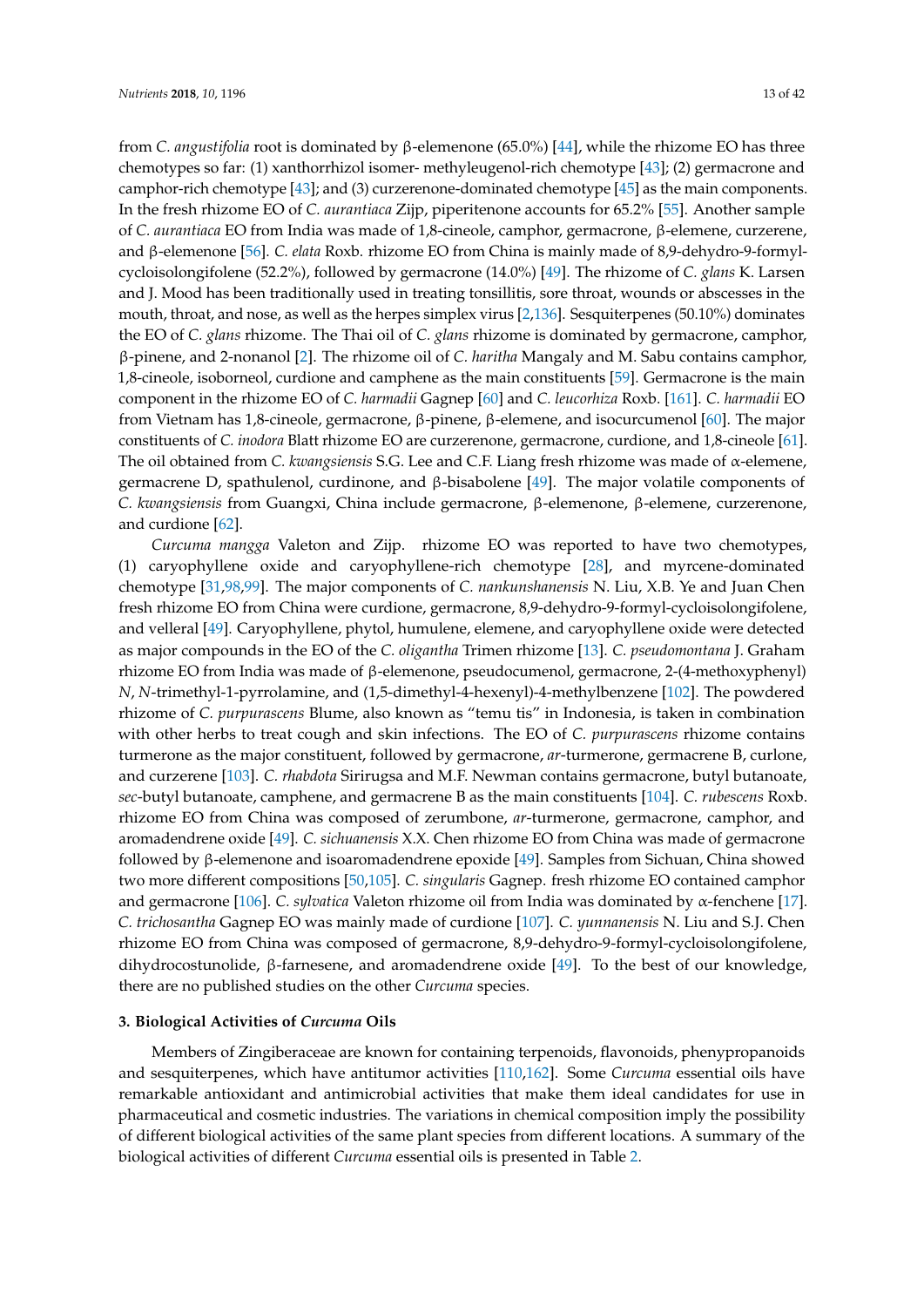from *C. angustifolia* root is dominated by β-elemenone (65.0%) [44], while the rhizome EO has three chemotypes so far: (1) xanthorrhizol isomer- methyleugenol-rich chemotype [43]; (2) germacrone and camphor-rich chemotype [43]; and (3) curzerenone-dominated chemotype [45] as the main components. In the fresh rhizome EO of *C. aurantiaca* Zijp, piperitenone accounts for 65.2% [55]. Another sample of *C. aurantiaca* EO from India was made of 1,8-cineole, camphor, germacrone, β-elemene, curzerene, and β-elemenone [56]. *C. elata* Roxb. rhizome EO from China is mainly made of 8,9-dehydro-9-formyl-cycloisolongifolene (52.2%), followed by germacrone (14.0%) [49]. The rhizome of *C. glans* K. Larsen and J. Mood has been traditionally used in treating tonsillitis, sore throat, wounds or abscesses in the mouth, throat, and nose, as well as the herpes simplex virus [2,136]. Sesquiterpenes (50.10%) dominates the EO of *C. glans* rhizome. The Thai oil of *C. glans* rhizome is dominated by germacrone, camphor, β-pinene, and 2-nonanol [2]. The rhizome oil of *C. haritha* Mangaly and M. Sabu contains camphor, 1,8-cineole, isoborneol, curdione and camphene as the main constituents [59]. Germacrone is the main component in the rhizome EO of *C. harmadii* Gagnep [60] and *C. leucorhiza* Roxb. [161]. *C. harmadii* EO from Vietnam has 1,8-cineole, germacrone, β-pinene, β-elemene, and isocurcumenol [60]. The major constituents of *C. inodora* Blatt rhizome EO are curzerenone, germacrone, curdione, and 1,8-cineole [61]. The oil obtained from *C. kwangsiensis* S.G. Lee and C.F. Liang fresh rhizome was made of α-elemene, germacrene D, spathulenol, curdinone, and β-bisabolene [49]. The major volatile components of *C. kwangsiensis* from Guangxi, China include germacrone, β-elemenone, β-elemene, curzerenone, and curdione [62].

*Curcuma mangga* Valeton and Zijp. rhizome EO was reported to have two chemotypes, (1) caryophyllene oxide and caryophyllene-rich chemotype [28], and myrcene-dominated chemotype [31,98,99]. The major components of *C. nankunshanensis* N. Liu, X.B. Ye and Juan Chen fresh rhizome EO from China were curdione, germacrone, 8,9-dehydro-9-formyl-cycloisolongifolene, and velleral [49]. Caryophyllene, phytol, humulene, elemene, and caryophyllene oxide were detected as major compounds in the EO of the *C. oligantha* Trimen rhizome [13]. *C. pseudomontana* J. Graham rhizome EO from India was made of β-elemenone, pseudocumenol, germacrone, 2-(4-methoxyphenyl) *N*, *N*-trimethyl-1-pyrrolamine, and (1,5-dimethyl-4-hexenyl)-4-methylbenzene [102]. The powdered rhizome of *C. purpurascens* Blume, also known as "temu tis" in Indonesia, is taken in combination with other herbs to treat cough and skin infections. The EO of *C. purpurascens* rhizome contains turmerone as the major constituent, followed by germacrone, *ar*-turmerone, germacrene B, curlone, and curzerene [103]. *C. rhabdota* Sirirugsa and M.F. Newman contains germacrone, butyl butanoate, *sec*-butyl butanoate, camphene, and germacrene B as the main constituents [104]. *C. rubescens* Roxb. rhizome EO from China was composed of zerumbone, *ar*-turmerone, germacrone, camphor, and aromadendrene oxide [49]. *C. sichuanensis* X.X. Chen rhizome EO from China was made of germacrone followed by β-elemenone and isoaromadendrene epoxide [49]. Samples from Sichuan, China showed two more different compositions [50,105]. *C. singularis* Gagnep. fresh rhizome EO contained camphor and germacrone [106]. *C. sylvatica* Valeton rhizome oil from India was dominated by α-fenchene [17]. *C. trichosantha* Gagnep EO was mainly made of curdione [107]. *C. yunnanensis* N. Liu and S.J. Chen rhizome EO from China was composed of germacrone, 8,9-dehydro-9-formyl-cycloisolongifolene, dihydrocostunolide, β-farnesene, and aromadendrene oxide [49]. To the best of our knowledge, there are no published studies on the other *Curcuma* species.

## 3. Biological Activities of *Curcuma* Oils

Members of Zingiberaceae are known for containing terpenoids, flavonoids, phenypropanoids and sesquiterpenes, which have antitumor activities [110,162]. Some *Curcuma* essential oils have remarkable antioxidant and antimicrobial activities that make them ideal candidates for use in pharmaceutical and cosmetic industries. The variations in chemical composition imply the possibility of different biological activities of the same plant species from different locations. A summary of the biological activities of different *Curcuma* essential oils is presented in Table 2.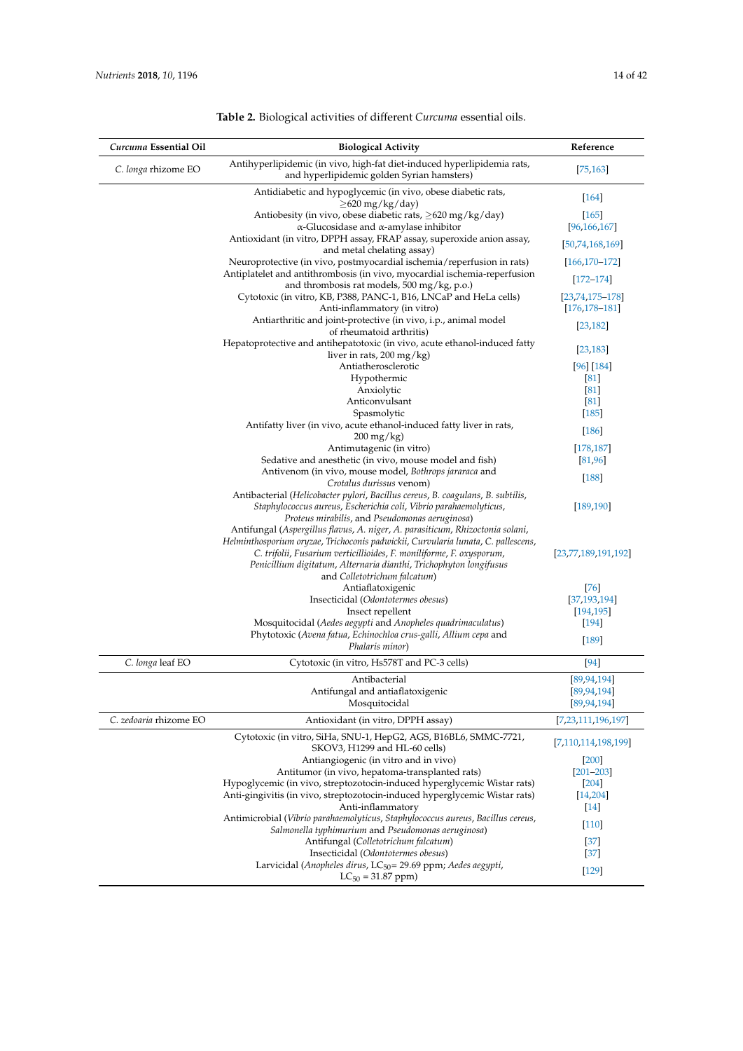**Table 2.** Biological activities of different *Curcuma* essential oils.

| *Curcuma* Essential Oil | Biological Activity | Reference |
|---|---|---|
| *C. longa* rhizome EO | Antihyperlipidemic (in vivo, high-fat diet-induced hyperlipidemia rats, and hyperlipidemic golden Syrian hamsters) | [75,163] |
| | Antidiabetic and hypoglycemic (in vivo, obese diabetic rats, ≥620 mg/kg/day) | [164] |
| | Antiobesity (in vivo, obese diabetic rats, ≥620 mg/kg/day) | [165] |
| | α-Glucosidase and α-amylase inhibitor | [96,166,167] |
| | Antioxidant (in vitro, DPPH assay, FRAP assay, superoxide anion assay, and metal chelating assay) | [50,74,168,169] |
| | Neuroprotective (in vivo, postmyocardial ischemia/reperfusion in rats) | [166,170–172] |
| | Antiplatelet and antithrombosis (in vivo, myocardial ischemia-reperfusion and thrombosis rat models, 500 mg/kg, p.o.) | [172–174] |
| | Cytotoxic (in vitro, KB, P388, PANC-1, B16, LNCaP and HeLa cells) | [23,74,175–178] |
| | Anti-inflammatory (in vitro) | [176,178–181] |
| | Antiarthritic and joint-protective (in vivo, i.p., animal model of rheumatoid arthritis) | [23,182] |
| | Hepatoprotective and antihepatotoxic (in vivo, acute ethanol-induced fatty liver in rats, 200 mg/kg) | [23,183] |
| | Antiatherosclerotic | [96] [184] |
| | Hypothermic | [81] |
| | Anxiolytic | [81] |
| | Anticonvulsant | [81] |
| | Spasmolytic | [185] |
| | Antifatty liver (in vivo, acute ethanol-induced fatty liver in rats, 200 mg/kg) | [186] |
| | Antimutagenic (in vitro) | [178,187] |
| | Sedative and anesthetic (in vivo, mouse model and fish) | [81,96] |
| | Antivenom (in vivo, mouse model, *Bothrops jararaca* and *Crotalus durissus* venom) | [188] |
| | Antibacterial (*Helicobacter pylori*, *Bacillus cereus*, *B. coagulans*, *B. subtilis*, *Staphylococcus aureus*, *Escherichia coli*, *Vibrio parahaemolyticus*, *Proteus mirabilis*, and *Pseudomonas aeruginosa*) | [189,190] |
| | Antifungal (*Aspergillus flavus*, *A. niger*, *A. parasiticum*, *Rhizoctonia solani*, *Helminthosporium oryzae*, *Trichoconis padwickii*, *Curvularia lunata*, *C. pallescens*, *C. trifolii*, *Fusarium verticillioides*, *F. moniliforme*, *F. oxysporum*, *Penicillium digitatum*, *Alternaria dianthi*, *Trichophyton longifusus* and *Colletotrichum falcatum*) | [23,77,189,191,192] |
| | Antiaflatoxigenic | [76] |
| | Insecticidal (*Odontotermes obesus*) | [37,193,194] |
| | Insect repellent | [194,195] |
| | Mosquitocidal (*Aedes aegypti* and *Anopheles quadrimaculatus*) | [194] |
| | Phytotoxic (*Avena fatua*, *Echinochloa crus-galli*, *Allium cepa* and *Phalaris minor*) | [189] |
| *C. longa* leaf EO | Cytotoxic (in vitro, Hs578T and PC-3 cells) | [94] |
| | Antibacterial | [89,94,194] |
| | Antifungal and antiaflatoxigenic | [89,94,194] |
| | Mosquitocidal | [89,94,194] |
| *C. zedoaria* rhizome EO | Antioxidant (in vitro, DPPH assay) | [7,23,111,196,197] |
| | Cytotoxic (in vitro, SiHa, SNU-1, HepG2, AGS, B16BL6, SMMC-7721, SKOV3, H1299 and HL-60 cells) | [7,110,114,198,199] |
| | Antiangiogenic (in vitro and in vivo) | [200] |
| | Antitumor (in vivo, hepatoma-transplanted rats) | [201–203] |
| | Hypoglycemic (in vivo, streptozotocin-induced hyperglycemic Wistar rats) | [204] |
| | Anti-gingivitis (in vivo, streptozotocin-induced hyperglycemic Wistar rats) | [14,204] |
| | Anti-inflammatory | [14] |
| | Antimicrobial (*Vibrio parahaemolyticus*, *Staphylococcus aureus*, *Bacillus cereus*, *Salmonella typhimurium* and *Pseudomonas aeruginosa*) | [110] |
| | Antifungal (*Colletotrichum falcatum*) | [37] |
| | Insecticidal (*Odontotermes obesus*) | [37] |
| | Larvicidal (*Anopheles dirus*, $LC_{50}$ = 29.69 ppm; *Aedes aegypti*, $LC_{50}$ = 31.87 ppm) | [129] |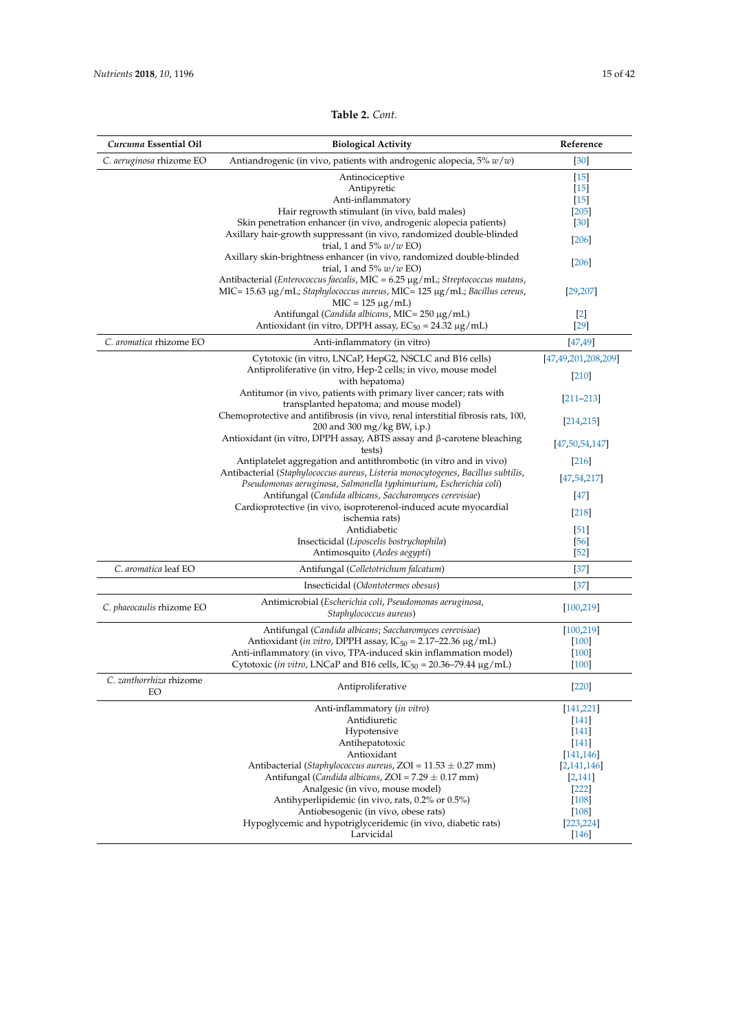**Table 2.** *Cont.*

| *Curcuma* Essential Oil | Biological Activity | Reference |
|---|---|---|
| *C. aeruginosa* rhizome EO | Antiandrogenic (in vivo, patients with androgenic alopecia, 5% *w*/*w*) | [30] |
| | Antinociceptive | [15] |
| | Antipyretic | [15] |
| | Anti-inflammatory | [15] |
| | Hair regrowth stimulant (in vivo, bald males) | [205] |
| | Skin penetration enhancer (in vivo, androgenic alopecia patients) | [30] |
| | Axillary hair-growth suppressant (in vivo, randomized double-blinded trial, 1 and 5% *w*/*w* EO) | [206] |
| | Axillary skin-brightness enhancer (in vivo, randomized double-blinded trial, 1 and 5% *w*/*w* EO) | [206] |
| | Antibacterial (*Enterococcus faecalis*, MIC = 6.25 µg/mL; *Streptococcus mutans*, MIC= 15.63 µg/mL; *Staphylococcus aureus*, MIC= 125 µg/mL; *Bacillus cereus*, MIC = 125 µg/mL) | [29,207] |
| | Antifungal (*Candida albicans*, MIC= 250 µg/mL) | [2] |
| | Antioxidant (in vitro, DPPH assay, $EC_{50}$ = 24.32 µg/mL) | [29] |
| *C. aromatica* rhizome EO | Anti-inflammatory (in vitro) | [47,49] |
| | Cytotoxic (in vitro, LNCaP, HepG2, NSCLC and B16 cells) | [47,49,201,208,209] |
| | Antiproliferative (in vitro, Hep-2 cells; in vivo, mouse model with hepatoma) | [210] |
| | Antitumor (in vivo, patients with primary liver cancer; rats with transplanted hepatoma; and mouse model) | [211–213] |
| | Chemoprotective and antifibrosis (in vivo, renal interstitial fibrosis rats, 100, 200 and 300 mg/kg BW, i.p.) | [214,215] |
| | Antioxidant (in vitro, DPPH assay, ABTS assay and β-carotene bleaching tests) | [47,50,54,147] |
| | Antiplatelet aggregation and antithrombotic (in vitro and in vivo) | [216] |
| | Antibacterial (*Staphylococcus aureus*, *Listeria monocytogenes*, *Bacillus subtilis*, *Pseudomonas aeruginosa*, *Salmonella typhimurium*, *Escherichia coli*) | [47,54,217] |
| | Antifungal (*Candida albicans*, *Saccharomyces cerevisiae*) | [47] |
| | Cardioprotective (in vivo, isoproterenol-induced acute myocardial ischemia rats) | [218] |
| | Antidiabetic | [51] |
| | Insecticidal (*Liposcelis bostrychophila*) | [56] |
| | Antimosquito (*Aedes aegypti*) | [52] |
| *C. aromatica* leaf EO | Antifungal (*Colletotrichum falcatum*) | [37] |
| | Insecticidal (*Odontotermes obesus*) | [37] |
| *C. phaeocaulis* rhizome EO | Antimicrobial (*Escherichia coli*, *Pseudomonas aeruginosa*, *Staphylococcus aureus*) | [100,219] |
| | Antifungal (*Candida albicans*; *Saccharomyces cerevisiae*) | [100,219] |
| | Antioxidant (*in vitro*, DPPH assay, $IC_{50}$ = 2.17–22.36 µg/mL) | [100] |
| | Anti-inflammatory (in vivo, TPA-induced skin inflammation model) | [100] |
| | Cytotoxic (*in vitro*, LNCaP and B16 cells, $IC_{50}$ = 20.36–79.44 µg/mL) | [100] |
| *C. zanthorrhiza* rhizome EO | Antiproliferative | [220] |
| | Anti-inflammatory (*in vitro*) | [141,221] |
| | Antidiuretic | [141] |
| | Hypotensive | [141] |
| | Antihepatotoxic | [141] |
| | Antioxidant | [141,146] |
| | Antibacterial (*Staphylococcus aureus*, ZOI = 11.53 ± 0.27 mm) | [2,141,146] |
| | Antifungal (*Candida albicans*, ZOI = 7.29 ± 0.17 mm) | [2,141] |
| | Analgesic (in vivo, mouse model) | [222] |
| | Antihyperlipidemic (in vivo, rats, 0.2% or 0.5%) | [108] |
| | Antiobesogenic (in vivo, obese rats) | [108] |
| | Hypoglycemic and hypotriglyceridemic (in vivo, diabetic rats) | [223,224] |
| | Larvicidal | [146] |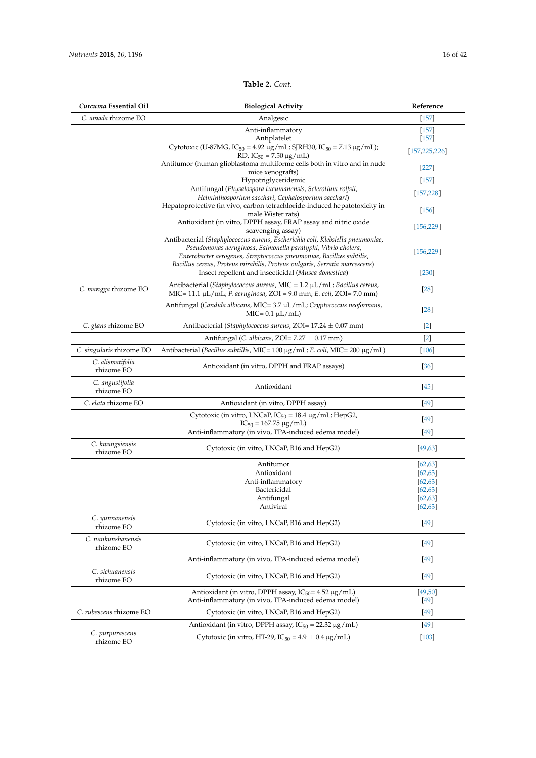**Table 2.** *Cont.*

| *Curcuma* Essential Oil | Biological Activity | Reference |
|---|---|---|
| *C. amada* rhizome EO | Analgesic | [157] |
| | Anti-inflammatory | [157] |
| | Antiplatelet | [157] |
| | Cytotoxic (U-87MG, $IC_{50}$ = 4.92 μg/mL; SJRH30, $IC_{50}$ = 7.13 μg/mL); RD, $IC_{50}$ = 7.50 μg/mL) | [157,225,226] |
| | Antitumor (human glioblastoma multiforme cells both in vitro and in nude mice xenografts) | [227] |
| | Hypotriglyceridemic | [157] |
| | Antifungal (*Physalospora tucumanensis*, *Sclerotium rolfsii*, *Helminthosporium sacchari*, *Cephalosporium sacchari*) | [157,228] |
| | Hepatoprotective (in vivo, carbon tetrachloride-induced hepatotoxicity in male Wister rats) | [156] |
| | Antioxidant (in vitro, DPPH assay, FRAP assay and nitric oxide scavenging assay) | [156,229] |
| | Antibacterial (*Staphylococcus aureus*, *Escherichia coli*, *Klebsiella pneumoniae*, *Pseudomonas aeruginosa*, *Salmonella paratyphi*, *Vibrio cholera*, *Enterobacter aerogenes*, *Streptococcus pneumoniae*, *Bacillus subtilis*, *Bacillus cereus*, *Proteus mirabilis*, *Proteus vulgaris*, *Serratia marcescens*) | [156,229] |
| | Insect repellent and insecticidal (*Musca domestica*) | [230] |
| *C. mangga* rhizome EO | Antibacterial (*Staphylococcus aureus*, MIC = 1.2 μL/mL; *Bacillus cereus*, MIC= 11.1 μL/mL; *P. aeruginosa*, ZOI = 9.0 mm; *E. coli*, ZOI= 7.0 mm) | [28] |
| | Antifungal (*Candida albicans*, MIC= 3.7 μL/mL; *Cryptococcus neoformans*, MIC= 0.1 μL/mL) | [28] |
| *C. glans* rhizome EO | Antibacterial (*Staphylococcus aureus*, ZOI= 17.24 ± 0.07 mm) | [2] |
| | Antifungal (*C. albicans*, ZOI= 7.27 ± 0.17 mm) | [2] |
| *C. singularis* rhizome EO | Antibacterial (*Bacillus subtillis*, MIC= 100 μg/mL; *E. coli*, MIC= 200 μg/mL) | [106] |
| *C. alismatifolia* rhizome EO | Antioxidant (in vitro, DPPH and FRAP assays) | [36] |
| *C. angustifolia* rhizome EO | Antioxidant | [45] |
| *C. elata* rhizome EO | Antioxidant (in vitro, DPPH assay) | [49] |
| | Cytotoxic (in vitro, LNCaP, $IC_{50}$ = 18.4 μg/mL; HepG2, $IC_{50}$ = 167.75 μg/mL) | [49] |
| | Anti-inflammatory (in vivo, TPA-induced edema model) | [49] |
| *C. kwangsiensis* rhizome EO | Cytotoxic (in vitro, LNCaP, B16 and HepG2) | [49,63] |
| | Antitumor | [62,63] |
| | Antioxidant | [62,63] |
| | Anti-inflammatory | [62,63] |
| | Bactericidal | [62,63] |
| | Antifungal | [62,63] |
| | Antiviral | [62,63] |
| *C. yunnanensis* rhizome EO | Cytotoxic (in vitro, LNCaP, B16 and HepG2) | [49] |
| *C. nankunshanensis* rhizome EO | Cytotoxic (in vitro, LNCaP, B16 and HepG2) | [49] |
| | Anti-inflammatory (in vivo, TPA-induced edema model) | [49] |
| *C. sichuanensis* rhizome EO | Cytotoxic (in vitro, LNCaP, B16 and HepG2) | [49] |
| | Antioxidant (in vitro, DPPH assay, $IC_{50}$= 4.52 μg/mL) | [49,50] |
| | Anti-inflammatory (in vivo, TPA-induced edema model) | [49] |
| *C. rubescens* rhizome EO | Cytotoxic (in vitro, LNCaP, B16 and HepG2) | [49] |
| *C. purpurascens* rhizome EO | Antioxidant (in vitro, DPPH assay, $IC_{50}$ = 22.32 μg/mL) | [49] |
| | Cytotoxic (in vitro, HT-29, $IC_{50}$ = 4.9 ± 0.4 μg/mL) | [103] |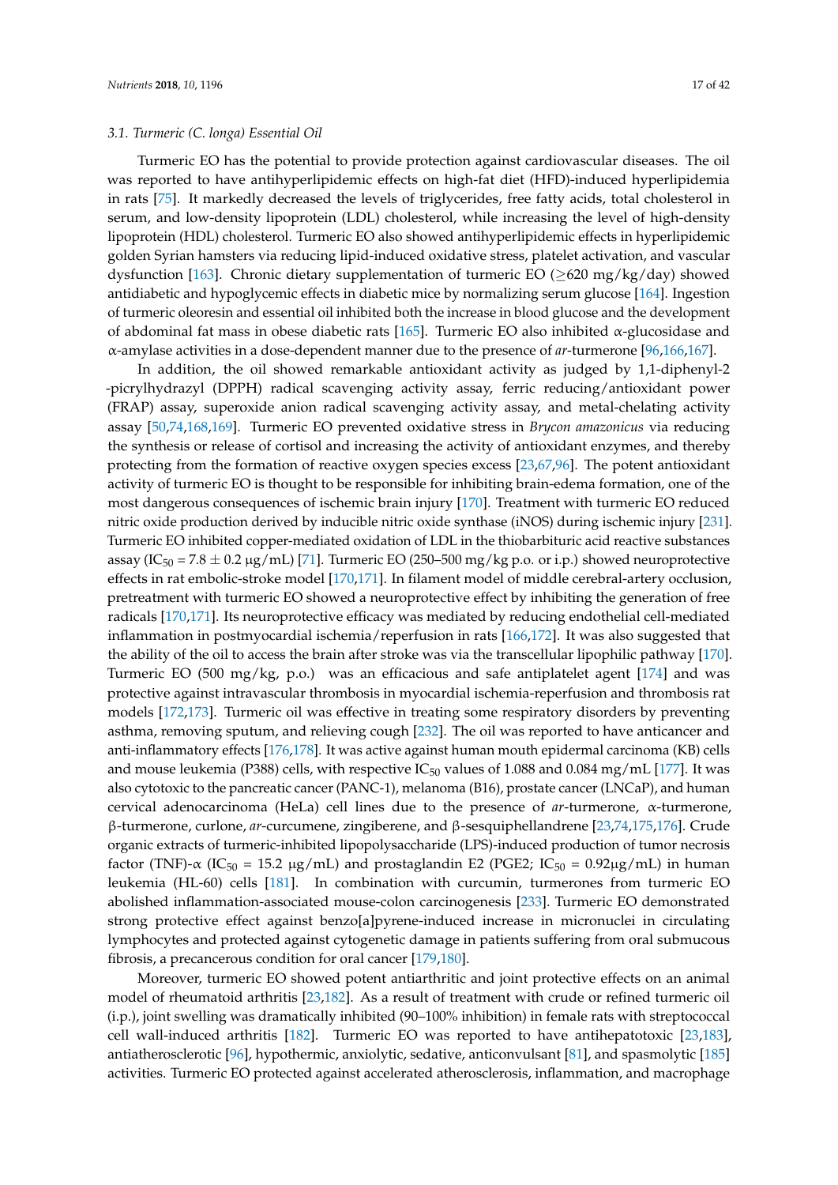### 3.1. Turmeric (*C. longa*) Essential Oil

Turmeric EO has the potential to provide protection against cardiovascular diseases. The oil was reported to have antihyperlipidemic effects on high-fat diet (HFD)-induced hyperlipidemia in rats [75]. It markedly decreased the levels of triglycerides, free fatty acids, total cholesterol in serum, and low-density lipoprotein (LDL) cholesterol, while increasing the level of high-density lipoprotein (HDL) cholesterol. Turmeric EO also showed antihyperlipidemic effects in hyperlipidemic golden Syrian hamsters via reducing lipid-induced oxidative stress, platelet activation, and vascular dysfunction [163]. Chronic dietary supplementation of turmeric EO ($\geq$620 mg/kg/day) showed antidiabetic and hypoglycemic effects in diabetic mice by normalizing serum glucose [164]. Ingestion of turmeric oleoresin and essential oil inhibited both the increase in blood glucose and the development of abdominal fat mass in obese diabetic rats [165]. Turmeric EO also inhibited α-glucosidase and α-amylase activities in a dose-dependent manner due to the presence of *ar*-turmerone [96,166,167].

In addition, the oil showed remarkable antioxidant activity as judged by 1,1-diphenyl-2-picrylhydrazyl (DPPH) radical scavenging activity assay, ferric reducing/antioxidant power (FRAP) assay, superoxide anion radical scavenging activity assay, and metal-chelating activity assay [50,74,168,169]. Turmeric EO prevented oxidative stress in *Brycon amazonicus* via reducing the synthesis or release of cortisol and increasing the activity of antioxidant enzymes, and thereby protecting from the formation of reactive oxygen species excess [23,67,96]. The potent antioxidant activity of turmeric EO is thought to be responsible for inhibiting brain-edema formation, one of the most dangerous consequences of ischemic brain injury [170]. Treatment with turmeric EO reduced nitric oxide production derived by inducible nitric oxide synthase (iNOS) during ischemic injury [231]. Turmeric EO inhibited copper-mediated oxidation of LDL in the thiobarbituric acid reactive substances assay ($IC_{50}$ = 7.8 ± 0.2 μg/mL) [71]. Turmeric EO (250–500 mg/kg p.o. or i.p.) showed neuroprotective effects in rat embolic-stroke model [170,171]. In filament model of middle cerebral-artery occlusion, pretreatment with turmeric EO showed a neuroprotective effect by inhibiting the generation of free radicals [170,171]. Its neuroprotective efficacy was mediated by reducing endothelial cell-mediated inflammation in postmyocardial ischemia/reperfusion in rats [166,172]. It was also suggested that the ability of the oil to access the brain after stroke was via the transcellular lipophilic pathway [170]. Turmeric EO (500 mg/kg, p.o.) was an efficacious and safe antiplatelet agent [174] and was protective against intravascular thrombosis in myocardial ischemia-reperfusion and thrombosis rat models [172,173]. Turmeric oil was effective in treating some respiratory disorders by preventing asthma, removing sputum, and relieving cough [232]. The oil was reported to have anticancer and anti-inflammatory effects [176,178]. It was active against human mouth epidermal carcinoma (KB) cells and mouse leukemia (P388) cells, with respective $IC_{50}$ values of 1.088 and 0.084 mg/mL [177]. It was also cytotoxic to the pancreatic cancer (PANC-1), melanoma (B16), prostate cancer (LNCaP), and human cervical adenocarcinoma (HeLa) cell lines due to the presence of *ar*-turmerone, α-turmerone, β-turmerone, curlone, *ar*-curcumene, zingiberene, and β-sesquiphellandrene [23,74,175,176]. Crude organic extracts of turmeric-inhibited lipopolysaccharide (LPS)-induced production of tumor necrosis factor (TNF)-α ($IC_{50}$ = 15.2 μg/mL) and prostaglandin E2 (PGE2; $IC_{50}$ = 0.92μg/mL) in human leukemia (HL-60) cells [181]. In combination with curcumin, turmerones from turmeric EO abolished inflammation-associated mouse-colon carcinogenesis [233]. Turmeric EO demonstrated strong protective effect against benzo[a]pyrene-induced increase in micronuclei in circulating lymphocytes and protected against cytogenetic damage in patients suffering from oral submucous fibrosis, a precancerous condition for oral cancer [179,180].

Moreover, turmeric EO showed potent antiarthritic and joint protective effects on an animal model of rheumatoid arthritis [23,182]. As a result of treatment with crude or refined turmeric oil (i.p.), joint swelling was dramatically inhibited (90–100% inhibition) in female rats with streptococcal cell wall-induced arthritis [182]. Turmeric EO was reported to have antihepatotoxic [23,183], antiatherosclerotic [96], hypothermic, anxiolytic, sedative, anticonvulsant [81], and spasmolytic [185] activities. Turmeric EO protected against accelerated atherosclerosis, inflammation, and macrophage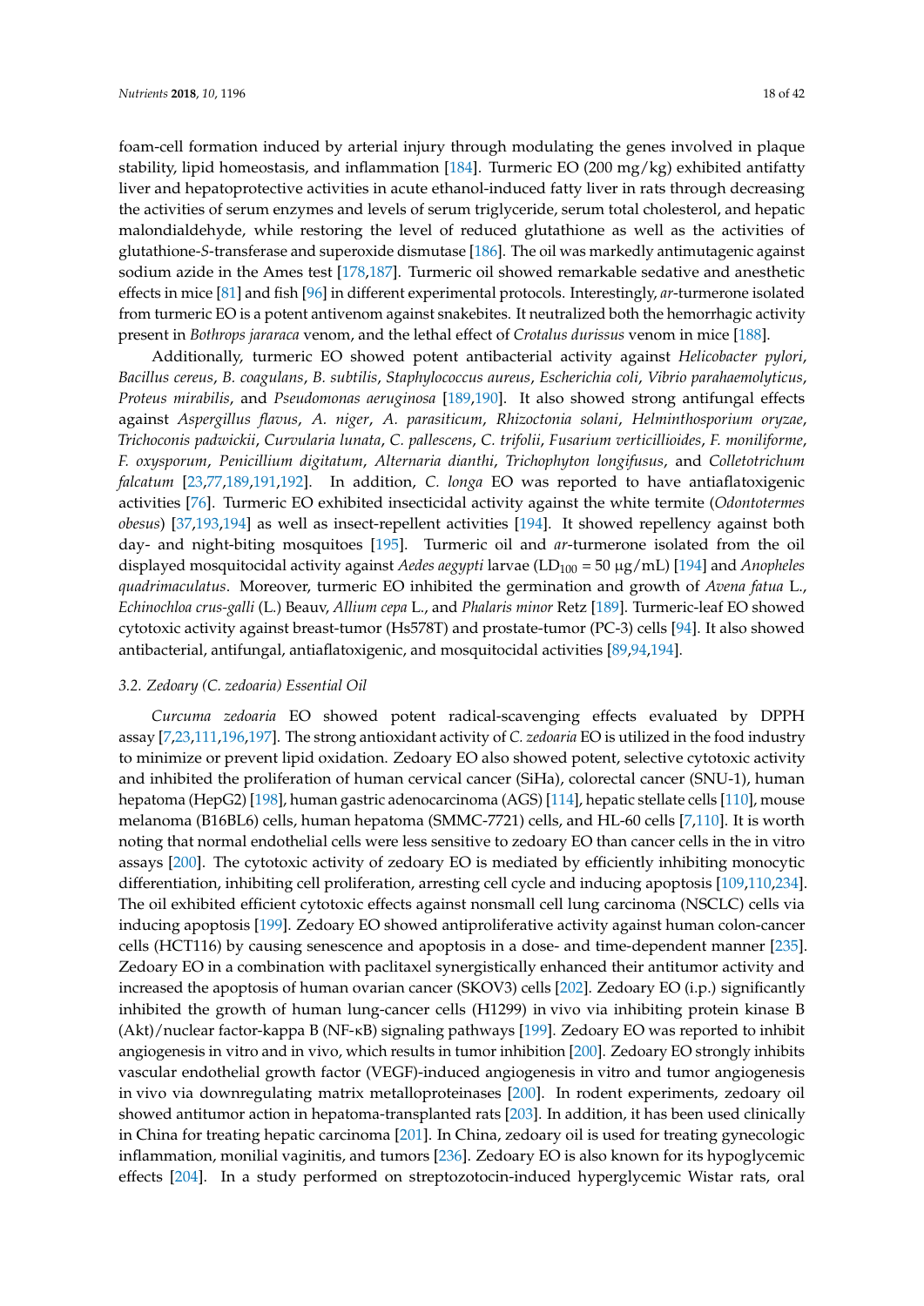foam-cell formation induced by arterial injury through modulating the genes involved in plaque stability, lipid homeostasis, and inflammation [184]. Turmeric EO (200 mg/kg) exhibited antifatty liver and hepatoprotective activities in acute ethanol-induced fatty liver in rats through decreasing the activities of serum enzymes and levels of serum triglyceride, serum total cholesterol, and hepatic malondialdehyde, while restoring the level of reduced glutathione as well as the activities of glutathione-*S*-transferase and superoxide dismutase [186]. The oil was markedly antimutagenic against sodium azide in the Ames test [178,187]. Turmeric oil showed remarkable sedative and anesthetic effects in mice [81] and fish [96] in different experimental protocols. Interestingly, *ar*-turmerone isolated from turmeric EO is a potent antivenom against snakebites. It neutralized both the hemorrhagic activity present in *Bothrops jararaca* venom, and the lethal effect of *Crotalus durissus* venom in mice [188].

Additionally, turmeric EO showed potent antibacterial activity against *Helicobacter pylori*, *Bacillus cereus*, *B. coagulans*, *B. subtilis*, *Staphylococcus aureus*, *Escherichia coli*, *Vibrio parahaemolyticus*, *Proteus mirabilis*, and *Pseudomonas aeruginosa* [189,190]. It also showed strong antifungal effects against *Aspergillus flavus*, *A. niger*, *A. parasiticum*, *Rhizoctonia solani*, *Helminthosporium oryzae*, *Trichoconis padwickii*, *Curvularia lunata*, *C. pallescens*, *C. trifolii*, *Fusarium verticillioides*, *F. moniliforme*, *F. oxysporum*, *Penicillium digitatum*, *Alternaria dianthi*, *Trichophyton longifusus*, and *Colletotrichum falcatum* [23,77,189,191,192]. In addition, *C. longa* EO was reported to have antiaflatoxigenic activities [76]. Turmeric EO exhibited insecticidal activity against the white termite (*Odontotermes obesus*) [37,193,194] as well as insect-repellent activities [194]. It showed repellency against both day- and night-biting mosquitoes [195]. Turmeric oil and *ar*-turmerone isolated from the oil displayed mosquitocidal activity against *Aedes aegypti* larvae ($LD_{100}$ = 50 µg/mL) [194] and *Anopheles quadrimaculatus*. Moreover, turmeric EO inhibited the germination and growth of *Avena fatua* L., *Echinochloa crus-galli* (L.) Beauv, *Allium cepa* L., and *Phalaris minor* Retz [189]. Turmeric-leaf EO showed cytotoxic activity against breast-tumor (Hs578T) and prostate-tumor (PC-3) cells [94]. It also showed antibacterial, antifungal, antiaflatoxigenic, and mosquitocidal activities [89,94,194].

### 3.2. Zedoary (*C. zedoaria*) Essential Oil

*Curcuma zedoaria* EO showed potent radical-scavenging effects evaluated by DPPH assay [7,23,111,196,197]. The strong antioxidant activity of *C. zedoaria* EO is utilized in the food industry to minimize or prevent lipid oxidation. Zedoary EO also showed potent, selective cytotoxic activity and inhibited the proliferation of human cervical cancer (SiHa), colorectal cancer (SNU-1), human hepatoma (HepG2) [198], human gastric adenocarcinoma (AGS) [114], hepatic stellate cells [110], mouse melanoma (B16BL6) cells, human hepatoma (SMMC-7721) cells, and HL-60 cells [7,110]. It is worth noting that normal endothelial cells were less sensitive to zedoary EO than cancer cells in the in vitro assays [200]. The cytotoxic activity of zedoary EO is mediated by efficiently inhibiting monocytic differentiation, inhibiting cell proliferation, arresting cell cycle and inducing apoptosis [109,110,234]. The oil exhibited efficient cytotoxic effects against nonsmall cell lung carcinoma (NSCLC) cells via inducing apoptosis [199]. Zedoary EO showed antiproliferative activity against human colon-cancer cells (HCT116) by causing senescence and apoptosis in a dose- and time-dependent manner [235]. Zedoary EO in a combination with paclitaxel synergistically enhanced their antitumor activity and increased the apoptosis of human ovarian cancer (SKOV3) cells [202]. Zedoary EO (i.p.) significantly inhibited the growth of human lung-cancer cells (H1299) in vivo via inhibiting protein kinase B (Akt)/nuclear factor-kappa B (NF-κB) signaling pathways [199]. Zedoary EO was reported to inhibit angiogenesis in vitro and in vivo, which results in tumor inhibition [200]. Zedoary EO strongly inhibits vascular endothelial growth factor (VEGF)-induced angiogenesis in vitro and tumor angiogenesis in vivo via downregulating matrix metalloproteinases [200]. In rodent experiments, zedoary oil showed antitumor action in hepatoma-transplanted rats [203]. In addition, it has been used clinically in China for treating hepatic carcinoma [201]. In China, zedoary oil is used for treating gynecologic inflammation, monilial vaginitis, and tumors [236]. Zedoary EO is also known for its hypoglycemic effects [204]. In a study performed on streptozotocin-induced hyperglycemic Wistar rats, oral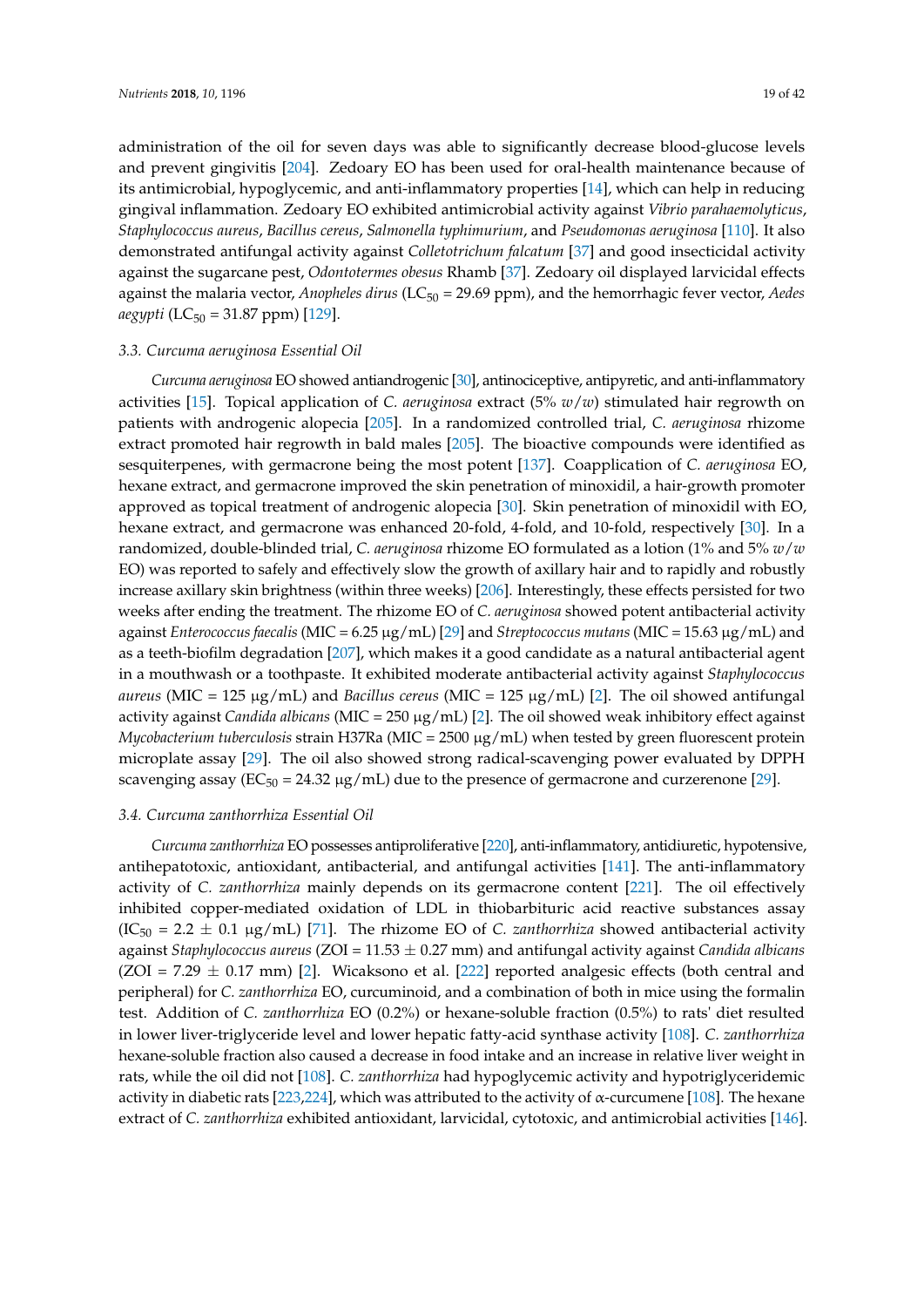administration of the oil for seven days was able to significantly decrease blood-glucose levels and prevent gingivitis [204]. Zedoary EO has been used for oral-health maintenance because of its antimicrobial, hypoglycemic, and anti-inflammatory properties [14], which can help in reducing gingival inflammation. Zedoary EO exhibited antimicrobial activity against *Vibrio parahaemolyticus*, *Staphylococcus aureus*, *Bacillus cereus*, *Salmonella typhimurium*, and *Pseudomonas aeruginosa* [110]. It also demonstrated antifungal activity against *Colletotrichum falcatum* [37] and good insecticidal activity against the sugarcane pest, *Odontotermes obesus* Rhamb [37]. Zedoary oil displayed larvicidal effects against the malaria vector, *Anopheles dirus* ($LC_{50}$ = 29.69 ppm), and the hemorrhagic fever vector, *Aedes aegypti* ($LC_{50}$ = 31.87 ppm) [129].

### 3.3. *Curcuma aeruginosa* Essential Oil

*Curcuma aeruginosa* EO showed antiandrogenic [30], antinociceptive, antipyretic, and anti-inflammatory activities [15]. Topical application of *C. aeruginosa* extract (5% *w*/*w*) stimulated hair regrowth on patients with androgenic alopecia [205]. In a randomized controlled trial, *C. aeruginosa* rhizome extract promoted hair regrowth in bald males [205]. The bioactive compounds were identified as sesquiterpenes, with germacrone being the most potent [137]. Coapplication of *C. aeruginosa* EO, hexane extract, and germacrone improved the skin penetration of minoxidil, a hair-growth promoter approved as topical treatment of androgenic alopecia [30]. Skin penetration of minoxidil with EO, hexane extract, and germacrone was enhanced 20-fold, 4-fold, and 10-fold, respectively [30]. In a randomized, double-blinded trial, *C. aeruginosa* rhizome EO formulated as a lotion (1% and 5% *w*/*w* EO) was reported to safely and effectively slow the growth of axillary hair and to rapidly and robustly increase axillary skin brightness (within three weeks) [206]. Interestingly, these effects persisted for two weeks after ending the treatment. The rhizome EO of *C. aeruginosa* showed potent antibacterial activity against *Enterococcus faecalis* (MIC = 6.25 μg/mL) [29] and *Streptococcus mutans* (MIC = 15.63 μg/mL) and as a teeth-biofilm degradation [207], which makes it a good candidate as a natural antibacterial agent in a mouthwash or a toothpaste. It exhibited moderate antibacterial activity against *Staphylococcus aureus* (MIC = 125 μg/mL) and *Bacillus cereus* (MIC = 125 μg/mL) [2]. The oil showed antifungal activity against *Candida albicans* (MIC = 250 μg/mL) [2]. The oil showed weak inhibitory effect against *Mycobacterium tuberculosis* strain H37Ra (MIC = 2500 μg/mL) when tested by green fluorescent protein microplate assay [29]. The oil also showed strong radical-scavenging power evaluated by DPPH scavenging assay ($EC_{50}$ = 24.32 μg/mL) due to the presence of germacrone and curzerenone [29].

### 3.4. *Curcuma zanthorrhiza* Essential Oil

*Curcuma zanthorrhiza* EO possesses antiproliferative [220], anti-inflammatory, antidiuretic, hypotensive, antihepatotoxic, antioxidant, antibacterial, and antifungal activities [141]. The anti-inflammatory activity of *C. zanthorrhiza* mainly depends on its germacrone content [221]. The oil effectively inhibited copper-mediated oxidation of LDL in thiobarbituric acid reactive substances assay ($IC_{50}$ = 2.2 ± 0.1 μg/mL) [71]. The rhizome EO of *C. zanthorrhiza* showed antibacterial activity against *Staphylococcus aureus* (ZOI = 11.53 ± 0.27 mm) and antifungal activity against *Candida albicans* (ZOI = 7.29 ± 0.17 mm) [2]. Wicaksono et al. [222] reported analgesic effects (both central and peripheral) for *C. zanthorrhiza* EO, curcuminoid, and a combination of both in mice using the formalin test. Addition of *C. zanthorrhiza* EO (0.2%) or hexane-soluble fraction (0.5%) to rats' diet resulted in lower liver-triglyceride level and lower hepatic fatty-acid synthase activity [108]. *C. zanthorrhiza* hexane-soluble fraction also caused a decrease in food intake and an increase in relative liver weight in rats, while the oil did not [108]. *C. zanthorrhiza* had hypoglycemic activity and hypotriglyceridemic activity in diabetic rats [223,224], which was attributed to the activity of α-curcumene [108]. The hexane extract of *C. zanthorrhiza* exhibited antioxidant, larvicidal, cytotoxic, and antimicrobial activities [146].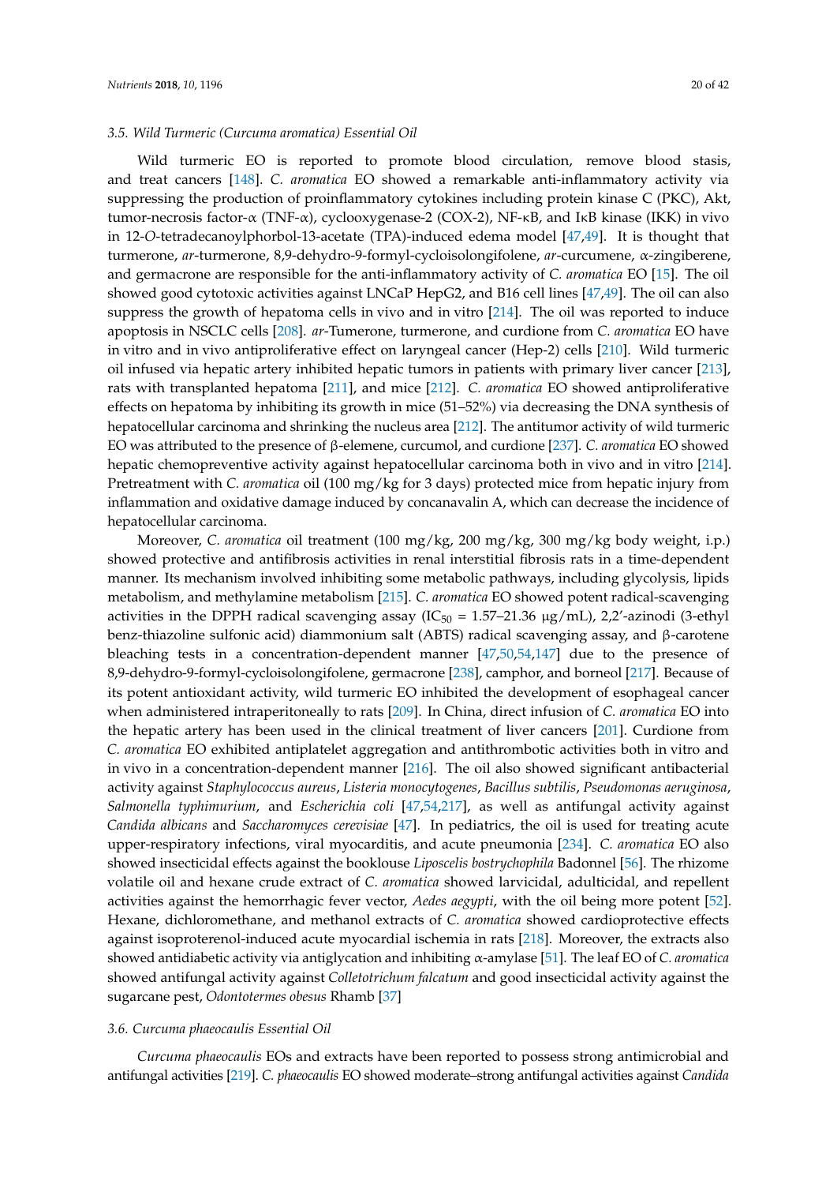### 3.5. Wild Turmeric (*Curcuma aromatica*) Essential Oil

Wild turmeric EO is reported to promote blood circulation, remove blood stasis, and treat cancers [148]. *C. aromatica* EO showed a remarkable anti-inflammatory activity via suppressing the production of proinflammatory cytokines including protein kinase C (PKC), Akt, tumor-necrosis factor-α (TNF-α), cyclooxygenase-2 (COX-2), NF-κB, and IκB kinase (IKK) in vivo in 12-*O*-tetradecanoylphorbol-13-acetate (TPA)-induced edema model [47,49]. It is thought that turmerone, *ar*-turmerone, 8,9-dehydro-9-formyl-cycloisolongifolene, *ar*-curcumene, α-zingiberene, and germacrone are responsible for the anti-inflammatory activity of *C. aromatica* EO [15]. The oil showed good cytotoxic activities against LNCaP HepG2, and B16 cell lines [47,49]. The oil can also suppress the growth of hepatoma cells in vivo and in vitro [214]. The oil was reported to induce apoptosis in NSCLC cells [208]. *ar*-Tumerone, turmerone, and curdione from *C. aromatica* EO have in vitro and in vivo antiproliferative effect on laryngeal cancer (Hep-2) cells [210]. Wild turmeric oil infused via hepatic artery inhibited hepatic tumors in patients with primary liver cancer [213], rats with transplanted hepatoma [211], and mice [212]. *C. aromatica* EO showed antiproliferative effects on hepatoma by inhibiting its growth in mice (51–52%) via decreasing the DNA synthesis of hepatocellular carcinoma and shrinking the nucleus area [212]. The antitumor activity of wild turmeric EO was attributed to the presence of β-elemene, curcumol, and curdione [237]. *C. aromatica* EO showed hepatic chemopreventive activity against hepatocellular carcinoma both in vivo and in vitro [214]. Pretreatment with *C. aromatica* oil (100 mg/kg for 3 days) protected mice from hepatic injury from inflammation and oxidative damage induced by concanavalin A, which can decrease the incidence of hepatocellular carcinoma.

Moreover, *C. aromatica* oil treatment (100 mg/kg, 200 mg/kg, 300 mg/kg body weight, i.p.) showed protective and antifibrosis activities in renal interstitial fibrosis rats in a time-dependent manner. Its mechanism involved inhibiting some metabolic pathways, including glycolysis, lipids metabolism, and methylamine metabolism [215]. *C. aromatica* EO showed potent radical-scavenging activities in the DPPH radical scavenging assay ($IC_{50}$ = 1.57–21.36 μg/mL), 2,2′-azinodi (3-ethyl benz-thiazoline sulfonic acid) diammonium salt (ABTS) radical scavenging assay, and β-carotene bleaching tests in a concentration-dependent manner [47,50,54,147] due to the presence of 8,9-dehydro-9-formyl-cycloisolongifolene, germacrone [238], camphor, and borneol [217]. Because of its potent antioxidant activity, wild turmeric EO inhibited the development of esophageal cancer when administered intraperitoneally to rats [209]. In China, direct infusion of *C. aromatica* EO into the hepatic artery has been used in the clinical treatment of liver cancers [201]. Curdione from *C. aromatica* EO exhibited antiplatelet aggregation and antithrombotic activities both in vitro and in vivo in a concentration-dependent manner [216]. The oil also showed significant antibacterial activity against *Staphylococcus aureus*, *Listeria monocytogenes*, *Bacillus subtilis*, *Pseudomonas aeruginosa*, *Salmonella typhimurium*, and *Escherichia coli* [47,54,217], as well as antifungal activity against *Candida albicans* and *Saccharomyces cerevisiae* [47]. In pediatrics, the oil is used for treating acute upper-respiratory infections, viral myocarditis, and acute pneumonia [234]. *C. aromatica* EO also showed insecticidal effects against the booklouse *Liposcelis bostrychophila* Badonnel [56]. The rhizome volatile oil and hexane crude extract of *C. aromatica* showed larvicidal, adulticidal, and repellent activities against the hemorrhagic fever vector, *Aedes aegypti*, with the oil being more potent [52]. Hexane, dichloromethane, and methanol extracts of *C. aromatica* showed cardioprotective effects against isoproterenol-induced acute myocardial ischemia in rats [218]. Moreover, the extracts also showed antidiabetic activity via antiglycation and inhibiting α-amylase [51]. The leaf EO of *C. aromatica* showed antifungal activity against *Colletotrichum falcatum* and good insecticidal activity against the sugarcane pest, *Odontotermes obesus* Rhamb [37]

### 3.6. *Curcuma phaeocaulis* Essential Oil

*Curcuma phaeocaulis* EOs and extracts have been reported to possess strong antimicrobial and antifungal activities [219]. *C. phaeocaulis* EO showed moderate–strong antifungal activities against *Candida*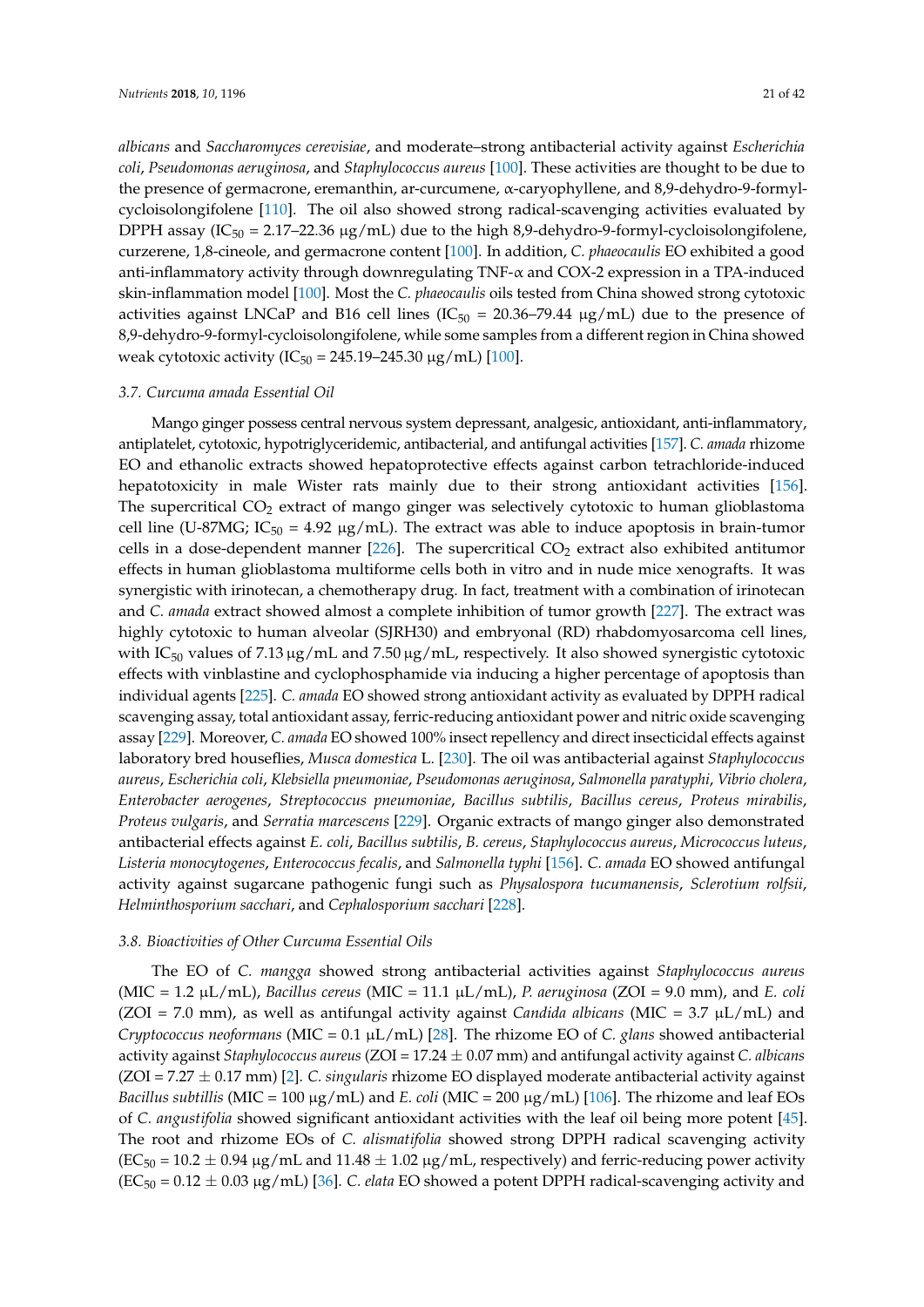*albicans* and *Saccharomyces cerevisiae*, and moderate–strong antibacterial activity against *Escherichia coli*, *Pseudomonas aeruginosa*, and *Staphylococcus aureus* [100]. These activities are thought to be due to the presence of germacrone, eremanthin, ar-curcumene, α-caryophyllene, and 8,9-dehydro-9-formyl-cycloisolongifolene [110]. The oil also showed strong radical-scavenging activities evaluated by DPPH assay ($IC_{50}$ = 2.17–22.36 μg/mL) due to the high 8,9-dehydro-9-formyl-cycloisolongifolene, curzerene, 1,8-cineole, and germacrone content [100]. In addition, *C. phaeocaulis* EO exhibited a good anti-inflammatory activity through downregulating TNF-α and COX-2 expression in a TPA-induced skin-inflammation model [100]. Most the *C. phaeocaulis* oils tested from China showed strong cytotoxic activities against LNCaP and B16 cell lines ($IC_{50}$ = 20.36–79.44 μg/mL) due to the presence of 8,9-dehydro-9-formyl-cycloisolongifolene, while some samples from a different region in China showed weak cytotoxic activity ($IC_{50}$ = 245.19–245.30 μg/mL) [100].

### 3.7. *Curcuma amada* Essential Oil

Mango ginger possess central nervous system depressant, analgesic, antioxidant, anti-inflammatory, antiplatelet, cytotoxic, hypotriglyceridemic, antibacterial, and antifungal activities [157]. *C. amada* rhizome EO and ethanolic extracts showed hepatoprotective effects against carbon tetrachloride-induced hepatotoxicity in male Wister rats mainly due to their strong antioxidant activities [156]. The supercritical $CO_2$ extract of mango ginger was selectively cytotoxic to human glioblastoma cell line (U-87MG; $IC_{50}$ = 4.92 μg/mL). The extract was able to induce apoptosis in brain-tumor cells in a dose-dependent manner [226]. The supercritical $CO_2$ extract also exhibited antitumor effects in human glioblastoma multiforme cells both in vitro and in nude mice xenografts. It was synergistic with irinotecan, a chemotherapy drug. In fact, treatment with a combination of irinotecan and *C. amada* extract showed almost a complete inhibition of tumor growth [227]. The extract was highly cytotoxic to human alveolar (SJRH30) and embryonal (RD) rhabdomyosarcoma cell lines, with $IC_{50}$ values of 7.13 μg/mL and 7.50 μg/mL, respectively. It also showed synergistic cytotoxic effects with vinblastine and cyclophosphamide via inducing a higher percentage of apoptosis than individual agents [225]. *C. amada* EO showed strong antioxidant activity as evaluated by DPPH radical scavenging assay, total antioxidant assay, ferric-reducing antioxidant power and nitric oxide scavenging assay [229]. Moreover, *C. amada* EO showed 100% insect repellency and direct insecticidal effects against laboratory bred houseflies, *Musca domestica* L. [230]. The oil was antibacterial against *Staphylococcus aureus*, *Escherichia coli*, *Klebsiella pneumoniae*, *Pseudomonas aeruginosa*, *Salmonella paratyphi*, *Vibrio cholera*, *Enterobacter aerogenes*, *Streptococcus pneumoniae*, *Bacillus subtilis*, *Bacillus cereus*, *Proteus mirabilis*, *Proteus vulgaris*, and *Serratia marcescens* [229]. Organic extracts of mango ginger also demonstrated antibacterial effects against *E. coli*, *Bacillus subtilis*, *B. cereus*, *Staphylococcus aureus*, *Micrococcus luteus*, *Listeria monocytogenes*, *Enterococcus fecalis*, and *Salmonella typhi* [156]. *C. amada* EO showed antifungal activity against sugarcane pathogenic fungi such as *Physalospora tucumanensis*, *Sclerotium rolfsii*, *Helminthosporium sacchari*, and *Cephalosporium sacchari* [228].

### 3.8. Bioactivities of Other *Curcuma* Essential Oils

The EO of *C. mangga* showed strong antibacterial activities against *Staphylococcus aureus* (MIC = 1.2 μL/mL), *Bacillus cereus* (MIC = 11.1 μL/mL), *P. aeruginosa* (ZOI = 9.0 mm), and *E. coli* (ZOI = 7.0 mm), as well as antifungal activity against *Candida albicans* (MIC = 3.7 μL/mL) and *Cryptococcus neoformans* (MIC = 0.1 μL/mL) [28]. The rhizome EO of *C. glans* showed antibacterial activity against *Staphylococcus aureus* (ZOI = 17.24 ± 0.07 mm) and antifungal activity against *C. albicans* (ZOI = 7.27 ± 0.17 mm) [2]. *C. singularis* rhizome EO displayed moderate antibacterial activity against *Bacillus subtillis* (MIC = 100 μg/mL) and *E. coli* (MIC = 200 μg/mL) [106]. The rhizome and leaf EOs of *C. angustifolia* showed significant antioxidant activities with the leaf oil being more potent [45]. The root and rhizome EOs of *C. alismatifolia* showed strong DPPH radical scavenging activity ($EC_{50}$ = 10.2 ± 0.94 μg/mL and 11.48 ± 1.02 μg/mL, respectively) and ferric-reducing power activity ($EC_{50}$ = 0.12 ± 0.03 μg/mL) [36]. *C. elata* EO showed a potent DPPH radical-scavenging activity and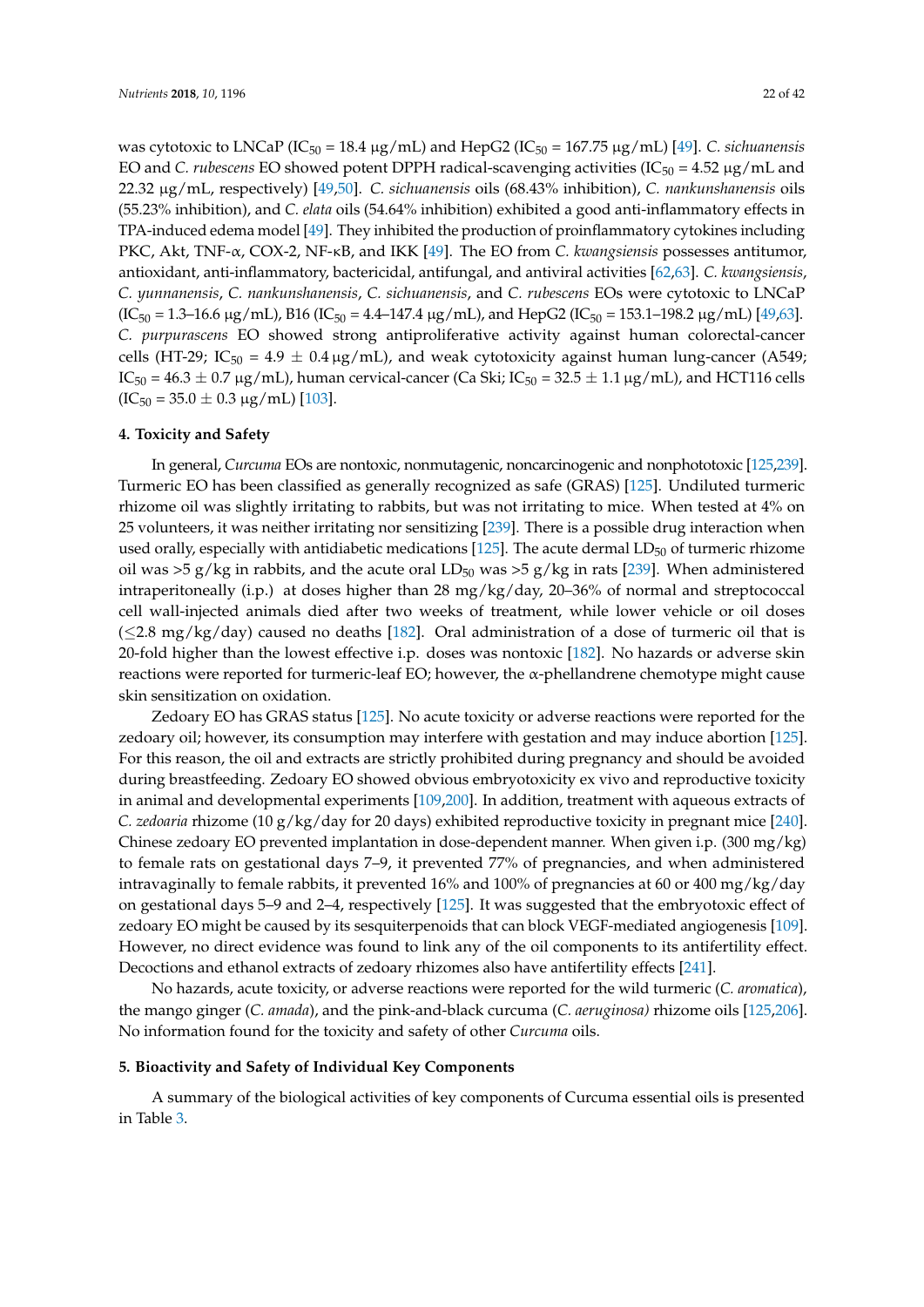was cytotoxic to LNCaP ($IC_{50}$ = 18.4 μg/mL) and HepG2 ($IC_{50}$ = 167.75 μg/mL) [49]. *C. sichuanensis* EO and *C. rubescens* EO showed potent DPPH radical-scavenging activities ($IC_{50}$ = 4.52 μg/mL and 22.32 μg/mL, respectively) [49,50]. *C. sichuanensis* oils (68.43% inhibition), *C. nankunshanensis* oils (55.23% inhibition), and *C. elata* oils (54.64% inhibition) exhibited a good anti-inflammatory effects in TPA-induced edema model [49]. They inhibited the production of proinflammatory cytokines including PKC, Akt, TNF-α, COX-2, NF-κB, and IKK [49]. The EO from *C. kwangsiensis* possesses antitumor, antioxidant, anti-inflammatory, bactericidal, antifungal, and antiviral activities [62,63]. *C. kwangsiensis*, *C. yunnanensis*, *C. nankunshanensis*, *C. sichuanensis*, and *C. rubescens* EOs were cytotoxic to LNCaP ($IC_{50}$ = 1.3–16.6 μg/mL), B16 ($IC_{50}$ = 4.4–147.4 μg/mL), and HepG2 ($IC_{50}$ = 153.1–198.2 μg/mL) [49,63]. *C. purpurascens* EO showed strong antiproliferative activity against human colorectal-cancer cells (HT-29; $IC_{50}$ = 4.9 ± 0.4 μg/mL), and weak cytotoxicity against human lung-cancer (A549; $IC_{50}$ = 46.3 ± 0.7 μg/mL), human cervical-cancer (Ca Ski; $IC_{50}$ = 32.5 ± 1.1 μg/mL), and HCT116 cells ($IC_{50}$ = 35.0 ± 0.3 μg/mL) [103].

## 4. Toxicity and Safety

In general, *Curcuma* EOs are nontoxic, nonmutagenic, noncarcinogenic and nonphototoxic [125,239]. Turmeric EO has been classified as generally recognized as safe (GRAS) [125]. Undiluted turmeric rhizome oil was slightly irritating to rabbits, but was not irritating to mice. When tested at 4% on 25 volunteers, it was neither irritating nor sensitizing [239]. There is a possible drug interaction when used orally, especially with antidiabetic medications [125]. The acute dermal $LD_{50}$ of turmeric rhizome oil was >5 g/kg in rabbits, and the acute oral $LD_{50}$ was >5 g/kg in rats [239]. When administered intraperitoneally (i.p.) at doses higher than 28 mg/kg/day, 20–36% of normal and streptococcal cell wall-injected animals died after two weeks of treatment, while lower vehicle or oil doses (≤2.8 mg/kg/day) caused no deaths [182]. Oral administration of a dose of turmeric oil that is 20-fold higher than the lowest effective i.p. doses was nontoxic [182]. No hazards or adverse skin reactions were reported for turmeric-leaf EO; however, the α-phellandrene chemotype might cause skin sensitization on oxidation.

Zedoary EO has GRAS status [125]. No acute toxicity or adverse reactions were reported for the zedoary oil; however, its consumption may interfere with gestation and may induce abortion [125]. For this reason, the oil and extracts are strictly prohibited during pregnancy and should be avoided during breastfeeding. Zedoary EO showed obvious embryotoxicity ex vivo and reproductive toxicity in animal and developmental experiments [109,200]. In addition, treatment with aqueous extracts of *C. zedoaria* rhizome (10 g/kg/day for 20 days) exhibited reproductive toxicity in pregnant mice [240]. Chinese zedoary EO prevented implantation in dose-dependent manner. When given i.p. (300 mg/kg) to female rats on gestational days 7–9, it prevented 77% of pregnancies, and when administered intravaginally to female rabbits, it prevented 16% and 100% of pregnancies at 60 or 400 mg/kg/day on gestational days 5–9 and 2–4, respectively [125]. It was suggested that the embryotoxic effect of zedoary EO might be caused by its sesquiterpenoids that can block VEGF-mediated angiogenesis [109]. However, no direct evidence was found to link any of the oil components to its antifertility effect. Decoctions and ethanol extracts of zedoary rhizomes also have antifertility effects [241].

No hazards, acute toxicity, or adverse reactions were reported for the wild turmeric (*C. aromatica*), the mango ginger (*C. amada*), and the pink-and-black curcuma (*C. aeruginosa)* rhizome oils [125,206]. No information found for the toxicity and safety of other *Curcuma* oils.

## 5. Bioactivity and Safety of Individual Key Components

A summary of the biological activities of key components of Curcuma essential oils is presented in Table 3.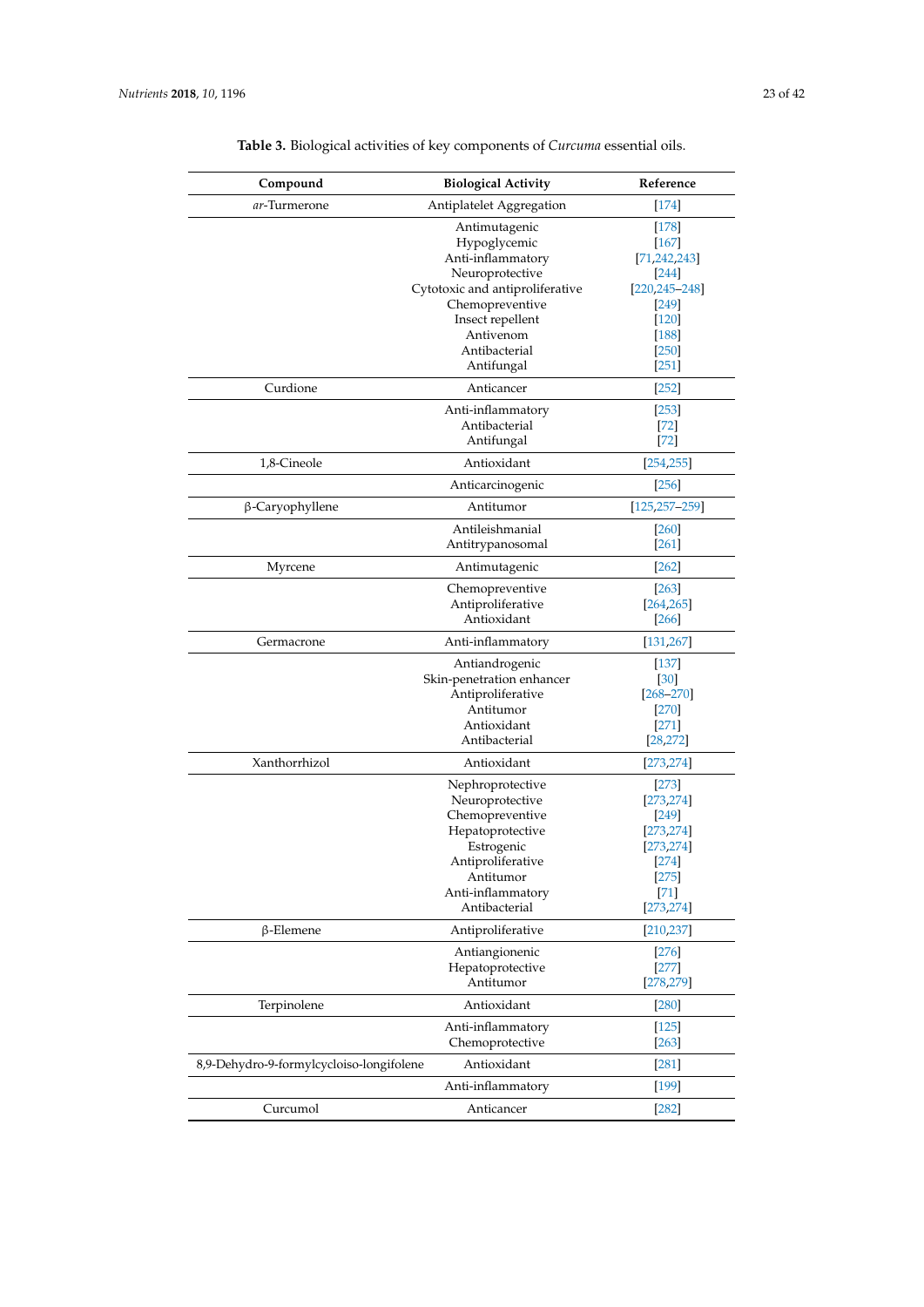**Table 3.** Biological activities of key components of *Curcuma* essential oils.

| Compound | Biological Activity | Reference |
|---|---|---|
| *ar*-Turmerone | Antiplatelet Aggregation | [174] |
| | Antimutagenic | [178] |
| | Hypoglycemic | [167] |
| | Anti-inflammatory | [71,242,243] |
| | Neuroprotective | [244] |
| | Cytotoxic and antiproliferative | [220,245–248] |
| | Chemopreventive | [249] |
| | Insect repellent | [120] |
| | Antivenom | [188] |
| | Antibacterial | [250] |
| | Antifungal | [251] |
| Curdione | Anticancer | [252] |
| | Anti-inflammatory | [253] |
| | Antibacterial | [72] |
| | Antifungal | [72] |
| 1,8-Cineole | Antioxidant | [254,255] |
| | Anticarcinogenic | [256] |
| β-Caryophyllene | Antitumor | [125,257–259] |
| | Antileishmanial | [260] |
| | Antitrypanosomal | [261] |
| Myrcene | Antimutagenic | [262] |
| | Chemopreventive | [263] |
| | Antiproliferative | [264,265] |
| | Antioxidant | [266] |
| Germacrone | Anti-inflammatory | [131,267] |
| | Antiandrogenic | [137] |
| | Skin-penetration enhancer | [30] |
| | Antiproliferative | [268–270] |
| | Antitumor | [270] |
| | Antioxidant | [271] |
| | Antibacterial | [28,272] |
| Xanthorrhizol | Antioxidant | [273,274] |
| | Nephroprotective | [273] |
| | Neuroprotective | [273,274] |
| | Chemopreventive | [249] |
| | Hepatoprotective | [273,274] |
| | Estrogenic | [273,274] |
| | Antiproliferative | [274] |
| | Antitumor | [275] |
| | Anti-inflammatory | [71] |
| | Antibacterial | [273,274] |
| β-Elemene | Antiproliferative | [210,237] |
| | Antiangionenic | [276] |
| | Hepatoprotective | [277] |
| | Antitumor | [278,279] |
| Terpinolene | Antioxidant | [280] |
| | Anti-inflammatory | [125] |
| | Chemoprotective | [263] |
| 8,9-Dehydro-9-formylcycloiso-longifolene | Antioxidant | [281] |
| | Anti-inflammatory | [199] |
| Curcumol | Anticancer | [282] |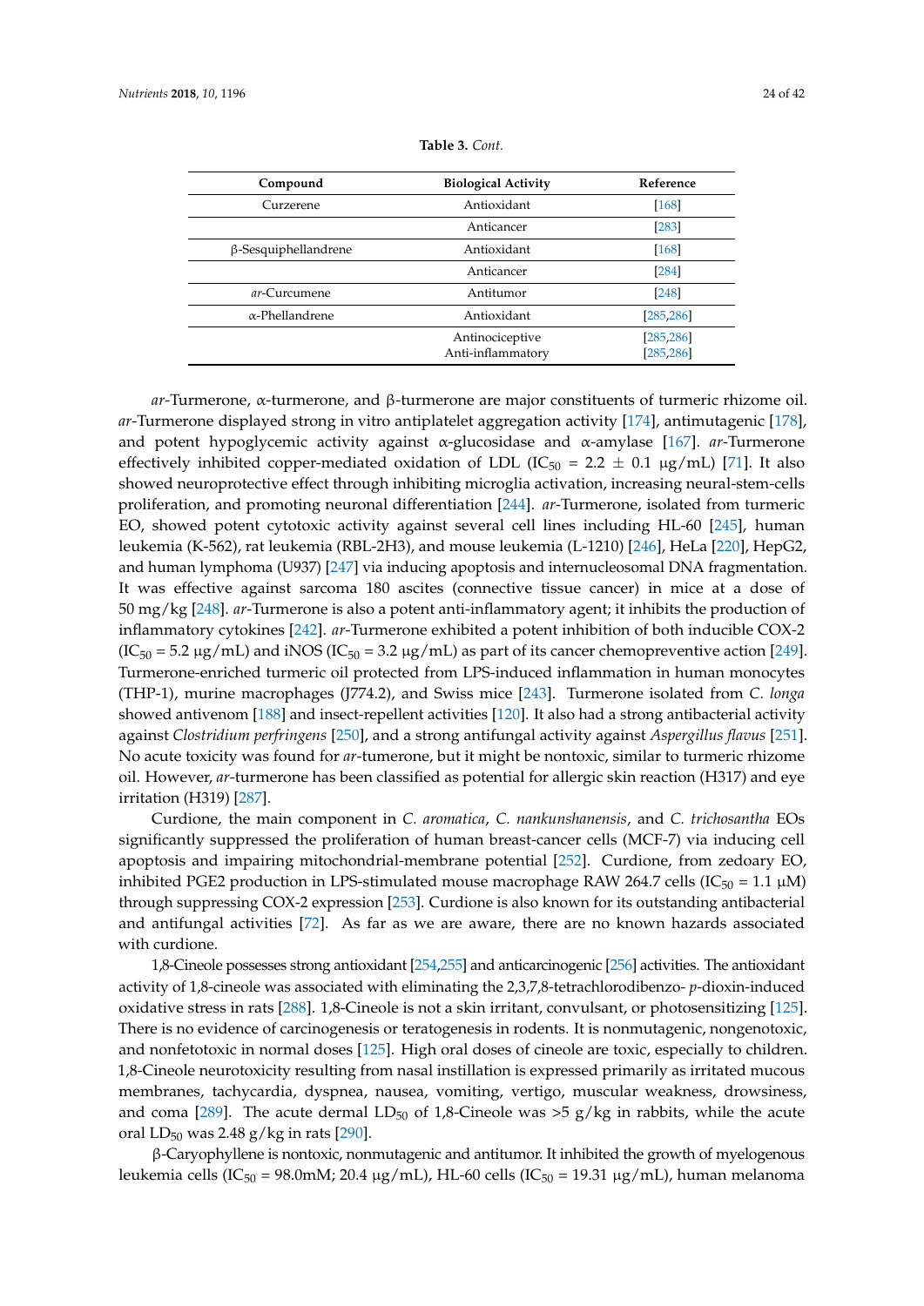**Table 3.** *Cont.*

| Compound | Biological Activity | Reference |
|---|---|---|
| Curzerene | Antioxidant | [168] |
| | Anticancer | [283] |
| β-Sesquiphellandrene | Antioxidant | [168] |
| | Anticancer | [284] |
| *ar*-Curcumene | Antitumor | [248] |
| α-Phellandrene | Antioxidant | [285,286] |
| | Antinociceptive<br>Anti-inflammatory | [285,286]<br>[285,286] |

*ar*-Turmerone, α-turmerone, and β-turmerone are major constituents of turmeric rhizome oil. *ar*-Turmerone displayed strong in vitro antiplatelet aggregation activity [174], antimutagenic [178], and potent hypoglycemic activity against α-glucosidase and α-amylase [167]. *ar*-Turmerone effectively inhibited copper-mediated oxidation of LDL ($IC_{50}$ = 2.2 ± 0.1 μg/mL) [71]. It also showed neuroprotective effect through inhibiting microglia activation, increasing neural-stem-cells proliferation, and promoting neuronal differentiation [244]. *ar*-Turmerone, isolated from turmeric EO, showed potent cytotoxic activity against several cell lines including HL-60 [245], human leukemia (K-562), rat leukemia (RBL-2H3), and mouse leukemia (L-1210) [246], HeLa [220], HepG2, and human lymphoma (U937) [247] via inducing apoptosis and internucleosomal DNA fragmentation. It was effective against sarcoma 180 ascites (connective tissue cancer) in mice at a dose of 50 mg/kg [248]. *ar*-Turmerone is also a potent anti-inflammatory agent; it inhibits the production of inflammatory cytokines [242]. *ar*-Turmerone exhibited a potent inhibition of both inducible COX-2 ($IC_{50}$ = 5.2 μg/mL) and iNOS ($IC_{50}$ = 3.2 μg/mL) as part of its cancer chemopreventive action [249]. Turmerone-enriched turmeric oil protected from LPS-induced inflammation in human monocytes (THP-1), murine macrophages (J774.2), and Swiss mice [243]. Turmerone isolated from *C. longa* showed antivenom [188] and insect-repellent activities [120]. It also had a strong antibacterial activity against *Clostridium perfringens* [250], and a strong antifungal activity against *Aspergillus flavus* [251]. No acute toxicity was found for *ar*-turmerone, but it might be nontoxic, similar to turmeric rhizome oil. However, *ar*-turmerone has been classified as potential for allergic skin reaction (H317) and eye irritation (H319) [287].

Curdione, the main component in *C. aromatica*, *C. nankunshanensis*, and *C. trichosantha* EOs significantly suppressed the proliferation of human breast-cancer cells (MCF-7) via inducing cell apoptosis and impairing mitochondrial-membrane potential [252]. Curdione, from zedoary EO, inhibited PGE2 production in LPS-stimulated mouse macrophage RAW 264.7 cells ($IC_{50}$ = 1.1 μM) through suppressing COX-2 expression [253]. Curdione is also known for its outstanding antibacterial and antifungal activities [72]. As far as we are aware, there are no known hazards associated with curdione.

1,8-Cineole possesses strong antioxidant [254,255] and anticarcinogenic [256] activities. The antioxidant activity of 1,8-cineole was associated with eliminating the 2,3,7,8-tetrachlorodibenzo- *p*-dioxin-induced oxidative stress in rats [288]. 1,8-Cineole is not a skin irritant, convulsant, or photosensitizing [125]. There is no evidence of carcinogenesis or teratogenesis in rodents. It is nonmutagenic, nongenotoxic, and nonfetotoxic in normal doses [125]. High oral doses of cineole are toxic, especially to children. 1,8-Cineole neurotoxicity resulting from nasal instillation is expressed primarily as irritated mucous membranes, tachycardia, dyspnea, nausea, vomiting, vertigo, muscular weakness, drowsiness, and coma [289]. The acute dermal $LD_{50}$ of 1,8-Cineole was >5 g/kg in rabbits, while the acute oral $LD_{50}$ was 2.48 g/kg in rats [290].

β-Caryophyllene is nontoxic, nonmutagenic and antitumor. It inhibited the growth of myelogenous leukemia cells ($IC_{50}$ = 98.0mM; 20.4 μg/mL), HL-60 cells ($IC_{50}$ = 19.31 μg/mL), human melanoma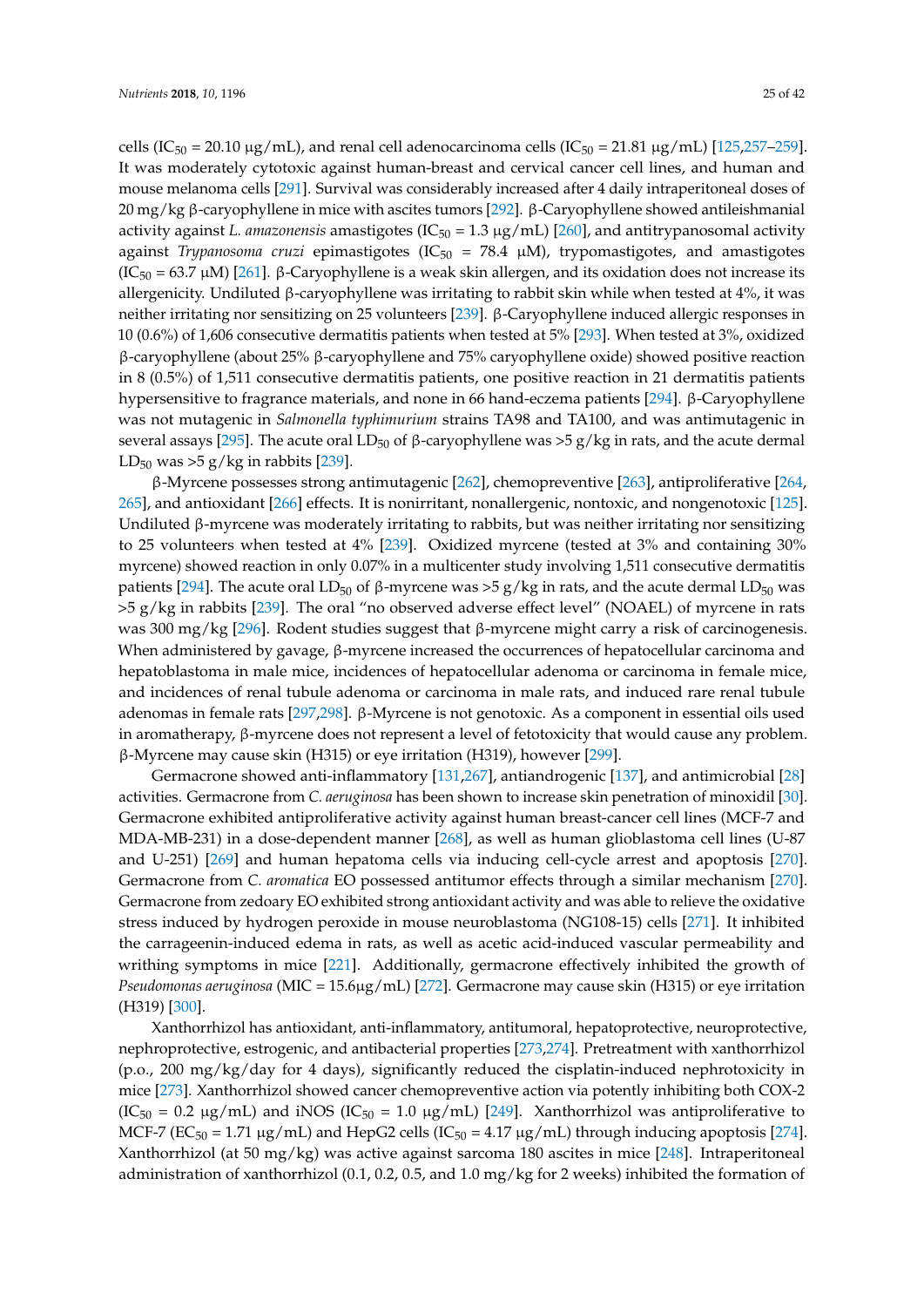cells ($IC_{50}$ = 20.10 μg/mL), and renal cell adenocarcinoma cells ($IC_{50}$ = 21.81 μg/mL) [125,257–259]. It was moderately cytotoxic against human-breast and cervical cancer cell lines, and human and mouse melanoma cells [291]. Survival was considerably increased after 4 daily intraperitoneal doses of 20 mg/kg β-caryophyllene in mice with ascites tumors [292]. β-Caryophyllene showed antileishmanial activity against *L. amazonensis* amastigotes ($IC_{50}$ = 1.3 μg/mL) [260], and antitrypanosomal activity against *Trypanosoma cruzi* epimastigotes ($IC_{50}$ = 78.4 μM), trypomastigotes, and amastigotes ($IC_{50}$ = 63.7 μM) [261]. β-Caryophyllene is a weak skin allergen, and its oxidation does not increase its allergenicity. Undiluted β-caryophyllene was irritating to rabbit skin while when tested at 4%, it was neither irritating nor sensitizing on 25 volunteers [239]. β-Caryophyllene induced allergic responses in 10 (0.6%) of 1,606 consecutive dermatitis patients when tested at 5% [293]. When tested at 3%, oxidized β-caryophyllene (about 25% β-caryophyllene and 75% caryophyllene oxide) showed positive reaction in 8 (0.5%) of 1,511 consecutive dermatitis patients, one positive reaction in 21 dermatitis patients hypersensitive to fragrance materials, and none in 66 hand-eczema patients [294]. β-Caryophyllene was not mutagenic in *Salmonella typhimurium* strains TA98 and TA100, and was antimutagenic in several assays [295]. The acute oral $LD_{50}$ of β-caryophyllene was >5 g/kg in rats, and the acute dermal $LD_{50}$ was >5 g/kg in rabbits [239].

β-Myrcene possesses strong antimutagenic [262], chemopreventive [263], antiproliferative [264,265], and antioxidant [266] effects. It is nonirritant, nonallergenic, nontoxic, and nongenotoxic [125]. Undiluted β-myrcene was moderately irritating to rabbits, but was neither irritating nor sensitizing to 25 volunteers when tested at 4% [239]. Oxidized myrcene (tested at 3% and containing 30% myrcene) showed reaction in only 0.07% in a multicenter study involving 1,511 consecutive dermatitis patients [294]. The acute oral $LD_{50}$ of β-myrcene was >5 g/kg in rats, and the acute dermal $LD_{50}$ was >5 g/kg in rabbits [239]. The oral "no observed adverse effect level" (NOAEL) of myrcene in rats was 300 mg/kg [296]. Rodent studies suggest that β-myrcene might carry a risk of carcinogenesis. When administered by gavage, β-myrcene increased the occurrences of hepatocellular carcinoma and hepatoblastoma in male mice, incidences of hepatocellular adenoma or carcinoma in female mice, and incidences of renal tubule adenoma or carcinoma in male rats, and induced rare renal tubule adenomas in female rats [297,298]. β-Myrcene is not genotoxic. As a component in essential oils used in aromatherapy, β-myrcene does not represent a level of fetotoxicity that would cause any problem. β-Myrcene may cause skin (H315) or eye irritation (H319), however [299].

Germacrone showed anti-inflammatory [131,267], antiandrogenic [137], and antimicrobial [28] activities. Germacrone from *C. aeruginosa* has been shown to increase skin penetration of minoxidil [30]. Germacrone exhibited antiproliferative activity against human breast-cancer cell lines (MCF-7 and MDA-MB-231) in a dose-dependent manner [268], as well as human glioblastoma cell lines (U-87 and U-251) [269] and human hepatoma cells via inducing cell-cycle arrest and apoptosis [270]. Germacrone from *C. aromatica* EO possessed antitumor effects through a similar mechanism [270]. Germacrone from zedoary EO exhibited strong antioxidant activity and was able to relieve the oxidative stress induced by hydrogen peroxide in mouse neuroblastoma (NG108-15) cells [271]. It inhibited the carrageenin-induced edema in rats, as well as acetic acid-induced vascular permeability and writhing symptoms in mice [221]. Additionally, germacrone effectively inhibited the growth of *Pseudomonas aeruginosa* (MIC = 15.6μg/mL) [272]. Germacrone may cause skin (H315) or eye irritation (H319) [300].

Xanthorrhizol has antioxidant, anti-inflammatory, antitumoral, hepatoprotective, neuroprotective, nephroprotective, estrogenic, and antibacterial properties [273,274]. Pretreatment with xanthorrhizol (p.o., 200 mg/kg/day for 4 days), significantly reduced the cisplatin-induced nephrotoxicity in mice [273]. Xanthorrhizol showed cancer chemopreventive action via potently inhibiting both COX-2 ($IC_{50}$ = 0.2 μg/mL) and iNOS ($IC_{50}$ = 1.0 μg/mL) [249]. Xanthorrhizol was antiproliferative to MCF-7 ($EC_{50}$ = 1.71 μg/mL) and HepG2 cells ($IC_{50}$ = 4.17 μg/mL) through inducing apoptosis [274]. Xanthorrhizol (at 50 mg/kg) was active against sarcoma 180 ascites in mice [248]. Intraperitoneal administration of xanthorrhizol (0.1, 0.2, 0.5, and 1.0 mg/kg for 2 weeks) inhibited the formation of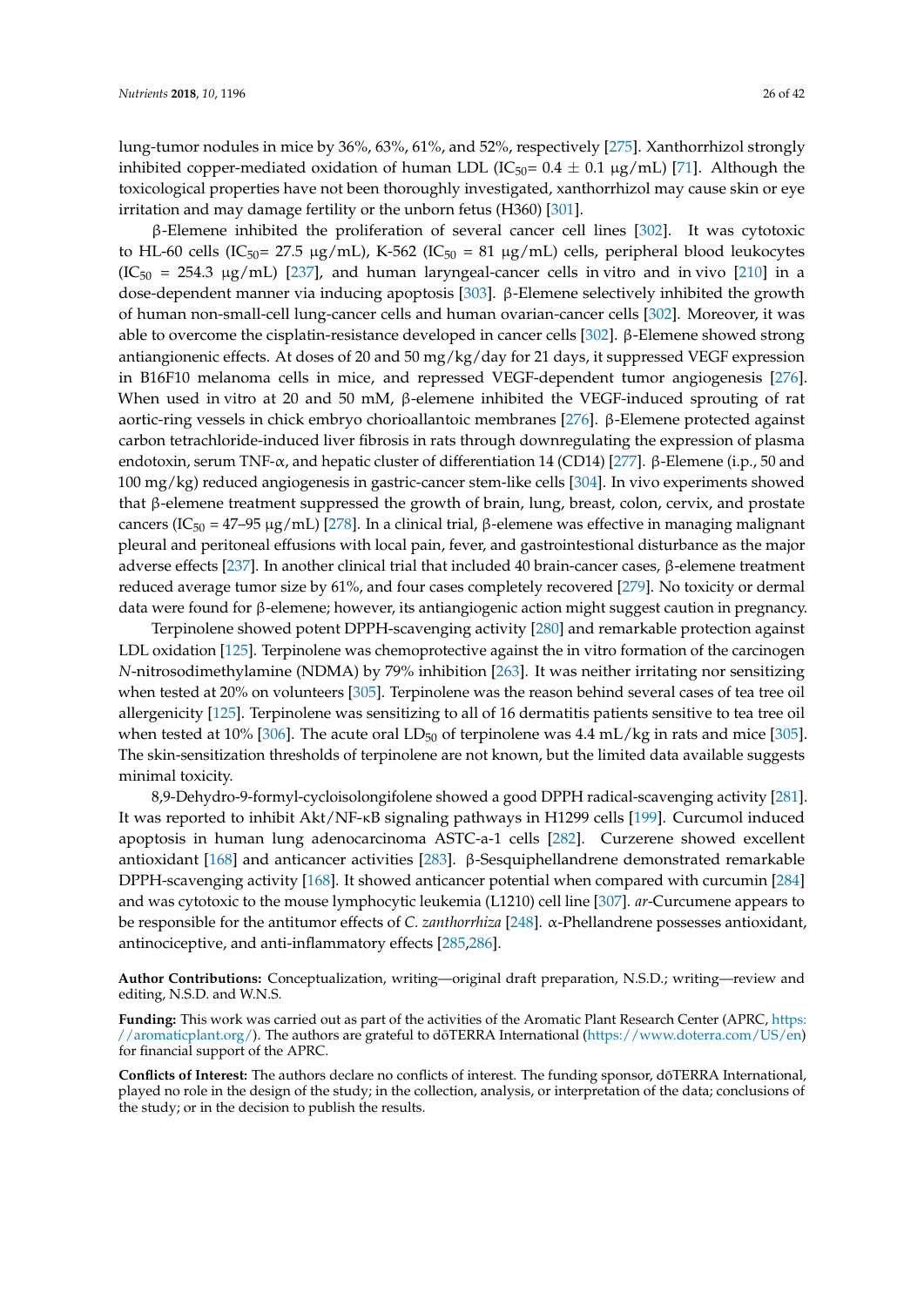lung-tumor nodules in mice by 36%, 63%, 61%, and 52%, respectively [275]. Xanthorrhizol strongly inhibited copper-mediated oxidation of human LDL ($IC_{50}$= 0.4 ± 0.1 μg/mL) [71]. Although the toxicological properties have not been thoroughly investigated, xanthorrhizol may cause skin or eye irritation and may damage fertility or the unborn fetus (H360) [301].

β-Elemene inhibited the proliferation of several cancer cell lines [302]. It was cytotoxic to HL-60 cells ($IC_{50}$= 27.5 μg/mL), K-562 ($IC_{50}$ = 81 μg/mL) cells, peripheral blood leukocytes ($IC_{50}$ = 254.3 μg/mL) [237], and human laryngeal-cancer cells in vitro and in vivo [210] in a dose-dependent manner via inducing apoptosis [303]. β-Elemene selectively inhibited the growth of human non-small-cell lung-cancer cells and human ovarian-cancer cells [302]. Moreover, it was able to overcome the cisplatin-resistance developed in cancer cells [302]. β-Elemene showed strong antiangionenic effects. At doses of 20 and 50 mg/kg/day for 21 days, it suppressed VEGF expression in B16F10 melanoma cells in mice, and repressed VEGF-dependent tumor angiogenesis [276]. When used in vitro at 20 and 50 mM, β-elemene inhibited the VEGF-induced sprouting of rat aortic-ring vessels in chick embryo chorioallantoic membranes [276]. β-Elemene protected against carbon tetrachloride-induced liver fibrosis in rats through downregulating the expression of plasma endotoxin, serum TNF-α, and hepatic cluster of differentiation 14 (CD14) [277]. β-Elemene (i.p., 50 and 100 mg/kg) reduced angiogenesis in gastric-cancer stem-like cells [304]. In vivo experiments showed that β-elemene treatment suppressed the growth of brain, lung, breast, colon, cervix, and prostate cancers ($IC_{50}$ = 47–95 μg/mL) [278]. In a clinical trial, β-elemene was effective in managing malignant pleural and peritoneal effusions with local pain, fever, and gastrointestional disturbance as the major adverse effects [237]. In another clinical trial that included 40 brain-cancer cases, β-elemene treatment reduced average tumor size by 61%, and four cases completely recovered [279]. No toxicity or dermal data were found for β-elemene; however, its antiangiogenic action might suggest caution in pregnancy.

Terpinolene showed potent DPPH-scavenging activity [280] and remarkable protection against LDL oxidation [125]. Terpinolene was chemoprotective against the in vitro formation of the carcinogen *N*-nitrosodimethylamine (NDMA) by 79% inhibition [263]. It was neither irritating nor sensitizing when tested at 20% on volunteers [305]. Terpinolene was the reason behind several cases of tea tree oil allergenicity [125]. Terpinolene was sensitizing to all of 16 dermatitis patients sensitive to tea tree oil when tested at 10% [306]. The acute oral $LD_{50}$ of terpinolene was 4.4 mL/kg in rats and mice [305]. The skin-sensitization thresholds of terpinolene are not known, but the limited data available suggests minimal toxicity.

8,9-Dehydro-9-formyl-cycloisolongifolene showed a good DPPH radical-scavenging activity [281]. It was reported to inhibit Akt/NF-κB signaling pathways in H1299 cells [199]. Curcumol induced apoptosis in human lung adenocarcinoma ASTC-a-1 cells [282]. Curzerene showed excellent antioxidant [168] and anticancer activities [283]. β-Sesquiphellandrene demonstrated remarkable DPPH-scavenging activity [168]. It showed anticancer potential when compared with curcumin [284] and was cytotoxic to the mouse lymphocytic leukemia (L1210) cell line [307]. *ar*-Curcumene appears to be responsible for the antitumor effects of *C. zanthorrhiza* [248]. α-Phellandrene possesses antioxidant, antinociceptive, and anti-inflammatory effects [285,286].

**Author Contributions:** Conceptualization, writing—original draft preparation, N.S.D.; writing—review and editing, N.S.D. and W.N.S.

**Funding:** This work was carried out as part of the activities of the Aromatic Plant Research Center (APRC, https://aromaticplant.org/). The authors are grateful to dōTERRA International (https://www.doterra.com/US/en) for financial support of the APRC.

**Conflicts of Interest:** The authors declare no conflicts of interest. The funding sponsor, dōTERRA International, played no role in the design of the study; in the collection, analysis, or interpretation of the data; conclusions of the study; or in the decision to publish the results.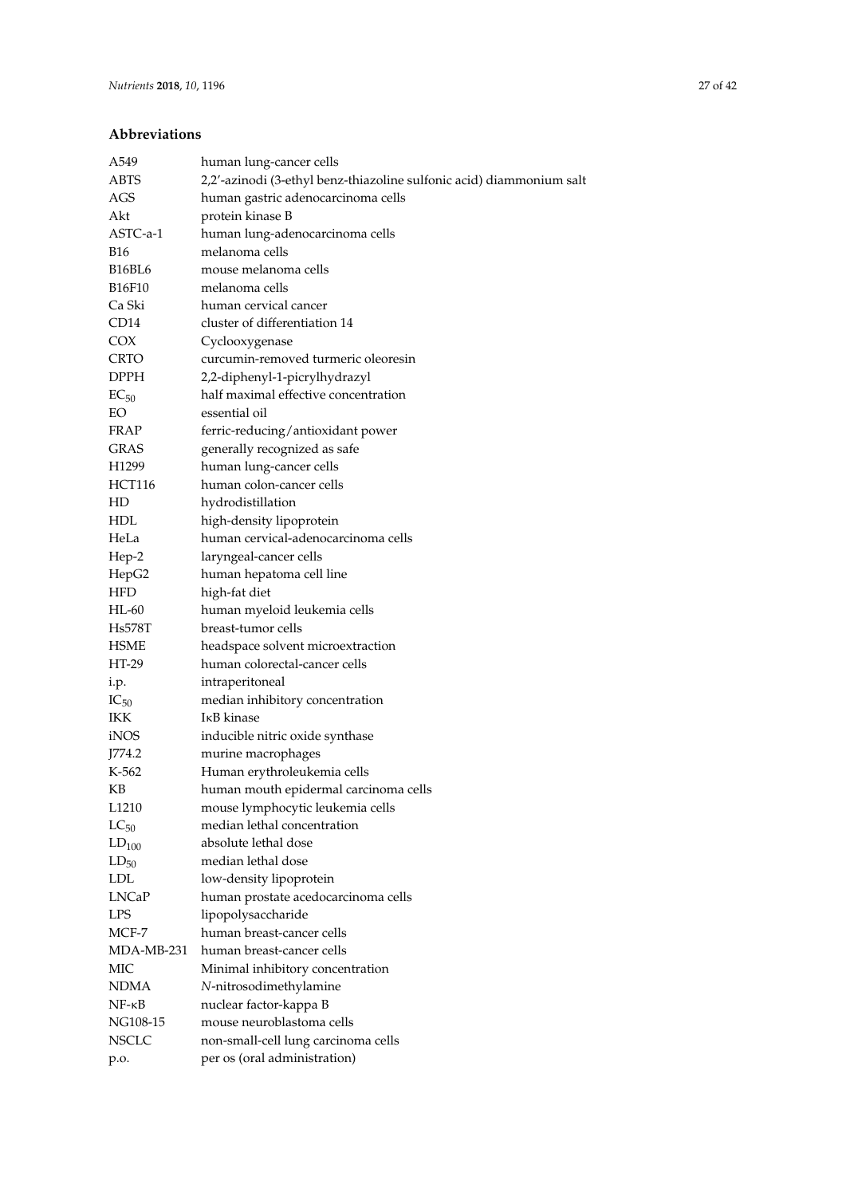## Abbreviations

| | |
|---|---|
| A549 | human lung-cancer cells |
| ABTS | 2,2′-azinodi (3-ethyl benz-thiazoline sulfonic acid) diammonium salt |
| AGS | human gastric adenocarcinoma cells |
| Akt | protein kinase B |
| ASTC-a-1 | human lung-adenocarcinoma cells |
| B16 | melanoma cells |
| B16BL6 | mouse melanoma cells |
| B16F10 | melanoma cells |
| Ca Ski | human cervical cancer |
| CD14 | cluster of differentiation 14 |
| COX | Cyclooxygenase |
| CRTO | curcumin-removed turmeric oleoresin |
| DPPH | 2,2-diphenyl-1-picrylhydrazyl |
| $EC_{50}$ | half maximal effective concentration |
| EO | essential oil |
| FRAP | ferric-reducing/antioxidant power |
| GRAS | generally recognized as safe |
| H1299 | human lung-cancer cells |
| HCT116 | human colon-cancer cells |
| HD | hydrodistillation |
| HDL | high-density lipoprotein |
| HeLa | human cervical-adenocarcinoma cells |
| Hep-2 | laryngeal-cancer cells |
| HepG2 | human hepatoma cell line |
| HFD | high-fat diet |
| HL-60 | human myeloid leukemia cells |
| Hs578T | breast-tumor cells |
| HSME | headspace solvent microextraction |
| HT-29 | human colorectal-cancer cells |
| i.p. | intraperitoneal |
| $IC_{50}$ | median inhibitory concentration |
| IKK | IκB kinase |
| iNOS | inducible nitric oxide synthase |
| J774.2 | murine macrophages |
| K-562 | Human erythroleukemia cells |
| KB | human mouth epidermal carcinoma cells |
| L1210 | mouse lymphocytic leukemia cells |
| $LC_{50}$ | median lethal concentration |
| $LD_{100}$ | absolute lethal dose |
| $LD_{50}$ | median lethal dose |
| LDL | low-density lipoprotein |
| LNCaP | human prostate acedocarcinoma cells |
| LPS | lipopolysaccharide |
| MCF-7 | human breast-cancer cells |
| MDA-MB-231 | human breast-cancer cells |
| MIC | Minimal inhibitory concentration |
| NDMA | *N*-nitrosodimethylamine |
| NF-κB | nuclear factor-kappa B |
| NG108-15 | mouse neuroblastoma cells |
| NSCLC | non-small-cell lung carcinoma cells |
| p.o. | per os (oral administration) |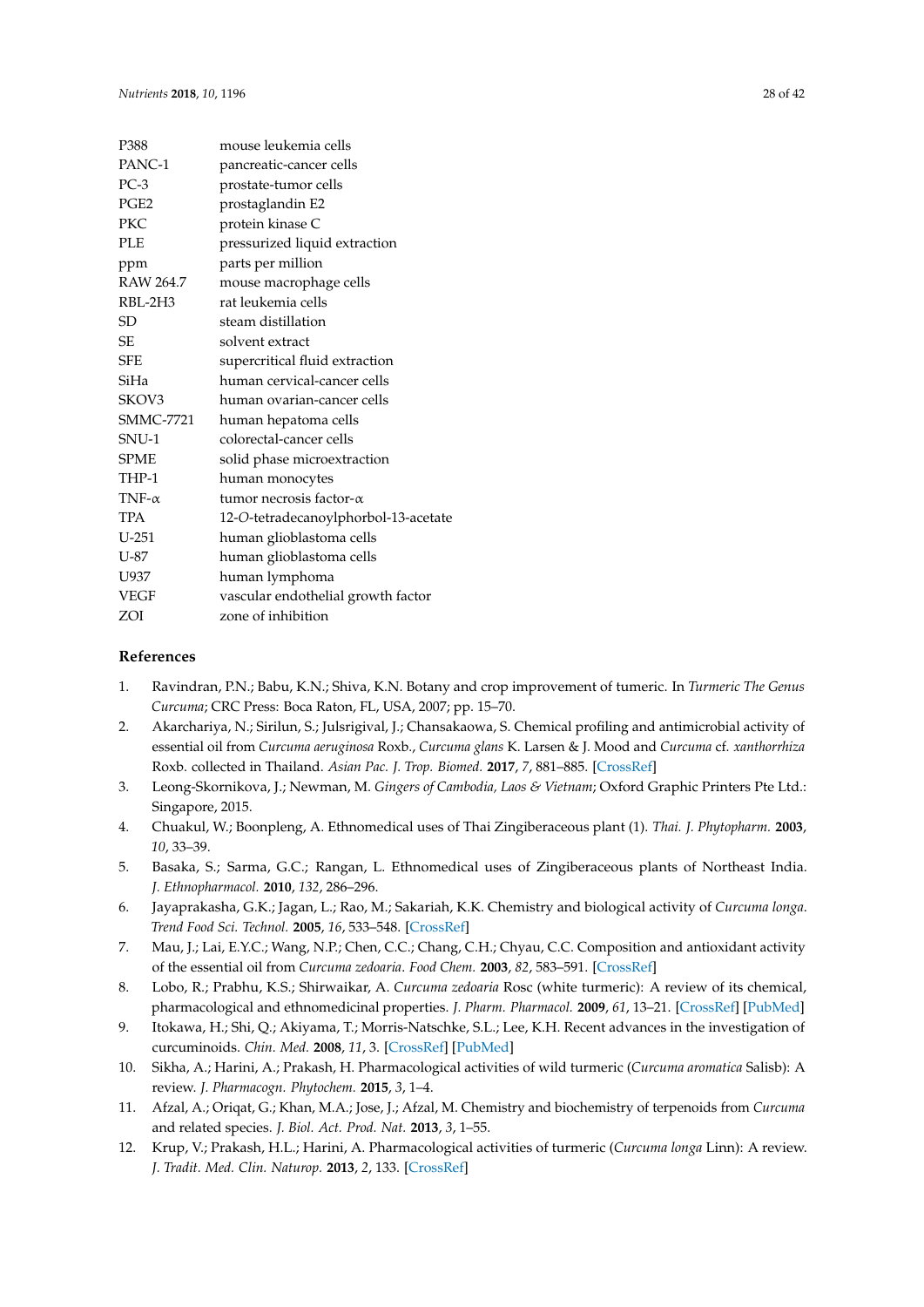| | |
|---|---|
| P388 | mouse leukemia cells |
| PANC-1 | pancreatic-cancer cells |
| PC-3 | prostate-tumor cells |
| PGE2 | prostaglandin E2 |
| PKC | protein kinase C |
| PLE | pressurized liquid extraction |
| ppm | parts per million |
| RAW 264.7 | mouse macrophage cells |
| RBL-2H3 | rat leukemia cells |
| SD | steam distillation |
| SE | solvent extract |
| SFE | supercritical fluid extraction |
| SiHa | human cervical-cancer cells |
| SKOV3 | human ovarian-cancer cells |
| SMMC-7721 | human hepatoma cells |
| SNU-1 | colorectal-cancer cells |
| SPME | solid phase microextraction |
| THP-1 | human monocytes |
| TNF-α | tumor necrosis factor-α |
| TPA | 12-*O*-tetradecanoylphorbol-13-acetate |
| U-251 | human glioblastoma cells |
| U-87 | human glioblastoma cells |
| U937 | human lymphoma |
| VEGF | vascular endothelial growth factor |
| ZOI | zone of inhibition |

## References

1. Ravindran, P.N.; Babu, K.N.; Shiva, K.N. Botany and crop improvement of tumeric. In *Turmeric The Genus Curcuma*; CRC Press: Boca Raton, FL, USA, 2007; pp. 15–70.
2. Akarchariya, N.; Sirilun, S.; Julsrigival, J.; Chansakaowa, S. Chemical profiling and antimicrobial activity of essential oil from *Curcuma aeruginosa* Roxb., *Curcuma glans* K. Larsen & J. Mood and *Curcuma* cf. *xanthorrhiza* Roxb. collected in Thailand. *Asian Pac. J. Trop. Biomed.* **2017**, *7*, 881–885. [CrossRef]
3. Leong-Skornikova, J.; Newman, M. *Gingers of Cambodia, Laos & Vietnam*; Oxford Graphic Printers Pte Ltd.: Singapore, 2015.
4. Chuakul, W.; Boonpleng, A. Ethnomedical uses of Thai Zingiberaceous plant (1). *Thai. J. Phytopharm.* **2003**, *10*, 33–39.
5. Basaka, S.; Sarma, G.C.; Rangan, L. Ethnomedical uses of Zingiberaceous plants of Northeast India. *J. Ethnopharmacol.* **2010**, *132*, 286–296.
6. Jayaprakasha, G.K.; Jagan, L.; Rao, M.; Sakariah, K.K. Chemistry and biological activity of *Curcuma longa*. *Trend Food Sci. Technol.* **2005**, *16*, 533–548. [CrossRef]
7. Mau, J.; Lai, E.Y.C.; Wang, N.P.; Chen, C.C.; Chang, C.H.; Chyau, C.C. Composition and antioxidant activity of the essential oil from *Curcuma zedoaria*. *Food Chem.* **2003**, *82*, 583–591. [CrossRef]
8. Lobo, R.; Prabhu, K.S.; Shirwaikar, A. *Curcuma zedoaria* Rosc (white turmeric): A review of its chemical, pharmacological and ethnomedicinal properties. *J. Pharm. Pharmacol.* **2009**, *61*, 13–21. [CrossRef] [PubMed]
9. Itokawa, H.; Shi, Q.; Akiyama, T.; Morris-Natschke, S.L.; Lee, K.H. Recent advances in the investigation of curcuminoids. *Chin. Med.* **2008**, *11*, 3. [CrossRef] [PubMed]
10. Sikha, A.; Harini, A.; Prakash, H. Pharmacological activities of wild turmeric (*Curcuma aromatica* Salisb): A review. *J. Pharmacogn. Phytochem.* **2015**, *3*, 1–4.
11. Afzal, A.; Oriqat, G.; Khan, M.A.; Jose, J.; Afzal, M. Chemistry and biochemistry of terpenoids from *Curcuma* and related species. *J. Biol. Act. Prod. Nat.* **2013**, *3*, 1–55.
12. Krup, V.; Prakash, H.L.; Harini, A. Pharmacological activities of turmeric (*Curcuma longa* Linn): A review. *J. Tradit. Med. Clin. Naturop.* **2013**, *2*, 133. [CrossRef]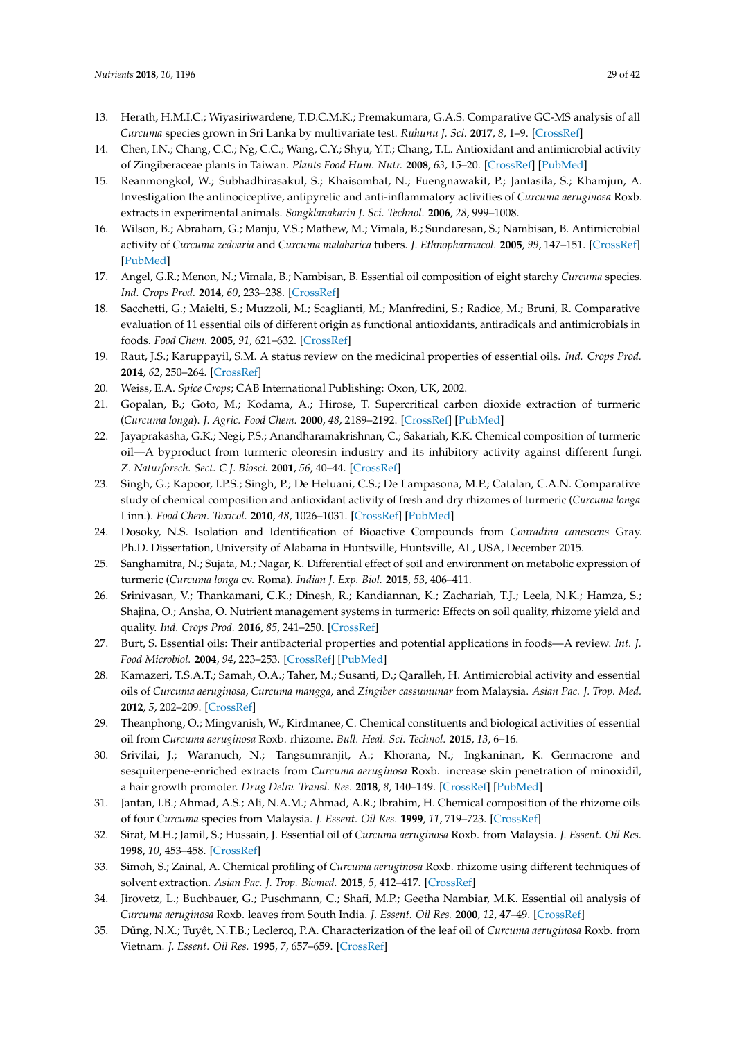13. Herath, H.M.I.C.; Wiyasiriwardene, T.D.C.M.K.; Premakumara, G.A.S. Comparative GC-MS analysis of all *Curcuma* species grown in Sri Lanka by multivariate test. *Ruhunu J. Sci.* **2017**, *8*, 1–9. [CrossRef]
14. Chen, I.N.; Chang, C.C.; Ng, C.C.; Wang, C.Y.; Shyu, Y.T.; Chang, T.L. Antioxidant and antimicrobial activity of Zingiberaceae plants in Taiwan. *Plants Food Hum. Nutr.* **2008**, *63*, 15–20. [CrossRef] [PubMed]
15. Reanmongkol, W.; Subhadhirasakul, S.; Khaisombat, N.; Fuengnawakit, P.; Jantasila, S.; Khamjun, A. Investigation the antinociceptive, antipyretic and anti-inflammatory activities of *Curcuma aeruginosa* Roxb. extracts in experimental animals. *Songklanakarin J. Sci. Technol.* **2006**, *28*, 999–1008.
16. Wilson, B.; Abraham, G.; Manju, V.S.; Mathew, M.; Vimala, B.; Sundaresan, S.; Nambisan, B. Antimicrobial activity of *Curcuma zedoaria* and *Curcuma malabarica* tubers. *J. Ethnopharmacol.* **2005**, *99*, 147–151. [CrossRef] [PubMed]
17. Angel, G.R.; Menon, N.; Vimala, B.; Nambisan, B. Essential oil composition of eight starchy *Curcuma* species. *Ind. Crops Prod.* **2014**, *60*, 233–238. [CrossRef]
18. Sacchetti, G.; Maielti, S.; Muzzoli, M.; Scaglianti, M.; Manfredini, S.; Radice, M.; Bruni, R. Comparative evaluation of 11 essential oils of different origin as functional antioxidants, antiradicals and antimicrobials in foods. *Food Chem.* **2005**, *91*, 621–632. [CrossRef]
19. Raut, J.S.; Karuppayil, S.M. A status review on the medicinal properties of essential oils. *Ind. Crops Prod.* **2014**, *62*, 250–264. [CrossRef]
20. Weiss, E.A. *Spice Crops*; CAB International Publishing: Oxon, UK, 2002.
21. Gopalan, B.; Goto, M.; Kodama, A.; Hirose, T. Supercritical carbon dioxide extraction of turmeric (*Curcuma longa*). *J. Agric. Food Chem.* **2000**, *48*, 2189–2192. [CrossRef] [PubMed]
22. Jayaprakasha, G.K.; Negi, P.S.; Anandharamakrishnan, C.; Sakariah, K.K. Chemical composition of turmeric oil—A byproduct from turmeric oleoresin industry and its inhibitory activity against different fungi. *Z. Naturforsch. Sect. C J. Biosci.* **2001**, *56*, 40–44. [CrossRef]
23. Singh, G.; Kapoor, I.P.S.; Singh, P.; De Heluani, C.S.; De Lampasona, M.P.; Catalan, C.A.N. Comparative study of chemical composition and antioxidant activity of fresh and dry rhizomes of turmeric (*Curcuma longa* Linn.). *Food Chem. Toxicol.* **2010**, *48*, 1026–1031. [CrossRef] [PubMed]
24. Dosoky, N.S. Isolation and Identification of Bioactive Compounds from *Conradina canescens* Gray. Ph.D. Dissertation, University of Alabama in Huntsville, Huntsville, AL, USA, December 2015.
25. Sanghamitra, N.; Sujata, M.; Nagar, K. Differential effect of soil and environment on metabolic expression of turmeric (*Curcuma longa* cv. Roma). *Indian J. Exp. Biol.* **2015**, *53*, 406–411.
26. Srinivasan, V.; Thankamani, C.K.; Dinesh, R.; Kandiannan, K.; Zachariah, T.J.; Leela, N.K.; Hamza, S.; Shajina, O.; Ansha, O. Nutrient management systems in turmeric: Effects on soil quality, rhizome yield and quality. *Ind. Crops Prod.* **2016**, *85*, 241–250. [CrossRef]
27. Burt, S. Essential oils: Their antibacterial properties and potential applications in foods—A review. *Int. J. Food Microbiol.* **2004**, *94*, 223–253. [CrossRef] [PubMed]
28. Kamazeri, T.S.A.T.; Samah, O.A.; Taher, M.; Susanti, D.; Qaralleh, H. Antimicrobial activity and essential oils of *Curcuma aeruginosa*, *Curcuma mangga*, and *Zingiber cassumunar* from Malaysia. *Asian Pac. J. Trop. Med.* **2012**, *5*, 202–209. [CrossRef]
29. Theanphong, O.; Mingvanish, W.; Kirdmanee, C. Chemical constituents and biological activities of essential oil from *Curcuma aeruginosa* Roxb. rhizome. *Bull. Heal. Sci. Technol.* **2015**, *13*, 6–16.
30. Srivilai, J.; Waranuch, N.; Tangsumranjit, A.; Khorana, N.; Ingkaninan, K. Germacrone and sesquiterpene-enriched extracts from *Curcuma aeruginosa* Roxb. increase skin penetration of minoxidil, a hair growth promoter. *Drug Deliv. Transl. Res.* **2018**, *8*, 140–149. [CrossRef] [PubMed]
31. Jantan, I.B.; Ahmad, A.S.; Ali, N.A.M.; Ahmad, A.R.; Ibrahim, H. Chemical composition of the rhizome oils of four *Curcuma* species from Malaysia. *J. Essent. Oil Res.* **1999**, *11*, 719–723. [CrossRef]
32. Sirat, M.H.; Jamil, S.; Hussain, J. Essential oil of *Curcuma aeruginosa* Roxb. from Malaysia. *J. Essent. Oil Res.* **1998**, *10*, 453–458. [CrossRef]
33. Simoh, S.; Zainal, A. Chemical profiling of *Curcuma aeruginosa* Roxb. rhizome using different techniques of solvent extraction. *Asian Pac. J. Trop. Biomed.* **2015**, *5*, 412–417. [CrossRef]
34. Jirovetz, L.; Buchbauer, G.; Puschmann, C.; Shafi, M.P.; Geetha Nambiar, M.K. Essential oil analysis of *Curcuma aeruginosa* Roxb. leaves from South India. *J. Essent. Oil Res.* **2000**, *12*, 47–49. [CrossRef]
35. Dũng, N.X.; Tuyêt, N.T.B.; Leclercq, P.A. Characterization of the leaf oil of *Curcuma aeruginosa* Roxb. from Vietnam. *J. Essent. Oil Res.* **1995**, *7*, 657–659. [CrossRef]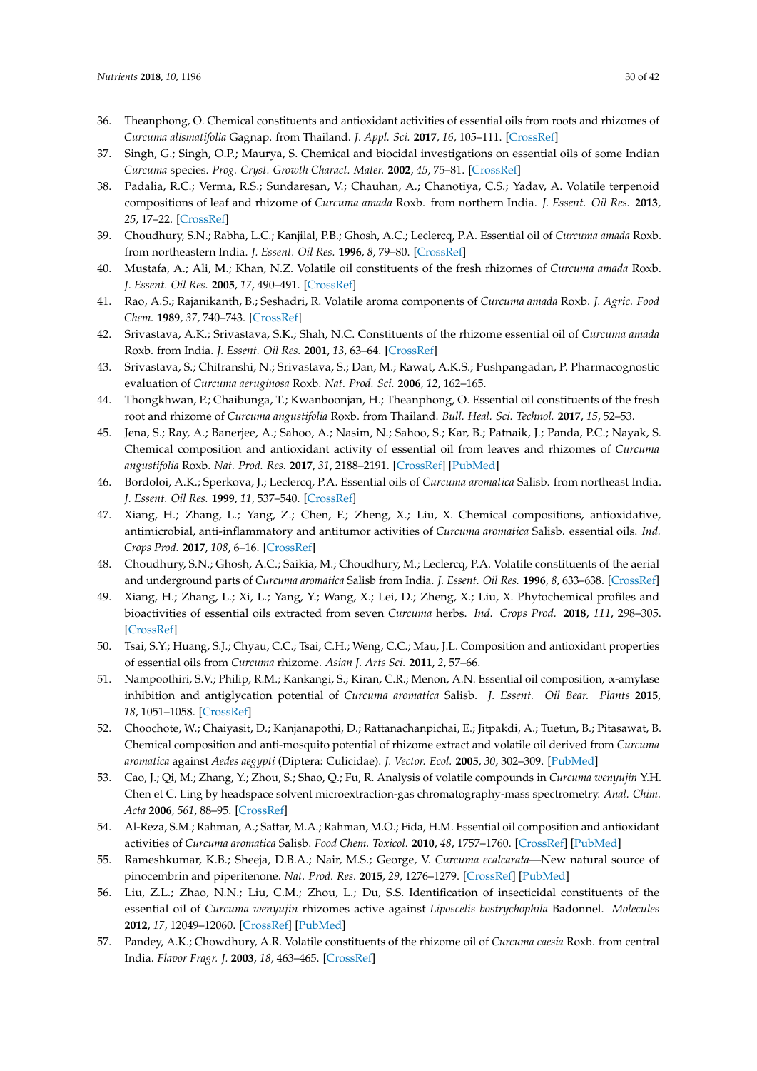36. Theanphong, O. Chemical constituents and antioxidant activities of essential oils from roots and rhizomes of *Curcuma alismatifolia* Gagnap. from Thailand. *J. Appl. Sci.* **2017**, *16*, 105–111. [CrossRef]
37. Singh, G.; Singh, O.P.; Maurya, S. Chemical and biocidal investigations on essential oils of some Indian *Curcuma* species. *Prog. Cryst. Growth Charact. Mater.* **2002**, *45*, 75–81. [CrossRef]
38. Padalia, R.C.; Verma, R.S.; Sundaresan, V.; Chauhan, A.; Chanotiya, C.S.; Yadav, A. Volatile terpenoid compositions of leaf and rhizome of *Curcuma amada* Roxb. from northern India. *J. Essent. Oil Res.* **2013**, *25*, 17–22. [CrossRef]
39. Choudhury, S.N.; Rabha, L.C.; Kanjilal, P.B.; Ghosh, A.C.; Leclercq, P.A. Essential oil of *Curcuma amada* Roxb. from northeastern India. *J. Essent. Oil Res.* **1996**, *8*, 79–80. [CrossRef]
40. Mustafa, A.; Ali, M.; Khan, N.Z. Volatile oil constituents of the fresh rhizomes of *Curcuma amada* Roxb. *J. Essent. Oil Res.* **2005**, *17*, 490–491. [CrossRef]
41. Rao, A.S.; Rajanikanth, B.; Seshadri, R. Volatile aroma components of *Curcuma amada* Roxb. *J. Agric. Food Chem.* **1989**, *37*, 740–743. [CrossRef]
42. Srivastava, A.K.; Srivastava, S.K.; Shah, N.C. Constituents of the rhizome essential oil of *Curcuma amada* Roxb. from India. *J. Essent. Oil Res.* **2001**, *13*, 63–64. [CrossRef]
43. Srivastava, S.; Chitranshi, N.; Srivastava, S.; Dan, M.; Rawat, A.K.S.; Pushpangadan, P. Pharmacognostic evaluation of *Curcuma aeruginosa* Roxb. *Nat. Prod. Sci.* **2006**, *12*, 162–165.
44. Thongkhwan, P.; Chaibunga, T.; Kwanboonjan, H.; Theanphong, O. Essential oil constituents of the fresh root and rhizome of *Curcuma angustifolia* Roxb. from Thailand. *Bull. Heal. Sci. Technol.* **2017**, *15*, 52–53.
45. Jena, S.; Ray, A.; Banerjee, A.; Sahoo, A.; Nasim, N.; Sahoo, S.; Kar, B.; Patnaik, J.; Panda, P.C.; Nayak, S. Chemical composition and antioxidant activity of essential oil from leaves and rhizomes of *Curcuma angustifolia* Roxb. *Nat. Prod. Res.* **2017**, *31*, 2188–2191. [CrossRef] [PubMed]
46. Bordoloi, A.K.; Sperkova, J.; Leclercq, P.A. Essential oils of *Curcuma aromatica* Salisb. from northeast India. *J. Essent. Oil Res.* **1999**, *11*, 537–540. [CrossRef]
47. Xiang, H.; Zhang, L.; Yang, Z.; Chen, F.; Zheng, X.; Liu, X. Chemical compositions, antioxidative, antimicrobial, anti-inflammatory and antitumor activities of *Curcuma aromatica* Salisb. essential oils. *Ind. Crops Prod.* **2017**, *108*, 6–16. [CrossRef]
48. Choudhury, S.N.; Ghosh, A.C.; Saikia, M.; Choudhury, M.; Leclercq, P.A. Volatile constituents of the aerial and underground parts of *Curcuma aromatica* Salisb from India. *J. Essent. Oil Res.* **1996**, *8*, 633–638. [CrossRef]
49. Xiang, H.; Zhang, L.; Xi, L.; Yang, Y.; Wang, X.; Lei, D.; Zheng, X.; Liu, X. Phytochemical profiles and bioactivities of essential oils extracted from seven *Curcuma* herbs. *Ind. Crops Prod.* **2018**, *111*, 298–305. [CrossRef]
50. Tsai, S.Y.; Huang, S.J.; Chyau, C.C.; Tsai, C.H.; Weng, C.C.; Mau, J.L. Composition and antioxidant properties of essential oils from *Curcuma* rhizome. *Asian J. Arts Sci.* **2011**, *2*, 57–66.
51. Nampoothiri, S.V.; Philip, R.M.; Kankangi, S.; Kiran, C.R.; Menon, A.N. Essential oil composition, α-amylase inhibition and antiglycation potential of *Curcuma aromatica* Salisb. *J. Essent. Oil Bear. Plants* **2015**, *18*, 1051–1058. [CrossRef]
52. Choochote, W.; Chaiyasit, D.; Kanjanapothi, D.; Rattanachanpichai, E.; Jitpakdi, A.; Tuetun, B.; Pitasawat, B. Chemical composition and anti-mosquito potential of rhizome extract and volatile oil derived from *Curcuma aromatica* against *Aedes aegypti* (Diptera: Culicidae). *J. Vector. Ecol.* **2005**, *30*, 302–309. [PubMed]
53. Cao, J.; Qi, M.; Zhang, Y.; Zhou, S.; Shao, Q.; Fu, R. Analysis of volatile compounds in *Curcuma wenyujin* Y.H. Chen et C. Ling by headspace solvent microextraction-gas chromatography-mass spectrometry. *Anal. Chim. Acta* **2006**, *561*, 88–95. [CrossRef]
54. Al-Reza, S.M.; Rahman, A.; Sattar, M.A.; Rahman, M.O.; Fida, H.M. Essential oil composition and antioxidant activities of *Curcuma aromatica* Salisb. *Food Chem. Toxicol.* **2010**, *48*, 1757–1760. [CrossRef] [PubMed]
55. Rameshkumar, K.B.; Sheeja, D.B.A.; Nair, M.S.; George, V. *Curcuma ecalcarata*—New natural source of pinocembrin and piperitenone. *Nat. Prod. Res.* **2015**, *29*, 1276–1279. [CrossRef] [PubMed]
56. Liu, Z.L.; Zhao, N.N.; Liu, C.M.; Zhou, L.; Du, S.S. Identification of insecticidal constituents of the essential oil of *Curcuma wenyujin* rhizomes active against *Liposcelis bostrychophila* Badonnel. *Molecules* **2012**, *17*, 12049–12060. [CrossRef] [PubMed]
57. Pandey, A.K.; Chowdhury, A.R. Volatile constituents of the rhizome oil of *Curcuma caesia* Roxb. from central India. *Flavor Fragr. J.* **2003**, *18*, 463–465. [CrossRef]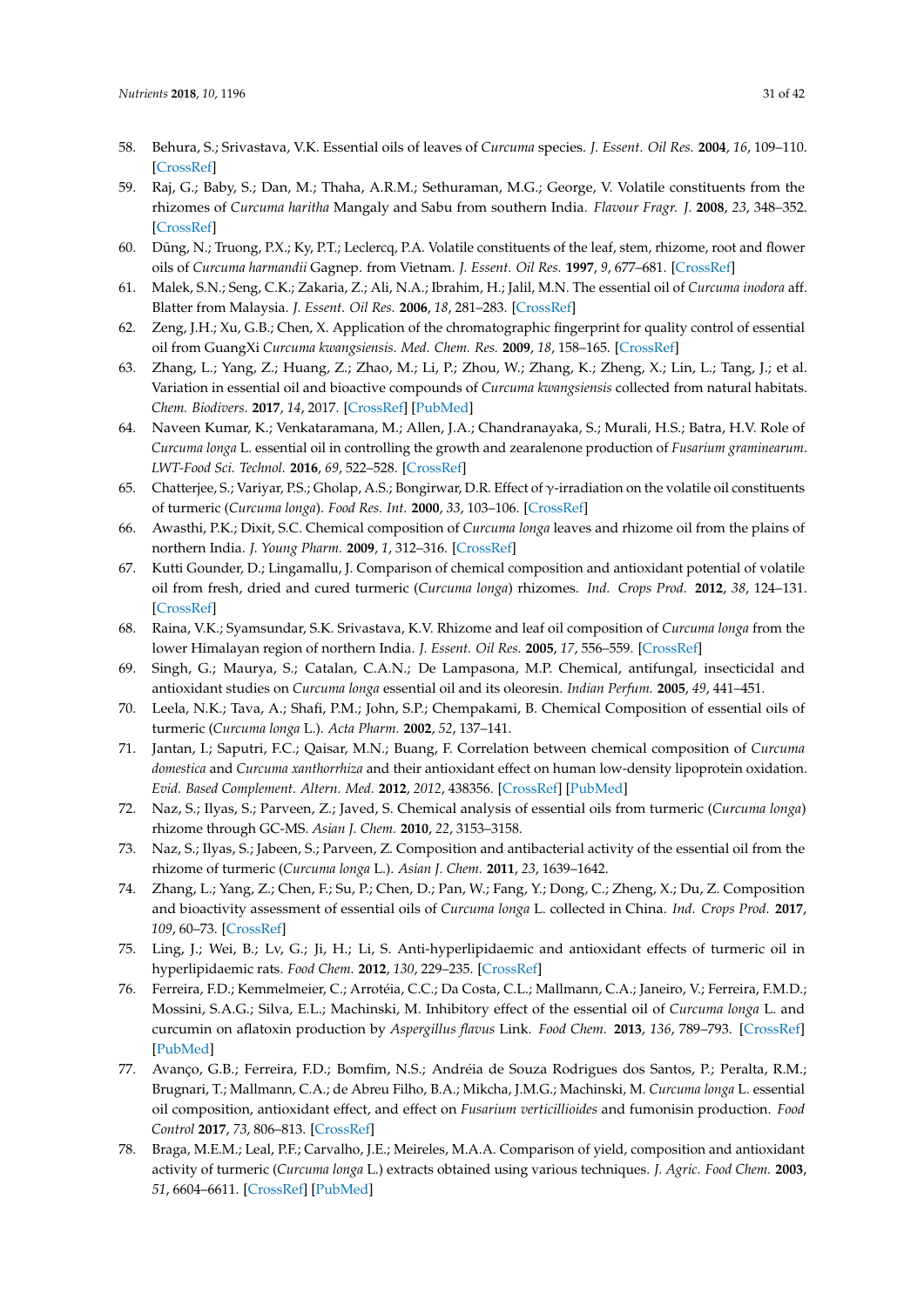58. Behura, S.; Srivastava, V.K. Essential oils of leaves of *Curcuma* species. *J. Essent. Oil Res.* **2004**, *16*, 109–110. [CrossRef]
59. Raj, G.; Baby, S.; Dan, M.; Thaha, A.R.M.; Sethuraman, M.G.; George, V. Volatile constituents from the rhizomes of *Curcuma haritha* Mangaly and Sabu from southern India. *Flavour Fragr. J.* **2008**, *23*, 348–352. [CrossRef]
60. Dũng, N.; Truong, P.X.; Ky, P.T.; Leclercq, P.A. Volatile constituents of the leaf, stem, rhizome, root and flower oils of *Curcuma harmandii* Gagnep. from Vietnam. *J. Essent. Oil Res.* **1997**, *9*, 677–681. [CrossRef]
61. Malek, S.N.; Seng, C.K.; Zakaria, Z.; Ali, N.A.; Ibrahim, H.; Jalil, M.N. The essential oil of *Curcuma inodora* aff. Blatter from Malaysia. *J. Essent. Oil Res.* **2006**, *18*, 281–283. [CrossRef]
62. Zeng, J.H.; Xu, G.B.; Chen, X. Application of the chromatographic fingerprint for quality control of essential oil from GuangXi *Curcuma kwangsiensis*. *Med. Chem. Res.* **2009**, *18*, 158–165. [CrossRef]
63. Zhang, L.; Yang, Z.; Huang, Z.; Zhao, M.; Li, P.; Zhou, W.; Zhang, K.; Zheng, X.; Lin, L.; Tang, J.; et al. Variation in essential oil and bioactive compounds of *Curcuma kwangsiensis* collected from natural habitats. *Chem. Biodivers.* **2017**, *14*, 2017. [CrossRef] [PubMed]
64. Naveen Kumar, K.; Venkataramana, M.; Allen, J.A.; Chandranayaka, S.; Murali, H.S.; Batra, H.V. Role of *Curcuma longa* L. essential oil in controlling the growth and zearalenone production of *Fusarium graminearum*. *LWT-Food Sci. Technol.* **2016**, *69*, 522–528. [CrossRef]
65. Chatterjee, S.; Variyar, P.S.; Gholap, A.S.; Bongirwar, D.R. Effect of γ-irradiation on the volatile oil constituents of turmeric (*Curcuma longa*). *Food Res. Int.* **2000**, *33*, 103–106. [CrossRef]
66. Awasthi, P.K.; Dixit, S.C. Chemical composition of *Curcuma longa* leaves and rhizome oil from the plains of northern India. *J. Young Pharm.* **2009**, *1*, 312–316. [CrossRef]
67. Kutti Gounder, D.; Lingamallu, J. Comparison of chemical composition and antioxidant potential of volatile oil from fresh, dried and cured turmeric (*Curcuma longa*) rhizomes. *Ind. Crops Prod.* **2012**, *38*, 124–131. [CrossRef]
68. Raina, V.K.; Syamsundar, S.K. Srivastava, K.V. Rhizome and leaf oil composition of *Curcuma longa* from the lower Himalayan region of northern India. *J. Essent. Oil Res.* **2005**, *17*, 556–559. [CrossRef]
69. Singh, G.; Maurya, S.; Catalan, C.A.N.; De Lampasona, M.P. Chemical, antifungal, insecticidal and antioxidant studies on *Curcuma longa* essential oil and its oleoresin. *Indian Perfum.* **2005**, *49*, 441–451.
70. Leela, N.K.; Tava, A.; Shafi, P.M.; John, S.P.; Chempakami, B. Chemical Composition of essential oils of turmeric (*Curcuma longa* L.). *Acta Pharm.* **2002**, *52*, 137–141.
71. Jantan, I.; Saputri, F.C.; Qaisar, M.N.; Buang, F. Correlation between chemical composition of *Curcuma domestica* and *Curcuma xanthorrhiza* and their antioxidant effect on human low-density lipoprotein oxidation. *Evid. Based Complement. Altern. Med.* **2012**, *2012*, 438356. [CrossRef] [PubMed]
72. Naz, S.; Ilyas, S.; Parveen, Z.; Javed, S. Chemical analysis of essential oils from turmeric (*Curcuma longa*) rhizome through GC-MS. *Asian J. Chem.* **2010**, *22*, 3153–3158.
73. Naz, S.; Ilyas, S.; Jabeen, S.; Parveen, Z. Composition and antibacterial activity of the essential oil from the rhizome of turmeric (*Curcuma longa* L.). *Asian J. Chem.* **2011**, *23*, 1639–1642.
74. Zhang, L.; Yang, Z.; Chen, F.; Su, P.; Chen, D.; Pan, W.; Fang, Y.; Dong, C.; Zheng, X.; Du, Z. Composition and bioactivity assessment of essential oils of *Curcuma longa* L. collected in China. *Ind. Crops Prod.* **2017**, *109*, 60–73. [CrossRef]
75. Ling, J.; Wei, B.; Lv, G.; Ji, H.; Li, S. Anti-hyperlipidaemic and antioxidant effects of turmeric oil in hyperlipidaemic rats. *Food Chem.* **2012**, *130*, 229–235. [CrossRef]
76. Ferreira, F.D.; Kemmelmeier, C.; Arrotéia, C.C.; Da Costa, C.L.; Mallmann, C.A.; Janeiro, V.; Ferreira, F.M.D.; Mossini, S.A.G.; Silva, E.L.; Machinski, M. Inhibitory effect of the essential oil of *Curcuma longa* L. and curcumin on aflatoxin production by *Aspergillus flavus* Link. *Food Chem.* **2013**, *136*, 789–793. [CrossRef] [PubMed]
77. Avanço, G.B.; Ferreira, F.D.; Bomfim, N.S.; Andréia de Souza Rodrigues dos Santos, P.; Peralta, R.M.; Brugnari, T.; Mallmann, C.A.; de Abreu Filho, B.A.; Mikcha, J.M.G.; Machinski, M. *Curcuma longa* L. essential oil composition, antioxidant effect, and effect on *Fusarium verticillioides* and fumonisin production. *Food Control* **2017**, *73*, 806–813. [CrossRef]
78. Braga, M.E.M.; Leal, P.F.; Carvalho, J.E.; Meireles, M.A.A. Comparison of yield, composition and antioxidant activity of turmeric (*Curcuma longa* L.) extracts obtained using various techniques. *J. Agric. Food Chem.* **2003**, *51*, 6604–6611. [CrossRef] [PubMed]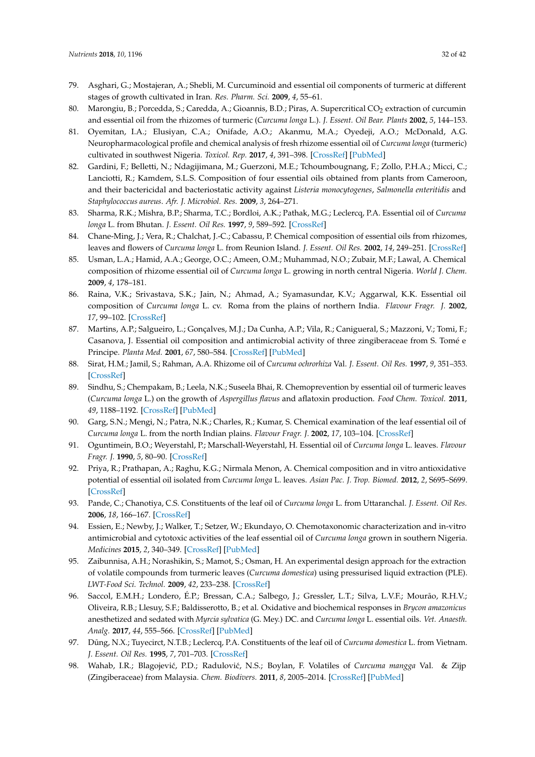79. Asghari, G.; Mostajeran, A.; Shebli, M. Curcuminoid and essential oil components of turmeric at different stages of growth cultivated in Iran. *Res. Pharm. Sci.* **2009**, *4*, 55–61.
80. Marongiu, B.; Porcedda, S.; Caredda, A.; Gioannis, B.D.; Piras, A. Supercritical $CO_2$ extraction of curcumin and essential oil from the rhizomes of turmeric (*Curcuma longa* L.). *J. Essent. Oil Bear. Plants* **2002**, *5*, 144–153.
81. Oyemitan, I.A.; Elusiyan, C.A.; Onifade, A.O.; Akanmu, M.A.; Oyedeji, A.O.; McDonald, A.G. Neuropharmacological profile and chemical analysis of fresh rhizome essential oil of *Curcuma longa* (turmeric) cultivated in southwest Nigeria. *Toxicol. Rep.* **2017**, *4*, 391–398. [CrossRef] [PubMed]
82. Gardini, F.; Belletti, N.; Ndagijimana, M.; Guerzoni, M.E.; Tchoumbougnang, F.; Zollo, P.H.A.; Micci, C.; Lanciotti, R.; Kamdem, S.L.S. Composition of four essential oils obtained from plants from Cameroon, and their bactericidal and bacteriostatic activity against *Listeria monocytogenes*, *Salmonella enteritidis* and *Staphylococcus aureus*. *Afr. J. Microbiol. Res.* **2009**, *3*, 264–271.
83. Sharma, R.K.; Mishra, B.P.; Sharma, T.C.; Bordloi, A.K.; Pathak, M.G.; Leclercq, P.A. Essential oil of *Curcuma longa* L. from Bhutan. *J. Essent. Oil Res.* **1997**, *9*, 589–592. [CrossRef]
84. Chane-Ming, J.; Vera, R.; Chalchat, J.-C.; Cabassu, P. Chemical composition of essential oils from rhizomes, leaves and flowers of *Curcuma longa* L. from Reunion Island. *J. Essent. Oil Res.* **2002**, *14*, 249–251. [CrossRef]
85. Usman, L.A.; Hamid, A.A.; George, O.C.; Ameen, O.M.; Muhammad, N.O.; Zubair, M.F.; Lawal, A. Chemical composition of rhizome essential oil of *Curcuma longa* L. growing in north central Nigeria. *World J. Chem.* **2009**, *4*, 178–181.
86. Raina, V.K.; Srivastava, S.K.; Jain, N.; Ahmad, A.; Syamasundar, K.V.; Aggarwal, K.K. Essential oil composition of *Curcuma longa* L. cv. Roma from the plains of northern India. *Flavour Fragr. J.* **2002**, *17*, 99–102. [CrossRef]
87. Martins, A.P.; Salgueiro, L.; Gonçalves, M.J.; Da Cunha, A.P.; Vila, R.; Canigueral, S.; Mazzoni, V.; Tomi, F.; Casanova, J. Essential oil composition and antimicrobial activity of three zingiberaceae from S. Tomé e Principe. *Planta Med.* **2001**, *67*, 580–584. [CrossRef] [PubMed]
88. Sirat, H.M.; Jamil, S.; Rahman, A.A. Rhizome oil of *Curcuma ochrorhiza* Val. *J. Essent. Oil Res.* **1997**, *9*, 351–353. [CrossRef]
89. Sindhu, S.; Chempakam, B.; Leela, N.K.; Suseela Bhai, R. Chemoprevention by essential oil of turmeric leaves (*Curcuma longa* L.) on the growth of *Aspergillus flavus* and aflatoxin production. *Food Chem. Toxicol.* **2011**, *49*, 1188–1192. [CrossRef] [PubMed]
90. Garg, S.N.; Mengi, N.; Patra, N.K.; Charles, R.; Kumar, S. Chemical examination of the leaf essential oil of *Curcuma longa* L. from the north Indian plains. *Flavour Fragr. J.* **2002**, *17*, 103–104. [CrossRef]
91. Oguntimein, B.O.; Weyerstahl, P.; Marschall-Weyerstahl, H. Essential oil of *Curcuma longa* L. leaves. *Flavour Fragr. J.* **1990**, *5*, 80–90. [CrossRef]
92. Priya, R.; Prathapan, A.; Raghu, K.G.; Nirmala Menon, A. Chemical composition and in vitro antioxidative potential of essential oil isolated from *Curcuma longa* L. leaves. *Asian Pac. J. Trop. Biomed.* **2012**, *2*, S695–S699. [CrossRef]
93. Pande, C.; Chanotiya, C.S. Constituents of the leaf oil of *Curcuma longa* L. from Uttaranchal. *J. Essent. Oil Res.* **2006**, *18*, 166–167. [CrossRef]
94. Essien, E.; Newby, J.; Walker, T.; Setzer, W.; Ekundayo, O. Chemotaxonomic characterization and in-vitro antimicrobial and cytotoxic activities of the leaf essential oil of *Curcuma longa* grown in southern Nigeria. *Medicines* **2015**, *2*, 340–349. [CrossRef] [PubMed]
95. Zaibunnisa, A.H.; Norashikin, S.; Mamot, S.; Osman, H. An experimental design approach for the extraction of volatile compounds from turmeric leaves (*Curcuma domestica*) using pressurised liquid extraction (PLE). *LWT-Food Sci. Technol.* **2009**, *42*, 233–238. [CrossRef]
96. Saccol, E.M.H.; Londero, É.P.; Bressan, C.A.; Salbego, J.; Gressler, L.T.; Silva, L.V.F.; Mourão, R.H.V.; Oliveira, R.B.; Llesuy, S.F.; Baldisserotto, B.; et al. Oxidative and biochemical responses in *Brycon amazonicus* anesthetized and sedated with *Myrcia sylvatica* (G. Mey.) DC. and *Curcuma longa* L. essential oils. *Vet. Anaesth. Analg.* **2017**, *44*, 555–566. [CrossRef] [PubMed]
97. Dũng, N.X.; Tuyecirct, N.T.B.; Leclercq, P.A. Constituents of the leaf oil of *Curcuma domestica* L. from Vietnam. *J. Essent. Oil Res.* **1995**, *7*, 701–703. [CrossRef]
98. Wahab, I.R.; Blagojević, P.D.; Radulović, N.S.; Boylan, F. Volatiles of *Curcuma mangga* Val. & Zijp (Zingiberaceae) from Malaysia. *Chem. Biodivers.* **2011**, *8*, 2005–2014. [CrossRef] [PubMed]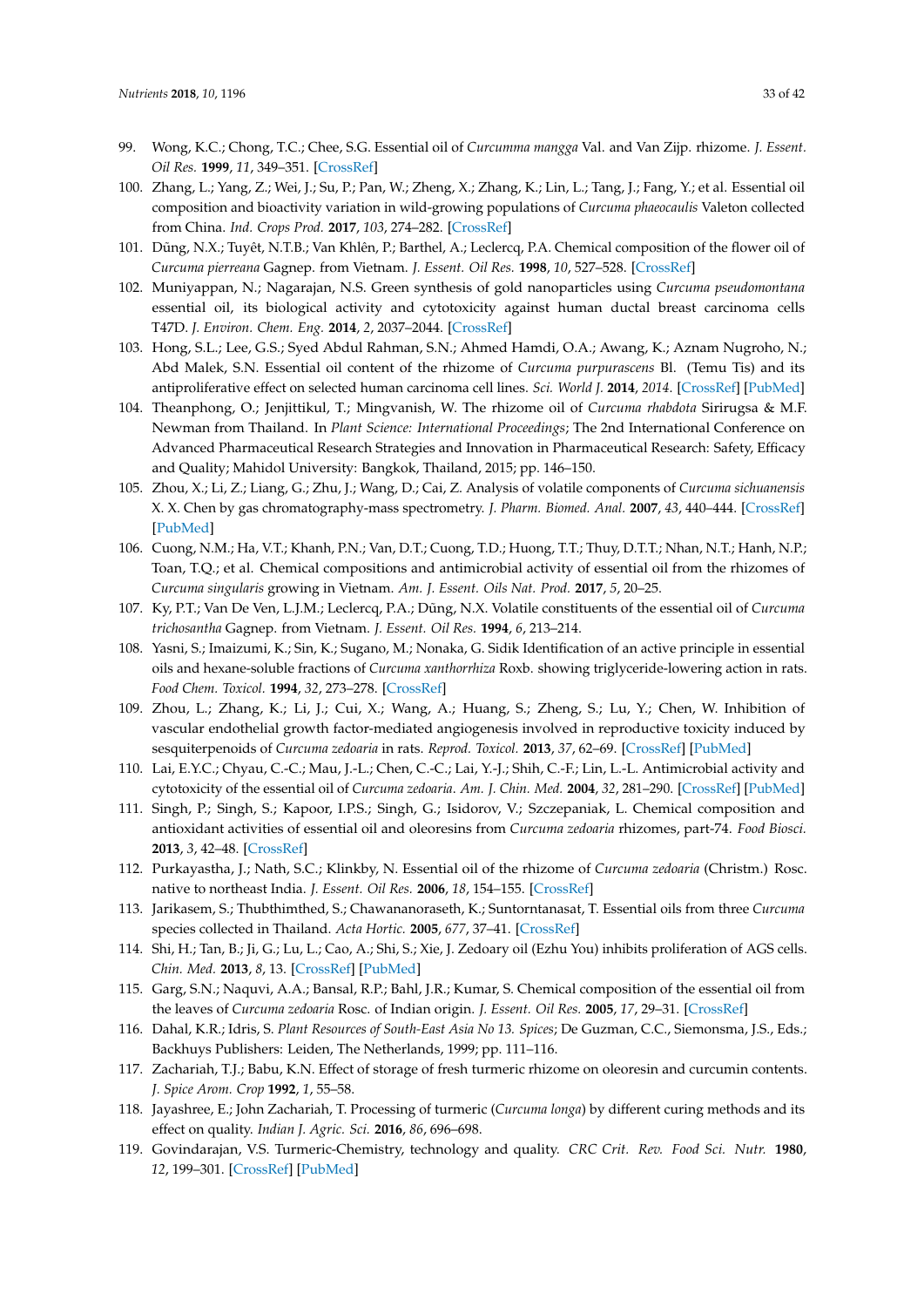99. Wong, K.C.; Chong, T.C.; Chee, S.G. Essential oil of *Curcumma mangga* Val. and Van Zijp. rhizome. *J. Essent. Oil Res.* **1999**, *11*, 349–351. [CrossRef]
100. Zhang, L.; Yang, Z.; Wei, J.; Su, P.; Pan, W.; Zheng, X.; Zhang, K.; Lin, L.; Tang, J.; Fang, Y.; et al. Essential oil composition and bioactivity variation in wild-growing populations of *Curcuma phaeocaulis* Valeton collected from China. *Ind. Crops Prod.* **2017**, *103*, 274–282. [CrossRef]
101. Dũng, N.X.; Tuyêt, N.T.B.; Van Khlên, P.; Barthel, A.; Leclercq, P.A. Chemical composition of the flower oil of *Curcuma pierreana* Gagnep. from Vietnam. *J. Essent. Oil Res.* **1998**, *10*, 527–528. [CrossRef]
102. Muniyappan, N.; Nagarajan, N.S. Green synthesis of gold nanoparticles using *Curcuma pseudomontana* essential oil, its biological activity and cytotoxicity against human ductal breast carcinoma cells T47D. *J. Environ. Chem. Eng.* **2014**, *2*, 2037–2044. [CrossRef]
103. Hong, S.L.; Lee, G.S.; Syed Abdul Rahman, S.N.; Ahmed Hamdi, O.A.; Awang, K.; Aznam Nugroho, N.; Abd Malek, S.N. Essential oil content of the rhizome of *Curcuma purpurascens* Bl. (Temu Tis) and its antiproliferative effect on selected human carcinoma cell lines. *Sci. World J.* **2014**, *2014*. [CrossRef] [PubMed]
104. Theanphong, O.; Jenjittikul, T.; Mingvanish, W. The rhizome oil of *Curcuma rhabdota* Sirirugsa & M.F. Newman from Thailand. In *Plant Science: International Proceedings*; The 2nd International Conference on Advanced Pharmaceutical Research Strategies and Innovation in Pharmaceutical Research: Safety, Efficacy and Quality; Mahidol University: Bangkok, Thailand, 2015; pp. 146–150.
105. Zhou, X.; Li, Z.; Liang, G.; Zhu, J.; Wang, D.; Cai, Z. Analysis of volatile components of *Curcuma sichuanensis* X. X. Chen by gas chromatography-mass spectrometry. *J. Pharm. Biomed. Anal.* **2007**, *43*, 440–444. [CrossRef] [PubMed]
106. Cuong, N.M.; Ha, V.T.; Khanh, P.N.; Van, D.T.; Cuong, T.D.; Huong, T.T.; Thuy, D.T.T.; Nhan, N.T.; Hanh, N.P.; Toan, T.Q.; et al. Chemical compositions and antimicrobial activity of essential oil from the rhizomes of *Curcuma singularis* growing in Vietnam. *Am. J. Essent. Oils Nat. Prod.* **2017**, *5*, 20–25.
107. Ky, P.T.; Van De Ven, L.J.M.; Leclercq, P.A.; Dũng, N.X. Volatile constituents of the essential oil of *Curcuma trichosantha* Gagnep. from Vietnam. *J. Essent. Oil Res.* **1994**, *6*, 213–214.
108. Yasni, S.; Imaizumi, K.; Sin, K.; Sugano, M.; Nonaka, G. Sidik Identification of an active principle in essential oils and hexane-soluble fractions of *Curcuma xanthorrhiza* Roxb. showing triglyceride-lowering action in rats. *Food Chem. Toxicol.* **1994**, *32*, 273–278. [CrossRef]
109. Zhou, L.; Zhang, K.; Li, J.; Cui, X.; Wang, A.; Huang, S.; Zheng, S.; Lu, Y.; Chen, W. Inhibition of vascular endothelial growth factor-mediated angiogenesis involved in reproductive toxicity induced by sesquiterpenoids of *Curcuma zedoaria* in rats. *Reprod. Toxicol.* **2013**, *37*, 62–69. [CrossRef] [PubMed]
110. Lai, E.Y.C.; Chyau, C.-C.; Mau, J.-L.; Chen, C.-C.; Lai, Y.-J.; Shih, C.-F.; Lin, L.-L. Antimicrobial activity and cytotoxicity of the essential oil of *Curcuma zedoaria*. *Am. J. Chin. Med.* **2004**, *32*, 281–290. [CrossRef] [PubMed]
111. Singh, P.; Singh, S.; Kapoor, I.P.S.; Singh, G.; Isidorov, V.; Szczepaniak, L. Chemical composition and antioxidant activities of essential oil and oleoresins from *Curcuma zedoaria* rhizomes, part-74. *Food Biosci.* **2013**, *3*, 42–48. [CrossRef]
112. Purkayastha, J.; Nath, S.C.; Klinkby, N. Essential oil of the rhizome of *Curcuma zedoaria* (Christm.) Rosc. native to northeast India. *J. Essent. Oil Res.* **2006**, *18*, 154–155. [CrossRef]
113. Jarikasem, S.; Thubthimthed, S.; Chawananoraseth, K.; Suntorntanasat, T. Essential oils from three *Curcuma* species collected in Thailand. *Acta Hortic.* **2005**, *677*, 37–41. [CrossRef]
114. Shi, H.; Tan, B.; Ji, G.; Lu, L.; Cao, A.; Shi, S.; Xie, J. Zedoary oil (Ezhu You) inhibits proliferation of AGS cells. *Chin. Med.* **2013**, *8*, 13. [CrossRef] [PubMed]
115. Garg, S.N.; Naqvi, A.A.; Bansal, R.P.; Bahl, J.R.; Kumar, S. Chemical composition of the essential oil from the leaves of *Curcuma zedoaria* Rosc. of Indian origin. *J. Essent. Oil Res.* **2005**, *17*, 29–31. [CrossRef]
116. Dahal, K.R.; Idris, S. *Plant Resources of South-East Asia No 13. Spices*; De Guzman, C.C., Siemonsma, J.S., Eds.; Backhuys Publishers: Leiden, The Netherlands, 1999; pp. 111–116.
117. Zachariah, T.J.; Babu, K.N. Effect of storage of fresh turmeric rhizome on oleoresin and curcumin contents. *J. Spice Arom. Crop* **1992**, *1*, 55–58.
118. Jayashree, E.; John Zachariah, T. Processing of turmeric (*Curcuma longa*) by different curing methods and its effect on quality. *Indian J. Agric. Sci.* **2016**, *86*, 696–698.
119. Govindarajan, V.S. Turmeric-Chemistry, technology and quality. *CRC Crit. Rev. Food Sci. Nutr.* **1980**, *12*, 199–301. [CrossRef] [PubMed]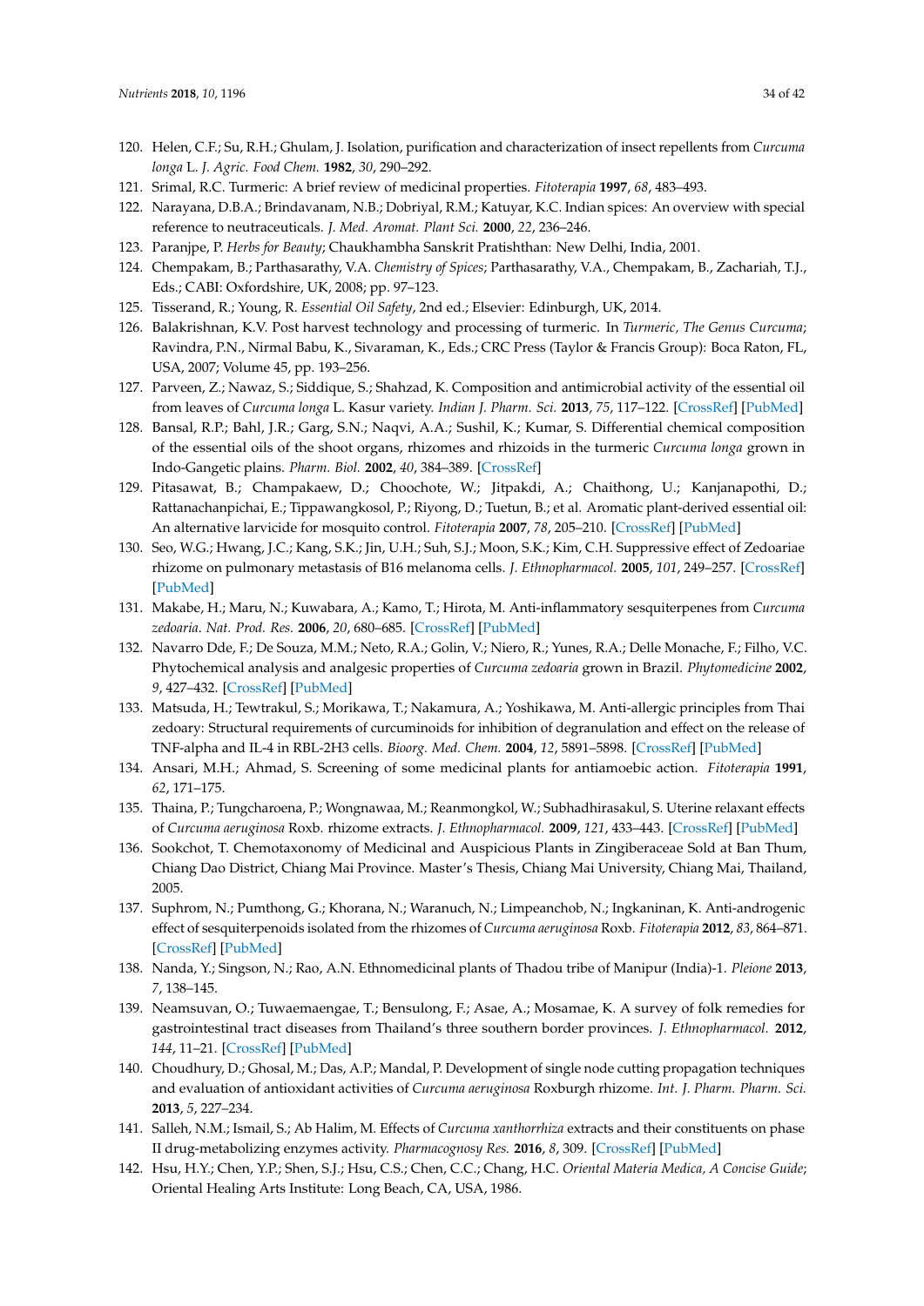120. Helen, C.F.; Su, R.H.; Ghulam, J. Isolation, purification and characterization of insect repellents from *Curcuma longa* L. *J. Agric. Food Chem.* **1982**, *30*, 290–292.
121. Srimal, R.C. Turmeric: A brief review of medicinal properties. *Fitoterapia* **1997**, *68*, 483–493.
122. Narayana, D.B.A.; Brindavanam, N.B.; Dobriyal, R.M.; Katuyar, K.C. Indian spices: An overview with special reference to neutraceuticals. *J. Med. Aromat. Plant Sci.* **2000**, *22*, 236–246.
123. Paranjpe, P. *Herbs for Beauty*; Chaukhambha Sanskrit Pratishthan: New Delhi, India, 2001.
124. Chempakam, B.; Parthasarathy, V.A. *Chemistry of Spices*; Parthasarathy, V.A., Chempakam, B., Zachariah, T.J., Eds.; CABI: Oxfordshire, UK, 2008; pp. 97–123.
125. Tisserand, R.; Young, R. *Essential Oil Safety*, 2nd ed.; Elsevier: Edinburgh, UK, 2014.
126. Balakrishnan, K.V. Post harvest technology and processing of turmeric. In *Turmeric, The Genus Curcuma*; Ravindra, P.N., Nirmal Babu, K., Sivaraman, K., Eds.; CRC Press (Taylor & Francis Group): Boca Raton, FL, USA, 2007; Volume 45, pp. 193–256.
127. Parveen, Z.; Nawaz, S.; Siddique, S.; Shahzad, K. Composition and antimicrobial activity of the essential oil from leaves of *Curcuma longa* L. Kasur variety. *Indian J. Pharm. Sci.* **2013**, *75*, 117–122. [CrossRef] [PubMed]
128. Bansal, R.P.; Bahl, J.R.; Garg, S.N.; Naqvi, A.A.; Sushil, K.; Kumar, S. Differential chemical composition of the essential oils of the shoot organs, rhizomes and rhizoids in the turmeric *Curcuma longa* grown in Indo-Gangetic plains. *Pharm. Biol.* **2002**, *40*, 384–389. [CrossRef]
129. Pitasawat, B.; Champakaew, D.; Choochote, W.; Jitpakdi, A.; Chaithong, U.; Kanjanapothi, D.; Rattanachanpichai, E.; Tippawangkosol, P.; Riyong, D.; Tuetun, B.; et al. Aromatic plant-derived essential oil: An alternative larvicide for mosquito control. *Fitoterapia* **2007**, *78*, 205–210. [CrossRef] [PubMed]
130. Seo, W.G.; Hwang, J.C.; Kang, S.K.; Jin, U.H.; Suh, S.J.; Moon, S.K.; Kim, C.H. Suppressive effect of Zedoariae rhizome on pulmonary metastasis of B16 melanoma cells. *J. Ethnopharmacol.* **2005**, *101*, 249–257. [CrossRef] [PubMed]
131. Makabe, H.; Maru, N.; Kuwabara, A.; Kamo, T.; Hirota, M. Anti-inflammatory sesquiterpenes from *Curcuma zedoaria*. *Nat. Prod. Res.* **2006**, *20*, 680–685. [CrossRef] [PubMed]
132. Navarro Dde, F.; De Souza, M.M.; Neto, R.A.; Golin, V.; Niero, R.; Yunes, R.A.; Delle Monache, F.; Filho, V.C. Phytochemical analysis and analgesic properties of *Curcuma zedoaria* grown in Brazil. *Phytomedicine* **2002**, *9*, 427–432. [CrossRef] [PubMed]
133. Matsuda, H.; Tewtrakul, S.; Morikawa, T.; Nakamura, A.; Yoshikawa, M. Anti-allergic principles from Thai zedoary: Structural requirements of curcuminoids for inhibition of degranulation and effect on the release of TNF-alpha and IL-4 in RBL-2H3 cells. *Bioorg. Med. Chem.* **2004**, *12*, 5891–5898. [CrossRef] [PubMed]
134. Ansari, M.H.; Ahmad, S. Screening of some medicinal plants for antiamoebic action. *Fitoterapia* **1991**, *62*, 171–175.
135. Thaina, P.; Tungcharoena, P.; Wongnawaa, M.; Reanmongkol, W.; Subhadhirasakul, S. Uterine relaxant effects of *Curcuma aeruginosa* Roxb. rhizome extracts. *J. Ethnopharmacol.* **2009**, *121*, 433–443. [CrossRef] [PubMed]
136. Sookchot, T. Chemotaxonomy of Medicinal and Auspicious Plants in Zingiberaceae Sold at Ban Thum, Chiang Dao District, Chiang Mai Province. Master's Thesis, Chiang Mai University, Chiang Mai, Thailand, 2005.
137. Suphrom, N.; Pumthong, G.; Khorana, N.; Waranuch, N.; Limpeanchob, N.; Ingkaninan, K. Anti-androgenic effect of sesquiterpenoids isolated from the rhizomes of *Curcuma aeruginosa* Roxb. *Fitoterapia* **2012**, *83*, 864–871. [CrossRef] [PubMed]
138. Nanda, Y.; Singson, N.; Rao, A.N. Ethnomedicinal plants of Thadou tribe of Manipur (India)-1. *Pleione* **2013**, *7*, 138–145.
139. Neamsuvan, O.; Tuwaemaengae, T.; Bensulong, F.; Asae, A.; Mosamae, K. A survey of folk remedies for gastrointestinal tract diseases from Thailand's three southern border provinces. *J. Ethnopharmacol.* **2012**, *144*, 11–21. [CrossRef] [PubMed]
140. Choudhury, D.; Ghosal, M.; Das, A.P.; Mandal, P. Development of single node cutting propagation techniques and evaluation of antioxidant activities of *Curcuma aeruginosa* Roxburgh rhizome. *Int. J. Pharm. Pharm. Sci.* **2013**, *5*, 227–234.
141. Salleh, N.M.; Ismail, S.; Ab Halim, M. Effects of *Curcuma xanthorrhiza* extracts and their constituents on phase II drug-metabolizing enzymes activity. *Pharmacognosy Res.* **2016**, *8*, 309. [CrossRef] [PubMed]
142. Hsu, H.Y.; Chen, Y.P.; Shen, S.J.; Hsu, C.S.; Chen, C.C.; Chang, H.C. *Oriental Materia Medica, A Concise Guide*; Oriental Healing Arts Institute: Long Beach, CA, USA, 1986.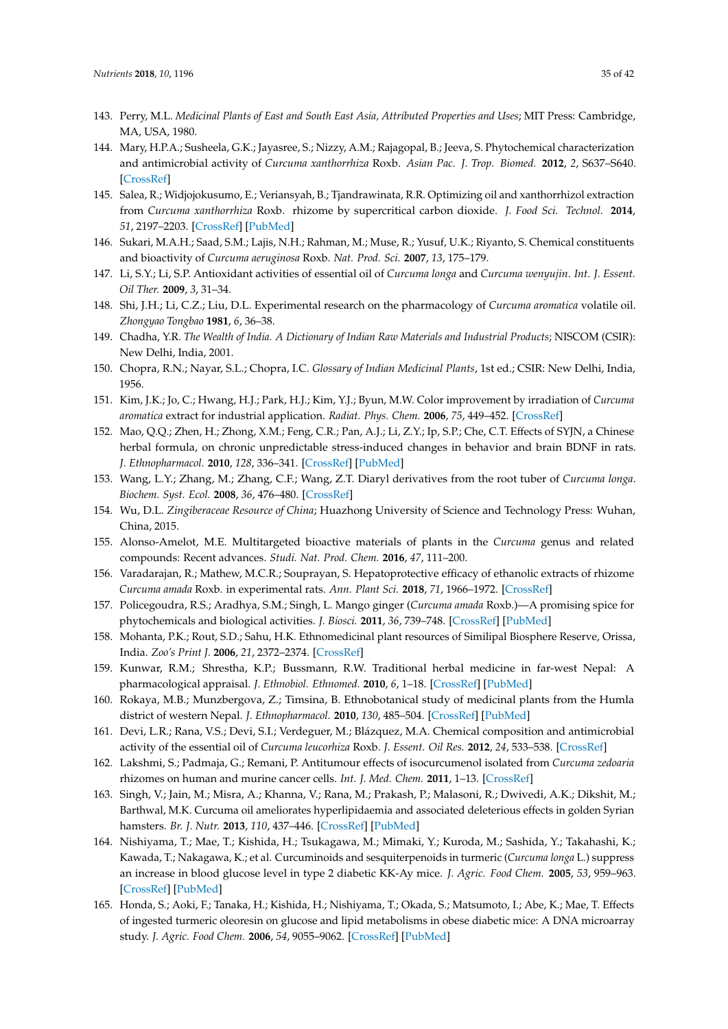143. Perry, M.L. *Medicinal Plants of East and South East Asia, Attributed Properties and Uses*; MIT Press: Cambridge, MA, USA, 1980.
144. Mary, H.P.A.; Susheela, G.K.; Jayasree, S.; Nizzy, A.M.; Rajagopal, B.; Jeeva, S. Phytochemical characterization and antimicrobial activity of *Curcuma xanthorrhiza* Roxb. *Asian Pac. J. Trop. Biomed.* **2012**, *2*, S637–S640. [CrossRef]
145. Salea, R.; Widjojokusumo, E.; Veriansyah, B.; Tjandrawinata, R.R. Optimizing oil and xanthorrhizol extraction from *Curcuma xanthorrhiza* Roxb. rhizome by supercritical carbon dioxide. *J. Food Sci. Technol.* **2014**, *51*, 2197–2203. [CrossRef] [PubMed]
146. Sukari, M.A.H.; Saad, S.M.; Lajis, N.H.; Rahman, M.; Muse, R.; Yusuf, U.K.; Riyanto, S. Chemical constituents and bioactivity of *Curcuma aeruginosa* Roxb. *Nat. Prod. Sci.* **2007**, *13*, 175–179.
147. Li, S.Y.; Li, S.P. Antioxidant activities of essential oil of *Curcuma longa* and *Curcuma wenyujin*. *Int. J. Essent. Oil Ther.* **2009**, *3*, 31–34.
148. Shi, J.H.; Li, C.Z.; Liu, D.L. Experimental research on the pharmacology of *Curcuma aromatica* volatile oil. *Zhongyao Tongbao* **1981**, *6*, 36–38.
149. Chadha, Y.R. *The Wealth of India. A Dictionary of Indian Raw Materials and Industrial Products*; NISCOM (CSIR): New Delhi, India, 2001.
150. Chopra, R.N.; Nayar, S.L.; Chopra, I.C. *Glossary of Indian Medicinal Plants*, 1st ed.; CSIR: New Delhi, India, 1956.
151. Kim, J.K.; Jo, C.; Hwang, H.J.; Park, H.J.; Kim, Y.J.; Byun, M.W. Color improvement by irradiation of *Curcuma aromatica* extract for industrial application. *Radiat. Phys. Chem.* **2006**, *75*, 449–452. [CrossRef]
152. Mao, Q.Q.; Zhen, H.; Zhong, X.M.; Feng, C.R.; Pan, A.J.; Li, Z.Y.; Ip, S.P.; Che, C.T. Effects of SYJN, a Chinese herbal formula, on chronic unpredictable stress-induced changes in behavior and brain BDNF in rats. *J. Ethnopharmacol.* **2010**, *128*, 336–341. [CrossRef] [PubMed]
153. Wang, L.Y.; Zhang, M.; Zhang, C.F.; Wang, Z.T. Diaryl derivatives from the root tuber of *Curcuma longa*. *Biochem. Syst. Ecol.* **2008**, *36*, 476–480. [CrossRef]
154. Wu, D.L. *Zingiberaceae Resource of China*; Huazhong University of Science and Technology Press: Wuhan, China, 2015.
155. Alonso-Amelot, M.E. Multitargeted bioactive materials of plants in the *Curcuma* genus and related compounds: Recent advances. *Studi. Nat. Prod. Chem.* **2016**, *47*, 111–200.
156. Varadarajan, R.; Mathew, M.C.R.; Souprayan, S. Hepatoprotective efficacy of ethanolic extracts of rhizome *Curcuma amada* Roxb. in experimental rats. *Ann. Plant Sci.* **2018**, *71*, 1966–1972. [CrossRef]
157. Policegoudra, R.S.; Aradhya, S.M.; Singh, L. Mango ginger (*Curcuma amada* Roxb.)—A promising spice for phytochemicals and biological activities. *J. Biosci.* **2011**, *36*, 739–748. [CrossRef] [PubMed]
158. Mohanta, P.K.; Rout, S.D.; Sahu, H.K. Ethnomedicinal plant resources of Similipal Biosphere Reserve, Orissa, India. *Zoo's Print J.* **2006**, *21*, 2372–2374. [CrossRef]
159. Kunwar, R.M.; Shrestha, K.P.; Bussmann, R.W. Traditional herbal medicine in far-west Nepal: A pharmacological appraisal. *J. Ethnobiol. Ethnomed.* **2010**, *6*, 1–18. [CrossRef] [PubMed]
160. Rokaya, M.B.; Munzbergova, Z.; Timsina, B. Ethnobotanical study of medicinal plants from the Humla district of western Nepal. *J. Ethnopharmacol.* **2010**, *130*, 485–504. [CrossRef] [PubMed]
161. Devi, L.R.; Rana, V.S.; Devi, S.I.; Verdeguer, M.; Blázquez, M.A. Chemical composition and antimicrobial activity of the essential oil of *Curcuma leucorhiza* Roxb. *J. Essent. Oil Res.* **2012**, *24*, 533–538. [CrossRef]
162. Lakshmi, S.; Padmaja, G.; Remani, P. Antitumour effects of isocurcumenol isolated from *Curcuma zedoaria* rhizomes on human and murine cancer cells. *Int. J. Med. Chem.* **2011**, 1–13. [CrossRef]
163. Singh, V.; Jain, M.; Misra, A.; Khanna, V.; Rana, M.; Prakash, P.; Malasoni, R.; Dwivedi, A.K.; Dikshit, M.; Barthwal, M.K. Curcuma oil ameliorates hyperlipidaemia and associated deleterious effects in golden Syrian hamsters. *Br. J. Nutr.* **2013**, *110*, 437–446. [CrossRef] [PubMed]
164. Nishiyama, T.; Mae, T.; Kishida, H.; Tsukagawa, M.; Mimaki, Y.; Kuroda, M.; Sashida, Y.; Takahashi, K.; Kawada, T.; Nakagawa, K.; et al. Curcuminoids and sesquiterpenoids in turmeric (*Curcuma longa* L.) suppress an increase in blood glucose level in type 2 diabetic KK-Ay mice. *J. Agric. Food Chem.* **2005**, *53*, 959–963. [CrossRef] [PubMed]
165. Honda, S.; Aoki, F.; Tanaka, H.; Kishida, H.; Nishiyama, T.; Okada, S.; Matsumoto, I.; Abe, K.; Mae, T. Effects of ingested turmeric oleoresin on glucose and lipid metabolisms in obese diabetic mice: A DNA microarray study. *J. Agric. Food Chem.* **2006**, *54*, 9055–9062. [CrossRef] [PubMed]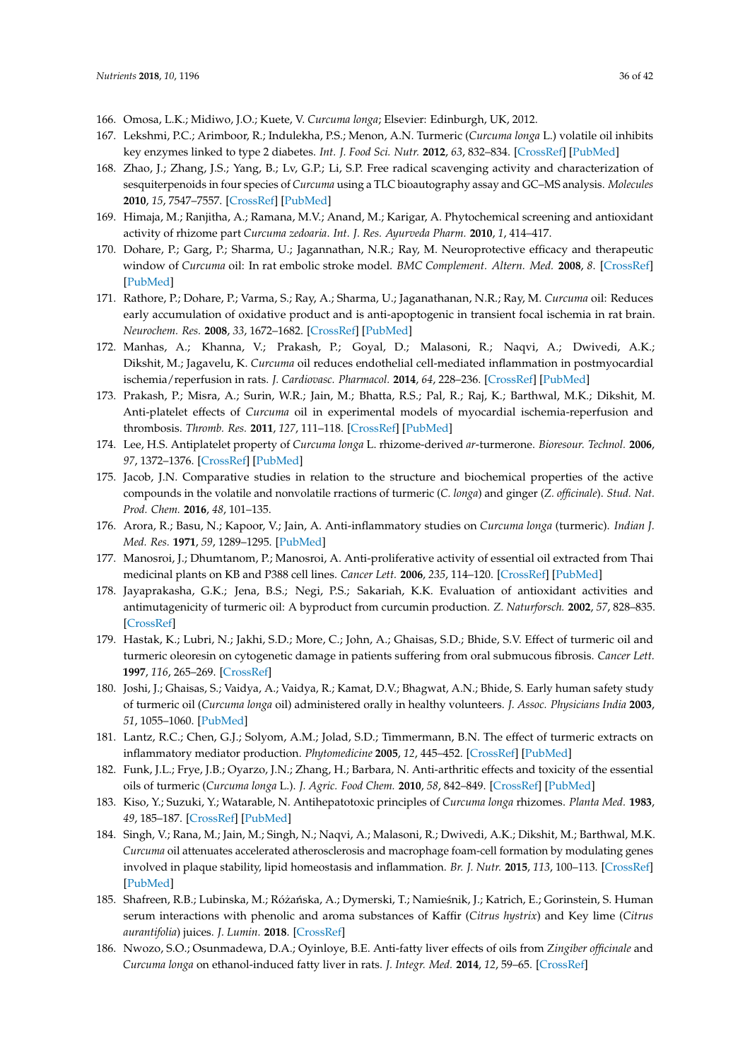166. Omosa, L.K.; Midiwo, J.O.; Kuete, V. *Curcuma longa*; Elsevier: Edinburgh, UK, 2012.
167. Lekshmi, P.C.; Arimboor, R.; Indulekha, P.S.; Menon, A.N. Turmeric (*Curcuma longa* L.) volatile oil inhibits key enzymes linked to type 2 diabetes. *Int. J. Food Sci. Nutr.* **2012**, *63*, 832–834. [CrossRef] [PubMed]
168. Zhao, J.; Zhang, J.S.; Yang, B.; Lv, G.P.; Li, S.P. Free radical scavenging activity and characterization of sesquiterpenoids in four species of *Curcuma* using a TLC bioautography assay and GC–MS analysis. *Molecules* **2010**, *15*, 7547–7557. [CrossRef] [PubMed]
169. Himaja, M.; Ranjitha, A.; Ramana, M.V.; Anand, M.; Karigar, A. Phytochemical screening and antioxidant activity of rhizome part *Curcuma zedoaria*. *Int. J. Res. Ayurveda Pharm.* **2010**, *1*, 414–417.
170. Dohare, P.; Garg, P.; Sharma, U.; Jagannathan, N.R.; Ray, M. Neuroprotective efficacy and therapeutic window of *Curcuma* oil: In rat embolic stroke model. *BMC Complement. Altern. Med.* **2008**, *8*. [CrossRef] [PubMed]
171. Rathore, P.; Dohare, P.; Varma, S.; Ray, A.; Sharma, U.; Jaganathanan, N.R.; Ray, M. *Curcuma* oil: Reduces early accumulation of oxidative product and is anti-apoptogenic in transient focal ischemia in rat brain. *Neurochem. Res.* **2008**, *33*, 1672–1682. [CrossRef] [PubMed]
172. Manhas, A.; Khanna, V.; Prakash, P.; Goyal, D.; Malasoni, R.; Naqvi, A.; Dwivedi, A.K.; Dikshit, M.; Jagavelu, K. *Curcuma* oil reduces endothelial cell-mediated inflammation in postmyocardial ischemia/reperfusion in rats. *J. Cardiovasc. Pharmacol.* **2014**, *64*, 228–236. [CrossRef] [PubMed]
173. Prakash, P.; Misra, A.; Surin, W.R.; Jain, M.; Bhatta, R.S.; Pal, R.; Raj, K.; Barthwal, M.K.; Dikshit, M. Anti-platelet effects of *Curcuma* oil in experimental models of myocardial ischemia-reperfusion and thrombosis. *Thromb. Res.* **2011**, *127*, 111–118. [CrossRef] [PubMed]
174. Lee, H.S. Antiplatelet property of *Curcuma longa* L. rhizome-derived *ar*-turmerone. *Bioresour. Technol.* **2006**, *97*, 1372–1376. [CrossRef] [PubMed]
175. Jacob, J.N. Comparative studies in relation to the structure and biochemical properties of the active compounds in the volatile and nonvolatile rractions of turmeric (*C. longa*) and ginger (*Z. officinale*). *Stud. Nat. Prod. Chem.* **2016**, *48*, 101–135.
176. Arora, R.; Basu, N.; Kapoor, V.; Jain, A. Anti-inflammatory studies on *Curcuma longa* (turmeric). *Indian J. Med. Res.* **1971**, *59*, 1289–1295. [PubMed]
177. Manosroi, J.; Dhumtanom, P.; Manosroi, A. Anti-proliferative activity of essential oil extracted from Thai medicinal plants on KB and P388 cell lines. *Cancer Lett.* **2006**, *235*, 114–120. [CrossRef] [PubMed]
178. Jayaprakasha, G.K.; Jena, B.S.; Negi, P.S.; Sakariah, K.K. Evaluation of antioxidant activities and antimutagenicity of turmeric oil: A byproduct from curcumin production. *Z. Naturforsch.* **2002**, *57*, 828–835. [CrossRef]
179. Hastak, K.; Lubri, N.; Jakhi, S.D.; More, C.; John, A.; Ghaisas, S.D.; Bhide, S.V. Effect of turmeric oil and turmeric oleoresin on cytogenetic damage in patients suffering from oral submucous fibrosis. *Cancer Lett.* **1997**, *116*, 265–269. [CrossRef]
180. Joshi, J.; Ghaisas, S.; Vaidya, A.; Vaidya, R.; Kamat, D.V.; Bhagwat, A.N.; Bhide, S. Early human safety study of turmeric oil (*Curcuma longa* oil) administered orally in healthy volunteers. *J. Assoc. Physicians India* **2003**, *51*, 1055–1060. [PubMed]
181. Lantz, R.C.; Chen, G.J.; Solyom, A.M.; Jolad, S.D.; Timmermann, B.N. The effect of turmeric extracts on inflammatory mediator production. *Phytomedicine* **2005**, *12*, 445–452. [CrossRef] [PubMed]
182. Funk, J.L.; Frye, J.B.; Oyarzo, J.N.; Zhang, H.; Barbara, N. Anti-arthritic effects and toxicity of the essential oils of turmeric (*Curcuma longa* L.). *J. Agric. Food Chem.* **2010**, *58*, 842–849. [CrossRef] [PubMed]
183. Kiso, Y.; Suzuki, Y.; Watarable, N. Antihepatotoxic principles of *Curcuma longa* rhizomes. *Planta Med.* **1983**, *49*, 185–187. [CrossRef] [PubMed]
184. Singh, V.; Rana, M.; Jain, M.; Singh, N.; Naqvi, A.; Malasoni, R.; Dwivedi, A.K.; Dikshit, M.; Barthwal, M.K. *Curcuma* oil attenuates accelerated atherosclerosis and macrophage foam-cell formation by modulating genes involved in plaque stability, lipid homeostasis and inflammation. *Br. J. Nutr.* **2015**, *113*, 100–113. [CrossRef] [PubMed]
185. Shafreen, R.B.; Lubinska, M.; Różańska, A.; Dymerski, T.; Namieśnik, J.; Katrich, E.; Gorinstein, S. Human serum interactions with phenolic and aroma substances of Kaffir (*Citrus hystrix*) and Key lime (*Citrus aurantifolia*) juices. *J. Lumin.* **2018**. [CrossRef]
186. Nwozo, S.O.; Osunmadewa, D.A.; Oyinloye, B.E. Anti-fatty liver effects of oils from *Zingiber officinale* and *Curcuma longa* on ethanol-induced fatty liver in rats. *J. Integr. Med.* **2014**, *12*, 59–65. [CrossRef]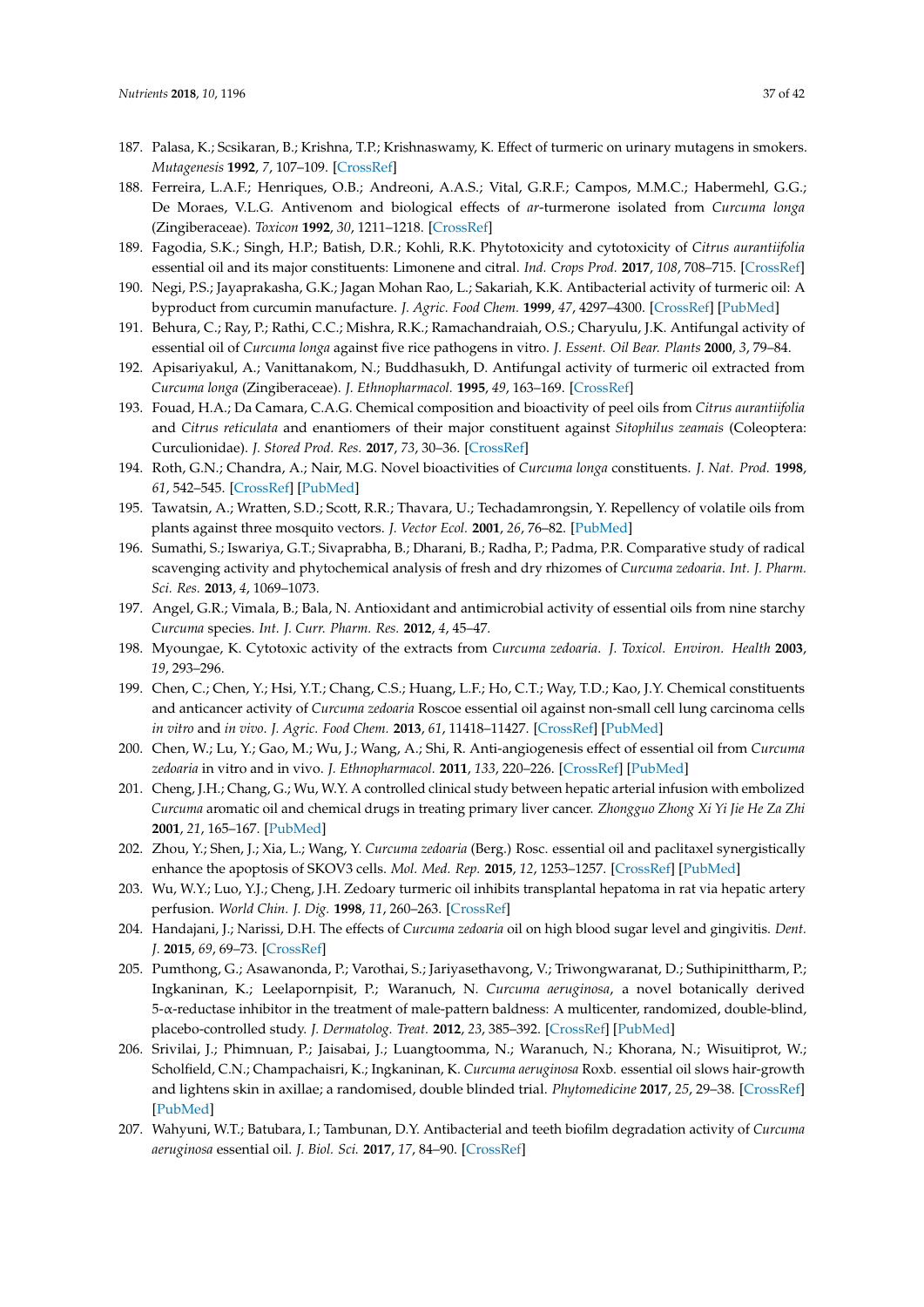187. Palasa, K.; Scsikaran, B.; Krishna, T.P.; Krishnaswamy, K. Effect of turmeric on urinary mutagens in smokers. *Mutagenesis* **1992**, *7*, 107–109. [CrossRef]
188. Ferreira, L.A.F.; Henriques, O.B.; Andreoni, A.A.S.; Vital, G.R.F.; Campos, M.M.C.; Habermehl, G.G.; De Moraes, V.L.G. Antivenom and biological effects of *ar*-turmerone isolated from *Curcuma longa* (Zingiberaceae). *Toxicon* **1992**, *30*, 1211–1218. [CrossRef]
189. Fagodia, S.K.; Singh, H.P.; Batish, D.R.; Kohli, R.K. Phytotoxicity and cytotoxicity of *Citrus aurantiifolia* essential oil and its major constituents: Limonene and citral. *Ind. Crops Prod.* **2017**, *108*, 708–715. [CrossRef]
190. Negi, P.S.; Jayaprakasha, G.K.; Jagan Mohan Rao, L.; Sakariah, K.K. Antibacterial activity of turmeric oil: A byproduct from curcumin manufacture. *J. Agric. Food Chem.* **1999**, *47*, 4297–4300. [CrossRef] [PubMed]
191. Behura, C.; Ray, P.; Rathi, C.C.; Mishra, R.K.; Ramachandraiah, O.S.; Charyulu, J.K. Antifungal activity of essential oil of *Curcuma longa* against five rice pathogens in vitro. *J. Essent. Oil Bear. Plants* **2000**, *3*, 79–84.
192. Apisariyakul, A.; Vanittanakom, N.; Buddhasukh, D. Antifungal activity of turmeric oil extracted from *Curcuma longa* (Zingiberaceae). *J. Ethnopharmacol.* **1995**, *49*, 163–169. [CrossRef]
193. Fouad, H.A.; Da Camara, C.A.G. Chemical composition and bioactivity of peel oils from *Citrus aurantiifolia* and *Citrus reticulata* and enantiomers of their major constituent against *Sitophilus zeamais* (Coleoptera: Curculionidae). *J. Stored Prod. Res.* **2017**, *73*, 30–36. [CrossRef]
194. Roth, G.N.; Chandra, A.; Nair, M.G. Novel bioactivities of *Curcuma longa* constituents. *J. Nat. Prod.* **1998**, *61*, 542–545. [CrossRef] [PubMed]
195. Tawatsin, A.; Wratten, S.D.; Scott, R.R.; Thavara, U.; Techadamrongsin, Y. Repellency of volatile oils from plants against three mosquito vectors. *J. Vector Ecol.* **2001**, *26*, 76–82. [PubMed]
196. Sumathi, S.; Iswariya, G.T.; Sivaprabha, B.; Dharani, B.; Radha, P.; Padma, P.R. Comparative study of radical scavenging activity and phytochemical analysis of fresh and dry rhizomes of *Curcuma zedoaria*. *Int. J. Pharm. Sci. Res.* **2013**, *4*, 1069–1073.
197. Angel, G.R.; Vimala, B.; Bala, N. Antioxidant and antimicrobial activity of essential oils from nine starchy *Curcuma* species. *Int. J. Curr. Pharm. Res.* **2012**, *4*, 45–47.
198. Myoungae, K. Cytotoxic activity of the extracts from *Curcuma zedoaria*. *J. Toxicol. Environ. Health* **2003**, *19*, 293–296.
199. Chen, C.; Chen, Y.; Hsi, Y.T.; Chang, C.S.; Huang, L.F.; Ho, C.T.; Way, T.D.; Kao, J.Y. Chemical constituents and anticancer activity of *Curcuma zedoaria* Roscoe essential oil against non-small cell lung carcinoma cells *in vitro* and *in vivo*. *J. Agric. Food Chem.* **2013**, *61*, 11418–11427. [CrossRef] [PubMed]
200. Chen, W.; Lu, Y.; Gao, M.; Wu, J.; Wang, A.; Shi, R. Anti-angiogenesis effect of essential oil from *Curcuma zedoaria* in vitro and in vivo. *J. Ethnopharmacol.* **2011**, *133*, 220–226. [CrossRef] [PubMed]
201. Cheng, J.H.; Chang, G.; Wu, W.Y. A controlled clinical study between hepatic arterial infusion with embolized *Curcuma* aromatic oil and chemical drugs in treating primary liver cancer. *Zhongguo Zhong Xi Yi Jie He Za Zhi* **2001**, *21*, 165–167. [PubMed]
202. Zhou, Y.; Shen, J.; Xia, L.; Wang, Y. *Curcuma zedoaria* (Berg.) Rosc. essential oil and paclitaxel synergistically enhance the apoptosis of SKOV3 cells. *Mol. Med. Rep.* **2015**, *12*, 1253–1257. [CrossRef] [PubMed]
203. Wu, W.Y.; Luo, Y.J.; Cheng, J.H. Zedoary turmeric oil inhibits transplantal hepatoma in rat via hepatic artery perfusion. *World Chin. J. Dig.* **1998**, *11*, 260–263. [CrossRef]
204. Handajani, J.; Narissi, D.H. The effects of *Curcuma zedoaria* oil on high blood sugar level and gingivitis. *Dent. J.* **2015**, *69*, 69–73. [CrossRef]
205. Pumthong, G.; Asawanonda, P.; Varothai, S.; Jariyasethavong, V.; Triwongwaranat, D.; Suthipinittharm, P.; Ingkaninan, K.; Leelapornpisit, P.; Waranuch, N. *Curcuma aeruginosa*, a novel botanically derived 5-α-reductase inhibitor in the treatment of male-pattern baldness: A multicenter, randomized, double-blind, placebo-controlled study. *J. Dermatolog. Treat.* **2012**, *23*, 385–392. [CrossRef] [PubMed]
206. Srivilai, J.; Phimnuan, P.; Jaisabai, J.; Luangtoomma, N.; Waranuch, N.; Khorana, N.; Wisuitiprot, W.; Scholfield, C.N.; Champachaisri, K.; Ingkaninan, K. *Curcuma aeruginosa* Roxb. essential oil slows hair-growth and lightens skin in axillae; a randomised, double blinded trial. *Phytomedicine* **2017**, *25*, 29–38. [CrossRef] [PubMed]
207. Wahyuni, W.T.; Batubara, I.; Tambunan, D.Y. Antibacterial and teeth biofilm degradation activity of *Curcuma aeruginosa* essential oil. *J. Biol. Sci.* **2017**, *17*, 84–90. [CrossRef]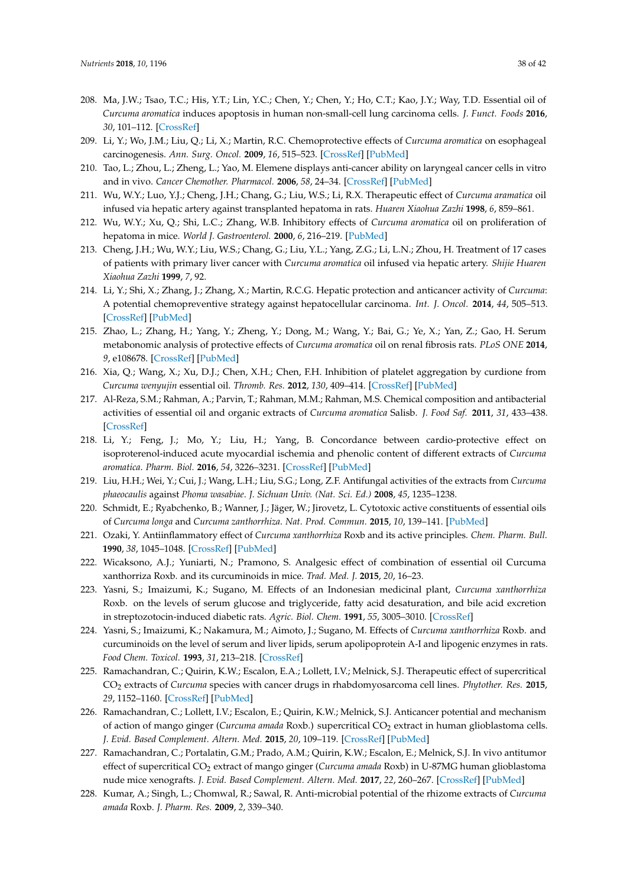208. Ma, J.W.; Tsao, T.C.; His, Y.T.; Lin, Y.C.; Chen, Y.; Chen, Y.; Ho, C.T.; Kao, J.Y.; Way, T.D. Essential oil of *Curcuma aromatica* induces apoptosis in human non-small-cell lung carcinoma cells. *J. Funct. Foods* **2016**, *30*, 101–112. [CrossRef]
209. Li, Y.; Wo, J.M.; Liu, Q.; Li, X.; Martin, R.C. Chemoprotective effects of *Curcuma aromatica* on esophageal carcinogenesis. *Ann. Surg. Oncol.* **2009**, *16*, 515–523. [CrossRef] [PubMed]
210. Tao, L.; Zhou, L.; Zheng, L.; Yao, M. Elemene displays anti-cancer ability on laryngeal cancer cells in vitro and in vivo. *Cancer Chemother. Pharmacol.* **2006**, *58*, 24–34. [CrossRef] [PubMed]
211. Wu, W.Y.; Luo, Y.J.; Cheng, J.H.; Chang, G.; Liu, W.S.; Li, R.X. Therapeutic effect of *Curcuma aramatica* oil infused via hepatic artery against transplanted hepatoma in rats. *Huaren Xiaohua Zazhi* **1998**, *6*, 859–861.
212. Wu, W.Y.; Xu, Q.; Shi, L.C.; Zhang, W.B. Inhibitory effects of *Curcuma aromatica* oil on proliferation of hepatoma in mice. *World J. Gastroenterol.* **2000**, *6*, 216–219. [PubMed]
213. Cheng, J.H.; Wu, W.Y.; Liu, W.S.; Chang, G.; Liu, Y.L.; Yang, Z.G.; Li, L.N.; Zhou, H. Treatment of 17 cases of patients with primary liver cancer with *Curcuma aromatica* oil infused via hepatic artery. *Shijie Huaren Xiaohua Zazhi* **1999**, *7*, 92.
214. Li, Y.; Shi, X.; Zhang, J.; Zhang, X.; Martin, R.C.G. Hepatic protection and anticancer activity of *Curcuma*: A potential chemopreventive strategy against hepatocellular carcinoma. *Int. J. Oncol.* **2014**, *44*, 505–513. [CrossRef] [PubMed]
215. Zhao, L.; Zhang, H.; Yang, Y.; Zheng, Y.; Dong, M.; Wang, Y.; Bai, G.; Ye, X.; Yan, Z.; Gao, H. Serum metabonomic analysis of protective effects of *Curcuma aromatica* oil on renal fibrosis rats. *PLoS ONE* **2014**, *9*, e108678. [CrossRef] [PubMed]
216. Xia, Q.; Wang, X.; Xu, D.J.; Chen, X.H.; Chen, F.H. Inhibition of platelet aggregation by curdione from *Curcuma wenyujin* essential oil. *Thromb. Res.* **2012**, *130*, 409–414. [CrossRef] [PubMed]
217. Al-Reza, S.M.; Rahman, A.; Parvin, T.; Rahman, M.M.; Rahman, M.S. Chemical composition and antibacterial activities of essential oil and organic extracts of *Curcuma aromatica* Salisb. *J. Food Saf.* **2011**, *31*, 433–438. [CrossRef]
218. Li, Y.; Feng, J.; Mo, Y.; Liu, H.; Yang, B. Concordance between cardio-protective effect on isoproterenol-induced acute myocardial ischemia and phenolic content of different extracts of *Curcuma aromatica*. *Pharm. Biol.* **2016**, *54*, 3226–3231. [CrossRef] [PubMed]
219. Liu, H.H.; Wei, Y.; Cui, J.; Wang, L.H.; Liu, S.G.; Long, Z.F. Antifungal activities of the extracts from *Curcuma phaeocaulis* against *Phoma wasabiae*. *J. Sichuan Univ. (Nat. Sci. Ed.)* **2008**, *45*, 1235–1238.
220. Schmidt, E.; Ryabchenko, B.; Wanner, J.; Jäger, W.; Jirovetz, L. Cytotoxic active constituents of essential oils of *Curcuma longa* and *Curcuma zanthorrhiza*. *Nat. Prod. Commun.* **2015**, *10*, 139–141. [PubMed]
221. Ozaki, Y. Antiinflammatory effect of *Curcuma xanthorrhiza* Roxb and its active principles. *Chem. Pharm. Bull.* **1990**, *38*, 1045–1048. [CrossRef] [PubMed]
222. Wicaksono, A.J.; Yuniarti, N.; Pramono, S. Analgesic effect of combination of essential oil Curcuma xanthorriza Roxb. and its curcuminoids in mice. *Trad. Med. J.* **2015**, *20*, 16–23.
223. Yasni, S.; Imaizumi, K.; Sugano, M. Effects of an Indonesian medicinal plant, *Curcuma xanthorrhiza* Roxb. on the levels of serum glucose and triglyceride, fatty acid desaturation, and bile acid excretion in streptozotocin-induced diabetic rats. *Agric. Biol. Chem.* **1991**, *55*, 3005–3010. [CrossRef]
224. Yasni, S.; Imaizumi, K.; Nakamura, M.; Aimoto, J.; Sugano, M. Effects of *Curcuma xanthorrhiza* Roxb. and curcuminoids on the level of serum and liver lipids, serum apolipoprotein A-I and lipogenic enzymes in rats. *Food Chem. Toxicol.* **1993**, *31*, 213–218. [CrossRef]
225. Ramachandran, C.; Quirin, K.W.; Escalon, E.A.; Lollett, I.V.; Melnick, S.J. Therapeutic effect of supercritical $CO_2$ extracts of *Curcuma* species with cancer drugs in rhabdomyosarcoma cell lines. *Phytother. Res.* **2015**, *29*, 1152–1160. [CrossRef] [PubMed]
226. Ramachandran, C.; Lollett, I.V.; Escalon, E.; Quirin, K.W.; Melnick, S.J. Anticancer potential and mechanism of action of mango ginger (*Curcuma amada* Roxb.) supercritical $CO_2$ extract in human glioblastoma cells. *J. Evid. Based Complement. Altern. Med.* **2015**, *20*, 109–119. [CrossRef] [PubMed]
227. Ramachandran, C.; Portalatin, G.M.; Prado, A.M.; Quirin, K.W.; Escalon, E.; Melnick, S.J. In vivo antitumor effect of supercritical $CO_2$ extract of mango ginger (*Curcuma amada* Roxb) in U-87MG human glioblastoma nude mice xenografts. *J. Evid. Based Complement. Altern. Med.* **2017**, *22*, 260–267. [CrossRef] [PubMed]
228. Kumar, A.; Singh, L.; Chomwal, R.; Sawal, R. Anti-microbial potential of the rhizome extracts of *Curcuma amada* Roxb. *J. Pharm. Res.* **2009**, *2*, 339–340.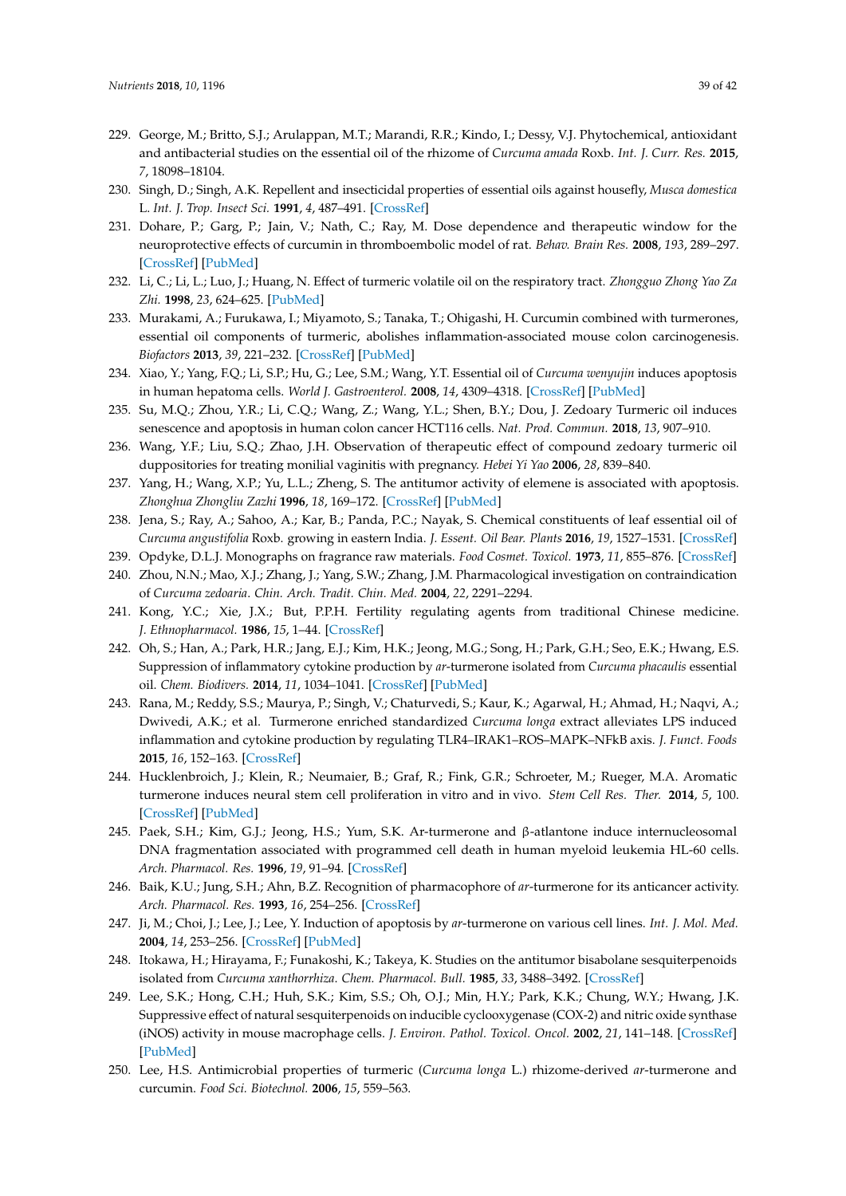229. George, M.; Britto, S.J.; Arulappan, M.T.; Marandi, R.R.; Kindo, I.; Dessy, V.J. Phytochemical, antioxidant and antibacterial studies on the essential oil of the rhizome of *Curcuma amada* Roxb. *Int. J. Curr. Res.* **2015**, *7*, 18098–18104.
230. Singh, D.; Singh, A.K. Repellent and insecticidal properties of essential oils against housefly, *Musca domestica* L. *Int. J. Trop. Insect Sci.* **1991**, *4*, 487–491. [CrossRef]
231. Dohare, P.; Garg, P.; Jain, V.; Nath, C.; Ray, M. Dose dependence and therapeutic window for the neuroprotective effects of curcumin in thromboembolic model of rat. *Behav. Brain Res.* **2008**, *193*, 289–297. [CrossRef] [PubMed]
232. Li, C.; Li, L.; Luo, J.; Huang, N. Effect of turmeric volatile oil on the respiratory tract. *Zhongguo Zhong Yao Za Zhi.* **1998**, *23*, 624–625. [PubMed]
233. Murakami, A.; Furukawa, I.; Miyamoto, S.; Tanaka, T.; Ohigashi, H. Curcumin combined with turmerones, essential oil components of turmeric, abolishes inflammation-associated mouse colon carcinogenesis. *Biofactors* **2013**, *39*, 221–232. [CrossRef] [PubMed]
234. Xiao, Y.; Yang, F.Q.; Li, S.P.; Hu, G.; Lee, S.M.; Wang, Y.T. Essential oil of *Curcuma wenyujin* induces apoptosis in human hepatoma cells. *World J. Gastroenterol.* **2008**, *14*, 4309–4318. [CrossRef] [PubMed]
235. Su, M.Q.; Zhou, Y.R.; Li, C.Q.; Wang, Z.; Wang, Y.L.; Shen, B.Y.; Dou, J. Zedoary Turmeric oil induces senescence and apoptosis in human colon cancer HCT116 cells. *Nat. Prod. Commun.* **2018**, *13*, 907–910.
236. Wang, Y.F.; Liu, S.Q.; Zhao, J.H. Observation of therapeutic effect of compound zedoary turmeric oil duppositories for treating monilial vaginitis with pregnancy. *Hebei Yi Yao* **2006**, *28*, 839–840.
237. Yang, H.; Wang, X.P.; Yu, L.L.; Zheng, S. The antitumor activity of elemene is associated with apoptosis. *Zhonghua Zhongliu Zazhi* **1996**, *18*, 169–172. [CrossRef] [PubMed]
238. Jena, S.; Ray, A.; Sahoo, A.; Kar, B.; Panda, P.C.; Nayak, S. Chemical constituents of leaf essential oil of *Curcuma angustifolia* Roxb. growing in eastern India. *J. Essent. Oil Bear. Plants* **2016**, *19*, 1527–1531. [CrossRef]
239. Opdyke, D.L.J. Monographs on fragrance raw materials. *Food Cosmet. Toxicol.* **1973**, *11*, 855–876. [CrossRef]
240. Zhou, N.N.; Mao, X.J.; Zhang, J.; Yang, S.W.; Zhang, J.M. Pharmacological investigation on contraindication of *Curcuma zedoaria*. *Chin. Arch. Tradit. Chin. Med.* **2004**, *22*, 2291–2294.
241. Kong, Y.C.; Xie, J.X.; But, P.P.H. Fertility regulating agents from traditional Chinese medicine. *J. Ethnopharmacol.* **1986**, *15*, 1–44. [CrossRef]
242. Oh, S.; Han, A.; Park, H.R.; Jang, E.J.; Kim, H.K.; Jeong, M.G.; Song, H.; Park, G.H.; Seo, E.K.; Hwang, E.S. Suppression of inflammatory cytokine production by *ar*-turmerone isolated from *Curcuma phacaulis* essential oil. *Chem. Biodivers.* **2014**, *11*, 1034–1041. [CrossRef] [PubMed]
243. Rana, M.; Reddy, S.S.; Maurya, P.; Singh, V.; Chaturvedi, S.; Kaur, K.; Agarwal, H.; Ahmad, H.; Naqvi, A.; Dwivedi, A.K.; et al. Turmerone enriched standardized *Curcuma longa* extract alleviates LPS induced inflammation and cytokine production by regulating TLR4–IRAK1–ROS–MAPK–NFkB axis. *J. Funct. Foods* **2015**, *16*, 152–163. [CrossRef]
244. Hucklenbroich, J.; Klein, R.; Neumaier, B.; Graf, R.; Fink, G.R.; Schroeter, M.; Rueger, M.A. Aromatic turmerone induces neural stem cell proliferation in vitro and in vivo. *Stem Cell Res. Ther.* **2014**, *5*, 100. [CrossRef] [PubMed]
245. Paek, S.H.; Kim, G.J.; Jeong, H.S.; Yum, S.K. Ar-turmerone and β-atlantone induce internucleosomal DNA fragmentation associated with programmed cell death in human myeloid leukemia HL-60 cells. *Arch. Pharmacol. Res.* **1996**, *19*, 91–94. [CrossRef]
246. Baik, K.U.; Jung, S.H.; Ahn, B.Z. Recognition of pharmacophore of *ar*-turmerone for its anticancer activity. *Arch. Pharmacol. Res.* **1993**, *16*, 254–256. [CrossRef]
247. Ji, M.; Choi, J.; Lee, J.; Lee, Y. Induction of apoptosis by *ar*-turmerone on various cell lines. *Int. J. Mol. Med.* **2004**, *14*, 253–256. [CrossRef] [PubMed]
248. Itokawa, H.; Hirayama, F.; Funakoshi, K.; Takeya, K. Studies on the antitumor bisabolane sesquiterpenoids isolated from *Curcuma xanthorrhiza*. *Chem. Pharmacol. Bull.* **1985**, *33*, 3488–3492. [CrossRef]
249. Lee, S.K.; Hong, C.H.; Huh, S.K.; Kim, S.S.; Oh, O.J.; Min, H.Y.; Park, K.K.; Chung, W.Y.; Hwang, J.K. Suppressive effect of natural sesquiterpenoids on inducible cyclooxygenase (COX-2) and nitric oxide synthase (iNOS) activity in mouse macrophage cells. *J. Environ. Pathol. Toxicol. Oncol.* **2002**, *21*, 141–148. [CrossRef] [PubMed]
250. Lee, H.S. Antimicrobial properties of turmeric (*Curcuma longa* L.) rhizome-derived *ar*-turmerone and curcumin. *Food Sci. Biotechnol.* **2006**, *15*, 559–563.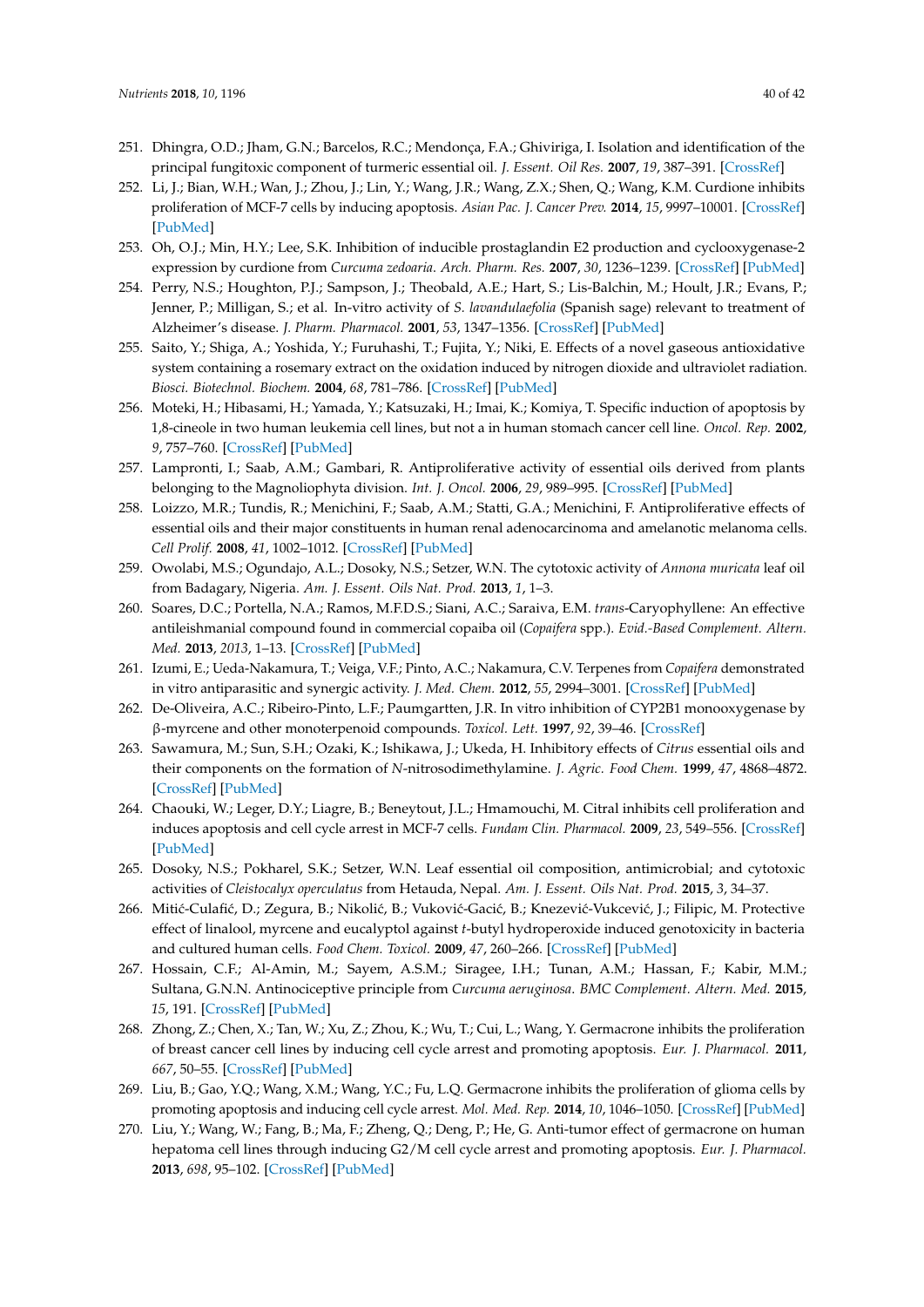251. Dhingra, O.D.; Jham, G.N.; Barcelos, R.C.; Mendonça, F.A.; Ghiviriga, I. Isolation and identification of the principal fungitoxic component of turmeric essential oil. *J. Essent. Oil Res.* **2007**, *19*, 387–391. [CrossRef]
252. Li, J.; Bian, W.H.; Wan, J.; Zhou, J.; Lin, Y.; Wang, J.R.; Wang, Z.X.; Shen, Q.; Wang, K.M. Curdione inhibits proliferation of MCF-7 cells by inducing apoptosis. *Asian Pac. J. Cancer Prev.* **2014**, *15*, 9997–10001. [CrossRef] [PubMed]
253. Oh, O.J.; Min, H.Y.; Lee, S.K. Inhibition of inducible prostaglandin E2 production and cyclooxygenase-2 expression by curdione from *Curcuma zedoaria*. *Arch. Pharm. Res.* **2007**, *30*, 1236–1239. [CrossRef] [PubMed]
254. Perry, N.S.; Houghton, P.J.; Sampson, J.; Theobald, A.E.; Hart, S.; Lis-Balchin, M.; Hoult, J.R.; Evans, P.; Jenner, P.; Milligan, S.; et al. In-vitro activity of *S. lavandulaefolia* (Spanish sage) relevant to treatment of Alzheimer's disease. *J. Pharm. Pharmacol.* **2001**, *53*, 1347–1356. [CrossRef] [PubMed]
255. Saito, Y.; Shiga, A.; Yoshida, Y.; Furuhashi, T.; Fujita, Y.; Niki, E. Effects of a novel gaseous antioxidative system containing a rosemary extract on the oxidation induced by nitrogen dioxide and ultraviolet radiation. *Biosci. Biotechnol. Biochem.* **2004**, *68*, 781–786. [CrossRef] [PubMed]
256. Moteki, H.; Hibasami, H.; Yamada, Y.; Katsuzaki, H.; Imai, K.; Komiya, T. Specific induction of apoptosis by 1,8-cineole in two human leukemia cell lines, but not a in human stomach cancer cell line. *Oncol. Rep.* **2002**, *9*, 757–760. [CrossRef] [PubMed]
257. Lampronti, I.; Saab, A.M.; Gambari, R. Antiproliferative activity of essential oils derived from plants belonging to the Magnoliophyta division. *Int. J. Oncol.* **2006**, *29*, 989–995. [CrossRef] [PubMed]
258. Loizzo, M.R.; Tundis, R.; Menichini, F.; Saab, A.M.; Statti, G.A.; Menichini, F. Antiproliferative effects of essential oils and their major constituents in human renal adenocarcinoma and amelanotic melanoma cells. *Cell Prolif.* **2008**, *41*, 1002–1012. [CrossRef] [PubMed]
259. Owolabi, M.S.; Ogundajo, A.L.; Dosoky, N.S.; Setzer, W.N. The cytotoxic activity of *Annona muricata* leaf oil from Badagary, Nigeria. *Am. J. Essent. Oils Nat. Prod.* **2013**, *1*, 1–3.
260. Soares, D.C.; Portella, N.A.; Ramos, M.F.D.S.; Siani, A.C.; Saraiva, E.M. *trans*-Caryophyllene: An effective antileishmanial compound found in commercial copaiba oil (*Copaifera* spp.). *Evid.-Based Complement. Altern. Med.* **2013**, *2013*, 1–13. [CrossRef] [PubMed]
261. Izumi, E.; Ueda-Nakamura, T.; Veiga, V.F.; Pinto, A.C.; Nakamura, C.V. Terpenes from *Copaifera* demonstrated in vitro antiparasitic and synergic activity. *J. Med. Chem.* **2012**, *55*, 2994–3001. [CrossRef] [PubMed]
262. De-Oliveira, A.C.; Ribeiro-Pinto, L.F.; Paumgartten, J.R. In vitro inhibition of CYP2B1 monooxygenase by β-myrcene and other monoterpenoid compounds. *Toxicol. Lett.* **1997**, *92*, 39–46. [CrossRef]
263. Sawamura, M.; Sun, S.H.; Ozaki, K.; Ishikawa, J.; Ukeda, H. Inhibitory effects of *Citrus* essential oils and their components on the formation of *N*-nitrosodimethylamine. *J. Agric. Food Chem.* **1999**, *47*, 4868–4872. [CrossRef] [PubMed]
264. Chaouki, W.; Leger, D.Y.; Liagre, B.; Beneytout, J.L.; Hmamouchi, M. Citral inhibits cell proliferation and induces apoptosis and cell cycle arrest in MCF-7 cells. *Fundam Clin. Pharmacol.* **2009**, *23*, 549–556. [CrossRef] [PubMed]
265. Dosoky, N.S.; Pokharel, S.K.; Setzer, W.N. Leaf essential oil composition, antimicrobial; and cytotoxic activities of *Cleistocalyx operculatus* from Hetauda, Nepal. *Am. J. Essent. Oils Nat. Prod.* **2015**, *3*, 34–37.
266. Mitić-Culafić, D.; Zegura, B.; Nikolić, B.; Vuković-Gacić, B.; Knezević-Vukcević, J.; Filipic, M. Protective effect of linalool, myrcene and eucalyptol against *t*-butyl hydroperoxide induced genotoxicity in bacteria and cultured human cells. *Food Chem. Toxicol.* **2009**, *47*, 260–266. [CrossRef] [PubMed]
267. Hossain, C.F.; Al-Amin, M.; Sayem, A.S.M.; Siragee, I.H.; Tunan, A.M.; Hassan, F.; Kabir, M.M.; Sultana, G.N.N. Antinociceptive principle from *Curcuma aeruginosa*. *BMC Complement. Altern. Med.* **2015**, *15*, 191. [CrossRef] [PubMed]
268. Zhong, Z.; Chen, X.; Tan, W.; Xu, Z.; Zhou, K.; Wu, T.; Cui, L.; Wang, Y. Germacrone inhibits the proliferation of breast cancer cell lines by inducing cell cycle arrest and promoting apoptosis. *Eur. J. Pharmacol.* **2011**, *667*, 50–55. [CrossRef] [PubMed]
269. Liu, B.; Gao, Y.Q.; Wang, X.M.; Wang, Y.C.; Fu, L.Q. Germacrone inhibits the proliferation of glioma cells by promoting apoptosis and inducing cell cycle arrest. *Mol. Med. Rep.* **2014**, *10*, 1046–1050. [CrossRef] [PubMed]
270. Liu, Y.; Wang, W.; Fang, B.; Ma, F.; Zheng, Q.; Deng, P.; He, G. Anti-tumor effect of germacrone on human hepatoma cell lines through inducing G2/M cell cycle arrest and promoting apoptosis. *Eur. J. Pharmacol.* **2013**, *698*, 95–102. [CrossRef] [PubMed]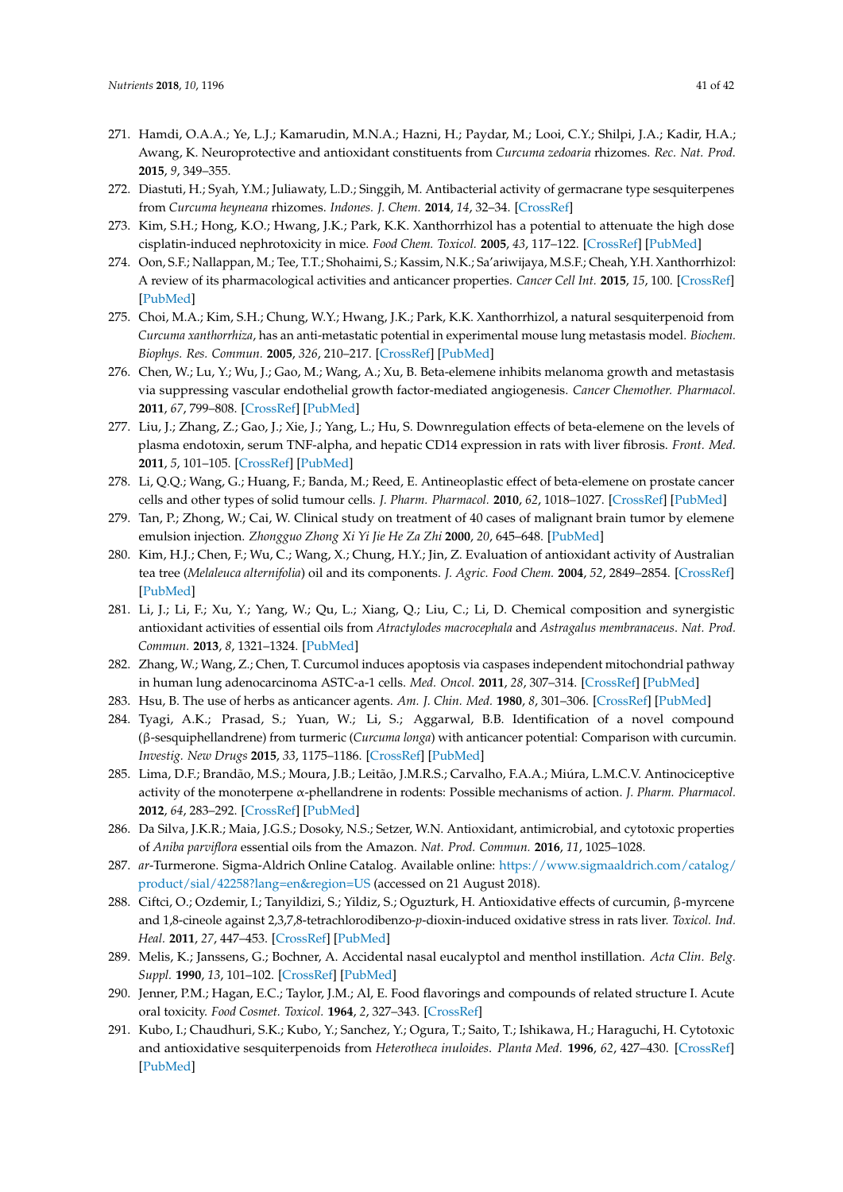271. Hamdi, O.A.A.; Ye, L.J.; Kamarudin, M.N.A.; Hazni, H.; Paydar, M.; Looi, C.Y.; Shilpi, J.A.; Kadir, H.A.; Awang, K. Neuroprotective and antioxidant constituents from *Curcuma zedoaria* rhizomes. *Rec. Nat. Prod.* **2015**, *9*, 349–355.
272. Diastuti, H.; Syah, Y.M.; Juliawaty, L.D.; Singgih, M. Antibacterial activity of germacrane type sesquiterpenes from *Curcuma heyneana* rhizomes. *Indones. J. Chem.* **2014**, *14*, 32–34. [CrossRef]
273. Kim, S.H.; Hong, K.O.; Hwang, J.K.; Park, K.K. Xanthorrhizol has a potential to attenuate the high dose cisplatin-induced nephrotoxicity in mice. *Food Chem. Toxicol.* **2005**, *43*, 117–122. [CrossRef] [PubMed]
274. Oon, S.F.; Nallappan, M.; Tee, T.T.; Shohaimi, S.; Kassim, N.K.; Sa'ariwijaya, M.S.F.; Cheah, Y.H. Xanthorrhizol: A review of its pharmacological activities and anticancer properties. *Cancer Cell Int.* **2015**, *15*, 100. [CrossRef] [PubMed]
275. Choi, M.A.; Kim, S.H.; Chung, W.Y.; Hwang, J.K.; Park, K.K. Xanthorrhizol, a natural sesquiterpenoid from *Curcuma xanthorrhiza*, has an anti-metastatic potential in experimental mouse lung metastasis model. *Biochem. Biophys. Res. Commun.* **2005**, *326*, 210–217. [CrossRef] [PubMed]
276. Chen, W.; Lu, Y.; Wu, J.; Gao, M.; Wang, A.; Xu, B. Beta-elemene inhibits melanoma growth and metastasis via suppressing vascular endothelial growth factor-mediated angiogenesis. *Cancer Chemother. Pharmacol.* **2011**, *67*, 799–808. [CrossRef] [PubMed]
277. Liu, J.; Zhang, Z.; Gao, J.; Xie, J.; Yang, L.; Hu, S. Downregulation effects of beta-elemene on the levels of plasma endotoxin, serum TNF-alpha, and hepatic CD14 expression in rats with liver fibrosis. *Front. Med.* **2011**, *5*, 101–105. [CrossRef] [PubMed]
278. Li, Q.Q.; Wang, G.; Huang, F.; Banda, M.; Reed, E. Antineoplastic effect of beta-elemene on prostate cancer cells and other types of solid tumour cells. *J. Pharm. Pharmacol.* **2010**, *62*, 1018–1027. [CrossRef] [PubMed]
279. Tan, P.; Zhong, W.; Cai, W. Clinical study on treatment of 40 cases of malignant brain tumor by elemene emulsion injection. *Zhongguo Zhong Xi Yi Jie He Za Zhi* **2000**, *20*, 645–648. [PubMed]
280. Kim, H.J.; Chen, F.; Wu, C.; Wang, X.; Chung, H.Y.; Jin, Z. Evaluation of antioxidant activity of Australian tea tree (*Melaleuca alternifolia*) oil and its components. *J. Agric. Food Chem.* **2004**, *52*, 2849–2854. [CrossRef] [PubMed]
281. Li, J.; Li, F.; Xu, Y.; Yang, W.; Qu, L.; Xiang, Q.; Liu, C.; Li, D. Chemical composition and synergistic antioxidant activities of essential oils from *Atractylodes macrocephala* and *Astragalus membranaceus*. *Nat. Prod. Commun.* **2013**, *8*, 1321–1324. [PubMed]
282. Zhang, W.; Wang, Z.; Chen, T. Curcumol induces apoptosis via caspases independent mitochondrial pathway in human lung adenocarcinoma ASTC-a-1 cells. *Med. Oncol.* **2011**, *28*, 307–314. [CrossRef] [PubMed]
283. Hsu, B. The use of herbs as anticancer agents. *Am. J. Chin. Med.* **1980**, *8*, 301–306. [CrossRef] [PubMed]
284. Tyagi, A.K.; Prasad, S.; Yuan, W.; Li, S.; Aggarwal, B.B. Identification of a novel compound (β-sesquiphellandrene) from turmeric (*Curcuma longa*) with anticancer potential: Comparison with curcumin. *Investig. New Drugs* **2015**, *33*, 1175–1186. [CrossRef] [PubMed]
285. Lima, D.F.; Brandão, M.S.; Moura, J.B.; Leitão, J.M.R.S.; Carvalho, F.A.A.; Miúra, L.M.C.V. Antinociceptive activity of the monoterpene α-phellandrene in rodents: Possible mechanisms of action. *J. Pharm. Pharmacol.* **2012**, *64*, 283–292. [CrossRef] [PubMed]
286. Da Silva, J.K.R.; Maia, J.G.S.; Dosoky, N.S.; Setzer, W.N. Antioxidant, antimicrobial, and cytotoxic properties of *Aniba parviflora* essential oils from the Amazon. *Nat. Prod. Commun.* **2016**, *11*, 1025–1028.
287. *ar*-Turmerone. Sigma-Aldrich Online Catalog. Available online: https://www.sigmaaldrich.com/catalog/product/sial/42258?lang=en&region=US (accessed on 21 August 2018).
288. Ciftci, O.; Ozdemir, I.; Tanyildizi, S.; Yildiz, S.; Oguzturk, H. Antioxidative effects of curcumin, β-myrcene and 1,8-cineole against 2,3,7,8-tetrachlorodibenzo-*p*-dioxin-induced oxidative stress in rats liver. *Toxicol. Ind. Heal.* **2011**, *27*, 447–453. [CrossRef] [PubMed]
289. Melis, K.; Janssens, G.; Bochner, A. Accidental nasal eucalyptol and menthol instillation. *Acta Clin. Belg. Suppl.* **1990**, *13*, 101–102. [CrossRef] [PubMed]
290. Jenner, P.M.; Hagan, E.C.; Taylor, J.M.; Al, E. Food flavorings and compounds of related structure I. Acute oral toxicity. *Food Cosmet. Toxicol.* **1964**, *2*, 327–343. [CrossRef]
291. Kubo, I.; Chaudhuri, S.K.; Kubo, Y.; Sanchez, Y.; Ogura, T.; Saito, T.; Ishikawa, H.; Haraguchi, H. Cytotoxic and antioxidative sesquiterpenoids from *Heterotheca inuloides*. *Planta Med.* **1996**, *62*, 427–430. [CrossRef] [PubMed]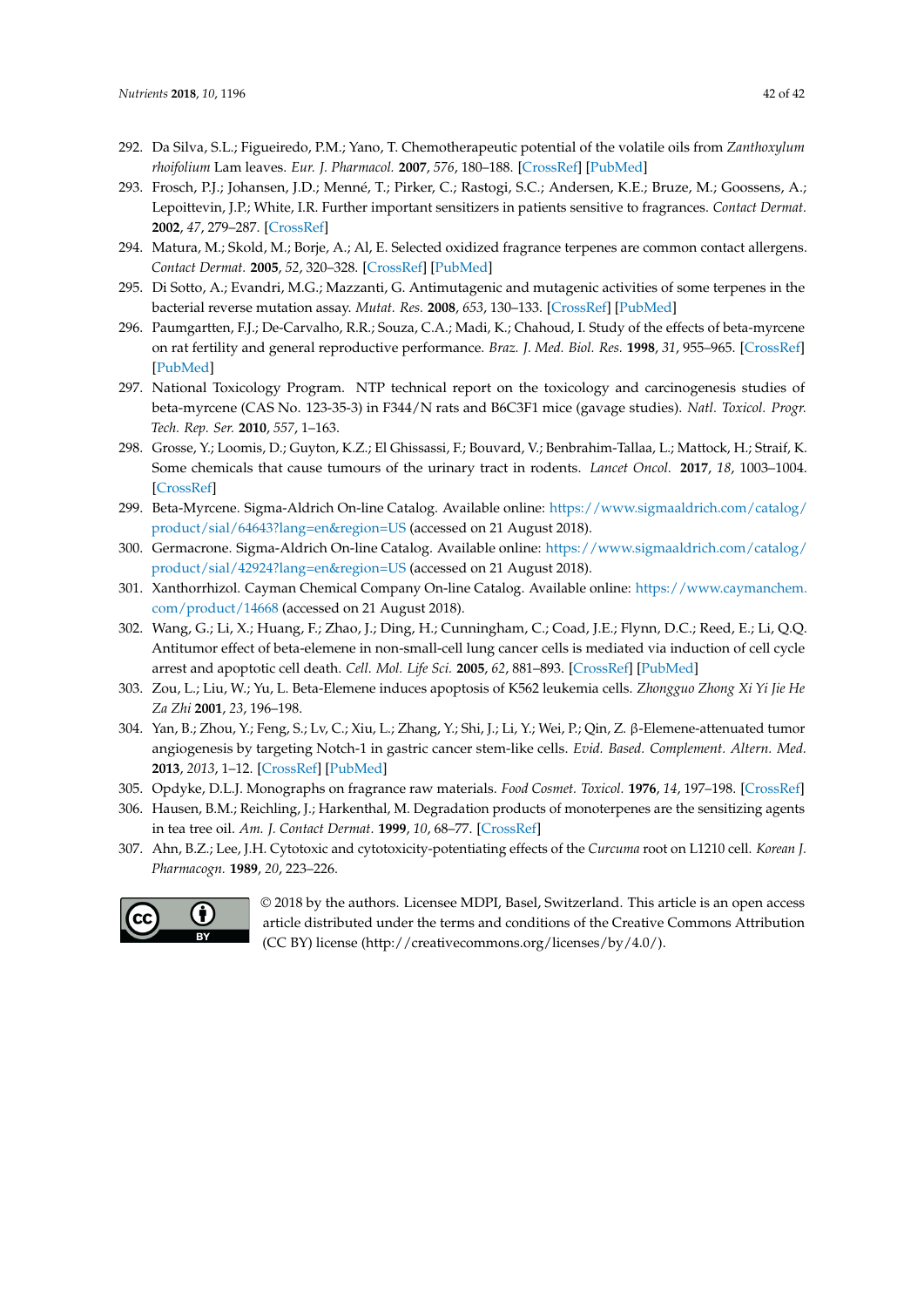292. Da Silva, S.L.; Figueiredo, P.M.; Yano, T. Chemotherapeutic potential of the volatile oils from *Zanthoxylum rhoifolium* Lam leaves. *Eur. J. Pharmacol.* **2007**, *576*, 180–188. [CrossRef] [PubMed]
293. Frosch, P.J.; Johansen, J.D.; Menné, T.; Pirker, C.; Rastogi, S.C.; Andersen, K.E.; Bruze, M.; Goossens, A.; Lepoittevin, J.P.; White, I.R. Further important sensitizers in patients sensitive to fragrances. *Contact Dermat.* **2002**, *47*, 279–287. [CrossRef]
294. Matura, M.; Skold, M.; Borje, A.; Al, E. Selected oxidized fragrance terpenes are common contact allergens. *Contact Dermat.* **2005**, *52*, 320–328. [CrossRef] [PubMed]
295. Di Sotto, A.; Evandri, M.G.; Mazzanti, G. Antimutagenic and mutagenic activities of some terpenes in the bacterial reverse mutation assay. *Mutat. Res.* **2008**, *653*, 130–133. [CrossRef] [PubMed]
296. Paumgartten, F.J.; De-Carvalho, R.R.; Souza, C.A.; Madi, K.; Chahoud, I. Study of the effects of beta-myrcene on rat fertility and general reproductive performance. *Braz. J. Med. Biol. Res.* **1998**, *31*, 955–965. [CrossRef] [PubMed]
297. National Toxicology Program. NTP technical report on the toxicology and carcinogenesis studies of beta-myrcene (CAS No. 123-35-3) in F344/N rats and B6C3F1 mice (gavage studies). *Natl. Toxicol. Progr. Tech. Rep. Ser.* **2010**, *557*, 1–163.
298. Grosse, Y.; Loomis, D.; Guyton, K.Z.; El Ghissassi, F.; Bouvard, V.; Benbrahim-Tallaa, L.; Mattock, H.; Straif, K. Some chemicals that cause tumours of the urinary tract in rodents. *Lancet Oncol.* **2017**, *18*, 1003–1004. [CrossRef]
299. Beta-Myrcene. Sigma-Aldrich On-line Catalog. Available online: https://www.sigmaaldrich.com/catalog/product/sial/64643?lang=en&region=US (accessed on 21 August 2018).
300. Germacrone. Sigma-Aldrich On-line Catalog. Available online: https://www.sigmaaldrich.com/catalog/product/sial/42924?lang=en&region=US (accessed on 21 August 2018).
301. Xanthorrhizol. Cayman Chemical Company On-line Catalog. Available online: https://www.caymanchem.com/product/14668 (accessed on 21 August 2018).
302. Wang, G.; Li, X.; Huang, F.; Zhao, J.; Ding, H.; Cunningham, C.; Coad, J.E.; Flynn, D.C.; Reed, E.; Li, Q.Q. Antitumor effect of beta-elemene in non-small-cell lung cancer cells is mediated via induction of cell cycle arrest and apoptotic cell death. *Cell. Mol. Life Sci.* **2005**, *62*, 881–893. [CrossRef] [PubMed]
303. Zou, L.; Liu, W.; Yu, L. Beta-Elemene induces apoptosis of K562 leukemia cells. *Zhongguo Zhong Xi Yi Jie He Za Zhi* **2001**, *23*, 196–198.
304. Yan, B.; Zhou, Y.; Feng, S.; Lv, C.; Xiu, L.; Zhang, Y.; Shi, J.; Li, Y.; Wei, P.; Qin, Z. β-Elemene-attenuated tumor angiogenesis by targeting Notch-1 in gastric cancer stem-like cells. *Evid. Based. Complement. Altern. Med.* **2013**, *2013*, 1–12. [CrossRef] [PubMed]
305. Opdyke, D.L.J. Monographs on fragrance raw materials. *Food Cosmet. Toxicol.* **1976**, *14*, 197–198. [CrossRef]
306. Hausen, B.M.; Reichling, J.; Harkenthal, M. Degradation products of monoterpenes are the sensitizing agents in tea tree oil. *Am. J. Contact Dermat.* **1999**, *10*, 68–77. [CrossRef]
307. Ahn, B.Z.; Lee, J.H. Cytotoxic and cytotoxicity-potentiating effects of the *Curcuma* root on L1210 cell. *Korean J. Pharmacogn.* **1989**, *20*, 223–226.

© 2018 by the authors. Licensee MDPI, Basel, Switzerland. This article is an open access article distributed under the terms and conditions of the Creative Commons Attribution (CC BY) license (http://creativecommons.org/licenses/by/4.0/).